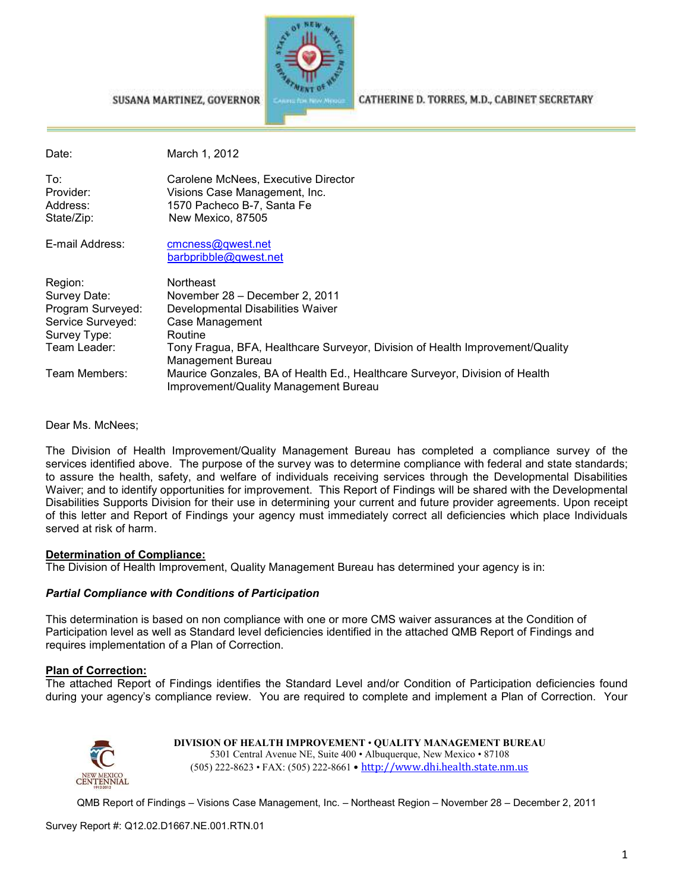SUSANA MARTINEZ, GOVERNOR

CATHERINE D. TORRES, M.D., CABINET SECRETARY

| | |
|---|---|
| Date: | March 1, 2012 |
| To: | Carolene McNees, Executive Director |
| Provider: | Visions Case Management, Inc. |
| Address: | 1570 Pacheco B-7, Santa Fe |
| State/Zip: | New Mexico, 87505 |
| E-mail Address: | cmcness@qwest.net<br>barbpribble@qwest.net |
| Region: | Northeast |
| Survey Date: | November 28 – December 2, 2011 |
| Program Surveyed: | Developmental Disabilities Waiver |
| Service Surveyed: | Case Management |
| Survey Type: | Routine |
| Team Leader: | Tony Fragua, BFA, Healthcare Surveyor, Division of Health Improvement/Quality Management Bureau |
| Team Members: | Maurice Gonzales, BA of Health Ed., Healthcare Surveyor, Division of Health Improvement/Quality Management Bureau |

Dear Ms. McNees;

The Division of Health Improvement/Quality Management Bureau has completed a compliance survey of the services identified above. The purpose of the survey was to determine compliance with federal and state standards; to assure the health, safety, and welfare of individuals receiving services through the Developmental Disabilities Waiver; and to identify opportunities for improvement. This Report of Findings will be shared with the Developmental Disabilities Supports Division for their use in determining your current and future provider agreements. Upon receipt of this letter and Report of Findings your agency must immediately correct all deficiencies which place Individuals served at risk of harm.

**Determination of Compliance:**

The Division of Health Improvement, Quality Management Bureau has determined your agency is in:

***Partial Compliance with Conditions of Participation***

This determination is based on non compliance with one or more CMS waiver assurances at the Condition of Participation level as well as Standard level deficiencies identified in the attached QMB Report of Findings and requires implementation of a Plan of Correction.

**Plan of Correction:**

The attached Report of Findings identifies the Standard Level and/or Condition of Participation deficiencies found during your agency's compliance review. You are required to complete and implement a Plan of Correction. Your

**DIVISION OF HEALTH IMPROVEMENT • QUALITY MANAGEMENT BUREAU**
5301 Central Avenue NE, Suite 400 • Albuquerque, New Mexico • 87108
(505) 222-8623 • FAX: (505) 222-8661 • http://www.dhi.health.state.nm.us

QMB Report of Findings – Visions Case Management, Inc. – Northeast Region – November 28 – December 2, 2011

Survey Report #: Q12.02.D1667.NE.001.RTN.01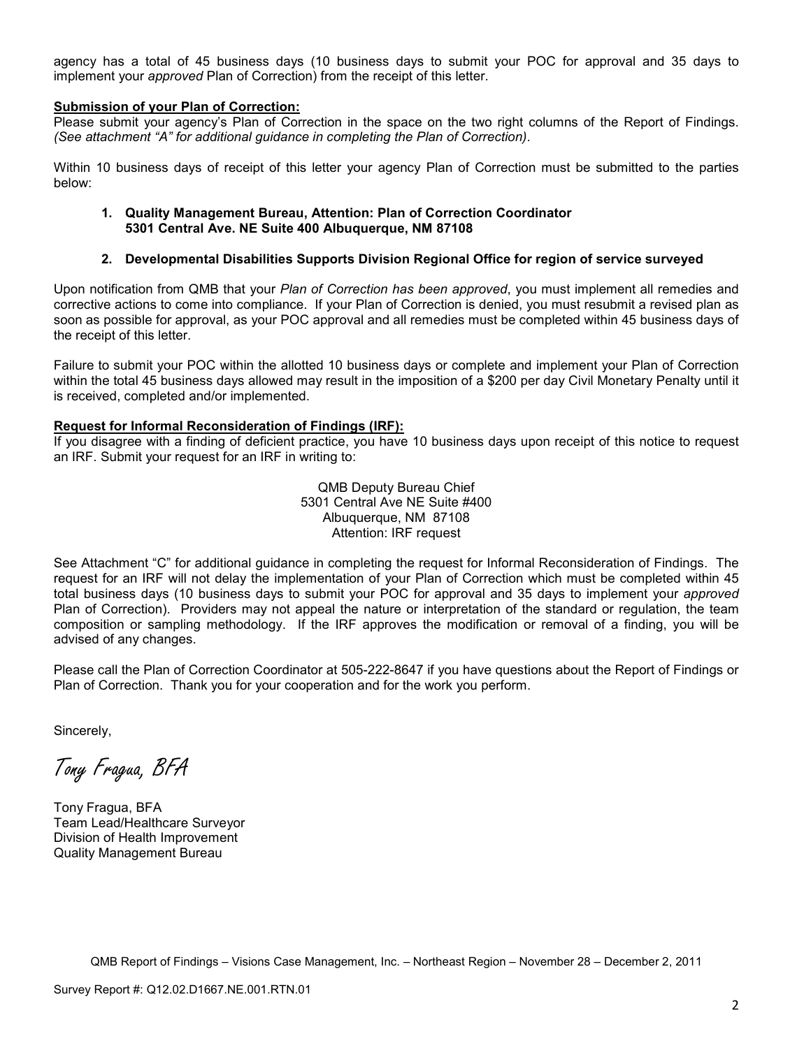agency has a total of 45 business days (10 business days to submit your POC for approval and 35 days to implement your *approved* Plan of Correction) from the receipt of this letter.

**Submission of your Plan of Correction:**

Please submit your agency's Plan of Correction in the space on the two right columns of the Report of Findings. *(See attachment "A" for additional guidance in completing the Plan of Correction)*.

Within 10 business days of receipt of this letter your agency Plan of Correction must be submitted to the parties below:

1. **Quality Management Bureau, Attention: Plan of Correction Coordinator**
   **5301 Central Ave. NE Suite 400 Albuquerque, NM 87108**

2. **Developmental Disabilities Supports Division Regional Office for region of service surveyed**

Upon notification from QMB that your *Plan of Correction has been approved*, you must implement all remedies and corrective actions to come into compliance. If your Plan of Correction is denied, you must resubmit a revised plan as soon as possible for approval, as your POC approval and all remedies must be completed within 45 business days of the receipt of this letter.

Failure to submit your POC within the allotted 10 business days or complete and implement your Plan of Correction within the total 45 business days allowed may result in the imposition of a $200 per day Civil Monetary Penalty until it is received, completed and/or implemented.

**Request for Informal Reconsideration of Findings (IRF):**

If you disagree with a finding of deficient practice, you have 10 business days upon receipt of this notice to request an IRF. Submit your request for an IRF in writing to:

QMB Deputy Bureau Chief
5301 Central Ave NE Suite #400
Albuquerque, NM 87108
Attention: IRF request

See Attachment "C" for additional guidance in completing the request for Informal Reconsideration of Findings. The request for an IRF will not delay the implementation of your Plan of Correction which must be completed within 45 total business days (10 business days to submit your POC for approval and 35 days to implement your *approved* Plan of Correction). Providers may not appeal the nature or interpretation of the standard or regulation, the team composition or sampling methodology. If the IRF approves the modification or removal of a finding, you will be advised of any changes.

Please call the Plan of Correction Coordinator at 505-222-8647 if you have questions about the Report of Findings or Plan of Correction. Thank you for your cooperation and for the work you perform.

Sincerely,

*Tony Fragua, BFA*

Tony Fragua, BFA
Team Lead/Healthcare Surveyor
Division of Health Improvement
Quality Management Bureau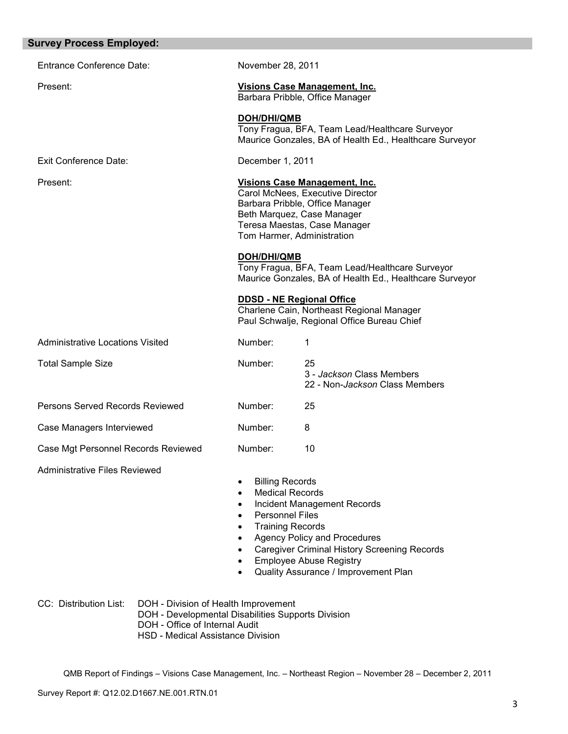## Survey Process Employed:

Entrance Conference Date: November 28, 2011

Present:

**Visions Case Management, Inc.**
Barbara Pribble, Office Manager

**DOH/DHI/QMB**
Tony Fragua, BFA, Team Lead/Healthcare Surveyor
Maurice Gonzales, BA of Health Ed., Healthcare Surveyor

Exit Conference Date: December 1, 2011

Present:

**Visions Case Management, Inc.**
Carol McNees, Executive Director
Barbara Pribble, Office Manager
Beth Marquez, Case Manager
Teresa Maestas, Case Manager
Tom Harmer, Administration

**DOH/DHI/QMB**
Tony Fragua, BFA, Team Lead/Healthcare Surveyor
Maurice Gonzales, BA of Health Ed., Healthcare Surveyor

**DDSD - NE Regional Office**
Charlene Cain, Northeast Regional Manager
Paul Schwalje, Regional Office Bureau Chief

Administrative Locations Visited — Number: 1

Total Sample Size — Number: 25
3 - *Jackson* Class Members
22 - Non-*Jackson* Class Members

Persons Served Records Reviewed — Number: 25

Case Managers Interviewed — Number: 8

Case Mgt Personnel Records Reviewed — Number: 10

Administrative Files Reviewed

- Billing Records
- Medical Records
- Incident Management Records
- Personnel Files
- Training Records
- Agency Policy and Procedures
- Caregiver Criminal History Screening Records
- Employee Abuse Registry
- Quality Assurance / Improvement Plan

CC: Distribution List:
DOH - Division of Health Improvement
DOH - Developmental Disabilities Supports Division
DOH - Office of Internal Audit
HSD - Medical Assistance Division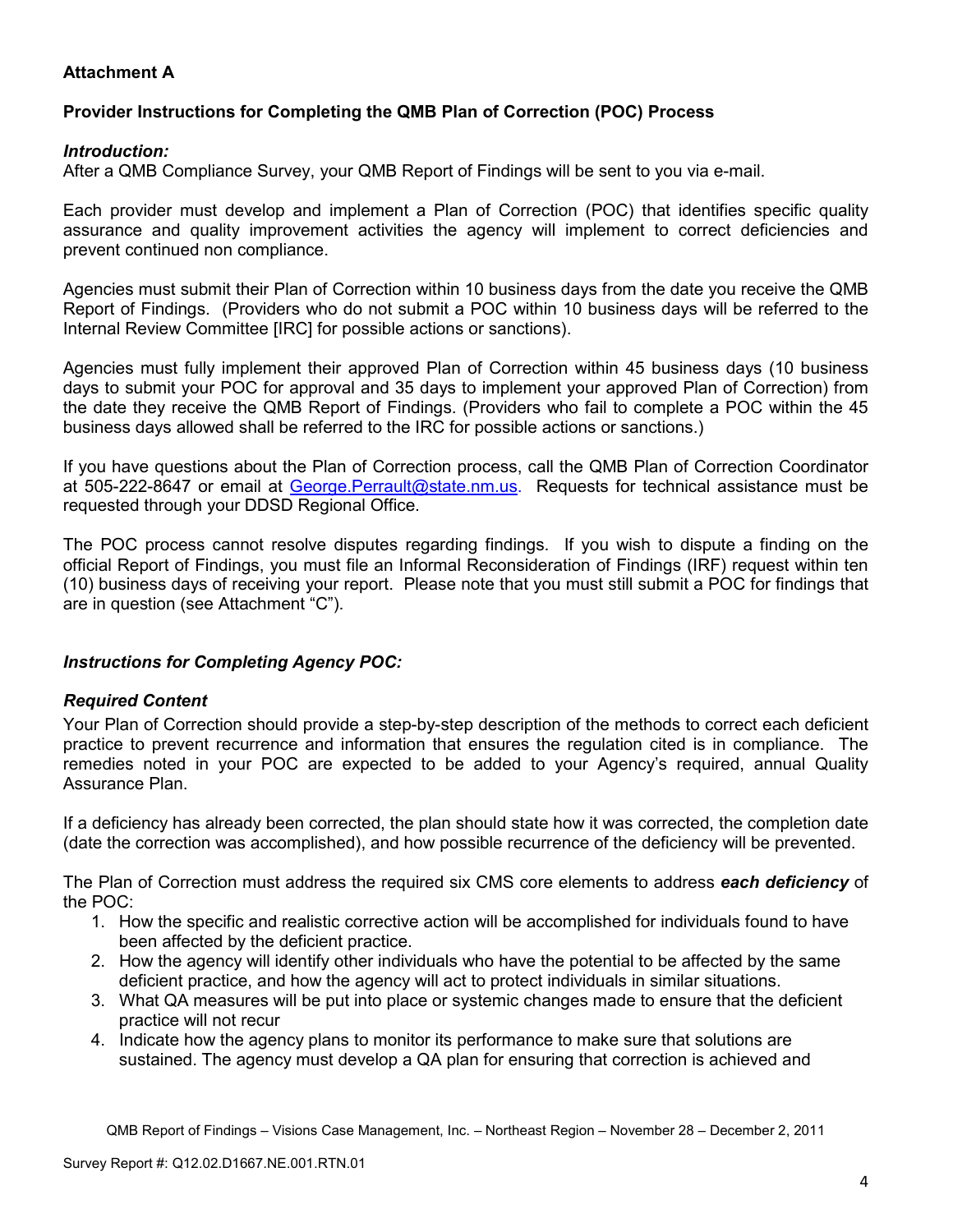**Attachment A**

**Provider Instructions for Completing the QMB Plan of Correction (POC) Process**

***Introduction:***

After a QMB Compliance Survey, your QMB Report of Findings will be sent to you via e-mail.

Each provider must develop and implement a Plan of Correction (POC) that identifies specific quality assurance and quality improvement activities the agency will implement to correct deficiencies and prevent continued non compliance.

Agencies must submit their Plan of Correction within 10 business days from the date you receive the QMB Report of Findings. (Providers who do not submit a POC within 10 business days will be referred to the Internal Review Committee [IRC] for possible actions or sanctions).

Agencies must fully implement their approved Plan of Correction within 45 business days (10 business days to submit your POC for approval and 35 days to implement your approved Plan of Correction) from the date they receive the QMB Report of Findings. (Providers who fail to complete a POC within the 45 business days allowed shall be referred to the IRC for possible actions or sanctions.)

If you have questions about the Plan of Correction process, call the QMB Plan of Correction Coordinator at 505-222-8647 or email at George.Perrault@state.nm.us. Requests for technical assistance must be requested through your DDSD Regional Office.

The POC process cannot resolve disputes regarding findings. If you wish to dispute a finding on the official Report of Findings, you must file an Informal Reconsideration of Findings (IRF) request within ten (10) business days of receiving your report. Please note that you must still submit a POC for findings that are in question (see Attachment "C").

***Instructions for Completing Agency POC:***

***Required Content***

Your Plan of Correction should provide a step-by-step description of the methods to correct each deficient practice to prevent recurrence and information that ensures the regulation cited is in compliance. The remedies noted in your POC are expected to be added to your Agency's required, annual Quality Assurance Plan.

If a deficiency has already been corrected, the plan should state how it was corrected, the completion date (date the correction was accomplished), and how possible recurrence of the deficiency will be prevented.

The Plan of Correction must address the required six CMS core elements to address ***each deficiency*** of the POC:

1. How the specific and realistic corrective action will be accomplished for individuals found to have been affected by the deficient practice.
2. How the agency will identify other individuals who have the potential to be affected by the same deficient practice, and how the agency will act to protect individuals in similar situations.
3. What QA measures will be put into place or systemic changes made to ensure that the deficient practice will not recur
4. Indicate how the agency plans to monitor its performance to make sure that solutions are sustained. The agency must develop a QA plan for ensuring that correction is achieved and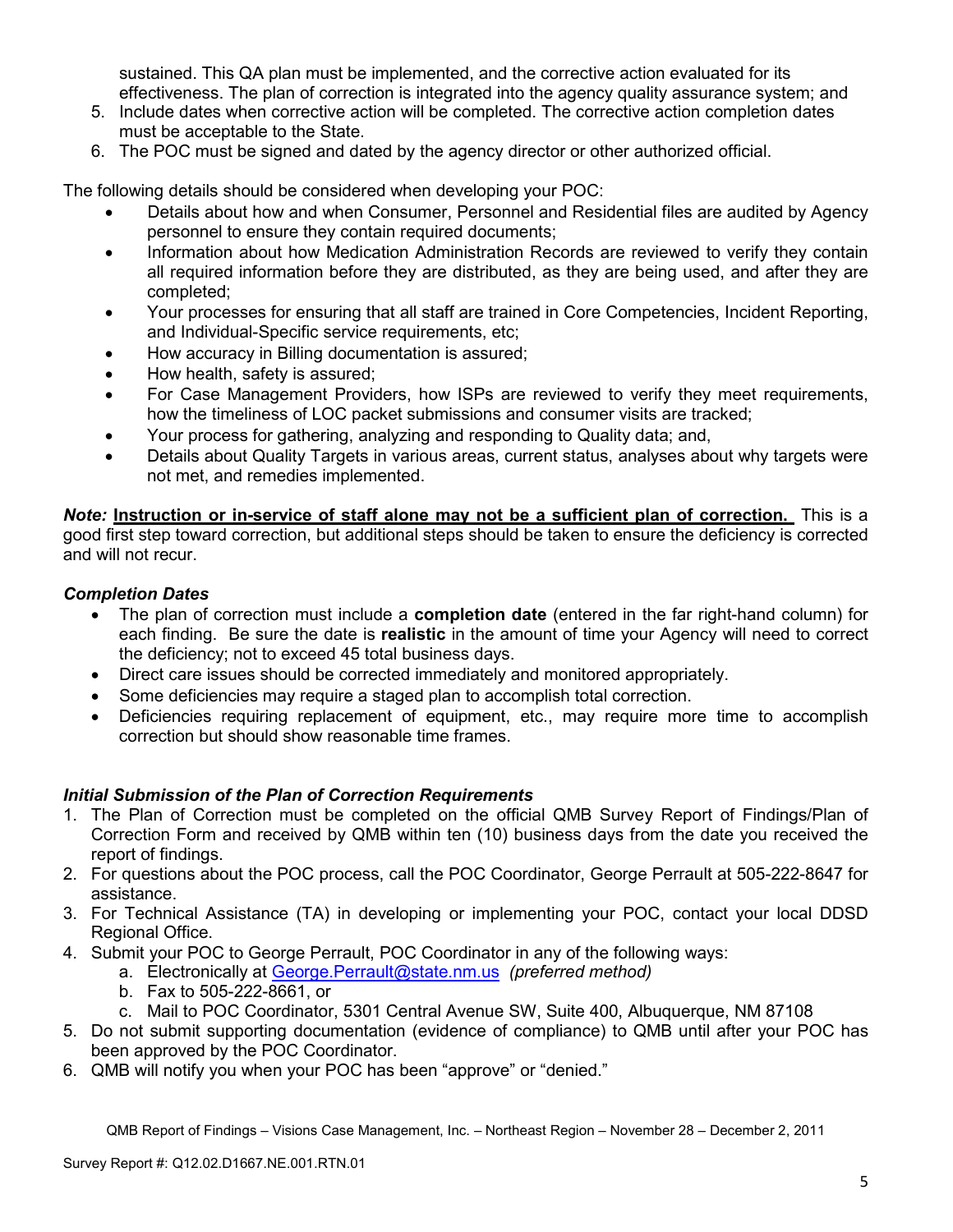sustained. This QA plan must be implemented, and the corrective action evaluated for its effectiveness. The plan of correction is integrated into the agency quality assurance system; and

5. Include dates when corrective action will be completed. The corrective action completion dates must be acceptable to the State.
6. The POC must be signed and dated by the agency director or other authorized official.

The following details should be considered when developing your POC:

- Details about how and when Consumer, Personnel and Residential files are audited by Agency personnel to ensure they contain required documents;
- Information about how Medication Administration Records are reviewed to verify they contain all required information before they are distributed, as they are being used, and after they are completed;
- Your processes for ensuring that all staff are trained in Core Competencies, Incident Reporting, and Individual-Specific service requirements, etc;
- How accuracy in Billing documentation is assured;
- How health, safety is assured;
- For Case Management Providers, how ISPs are reviewed to verify they meet requirements, how the timeliness of LOC packet submissions and consumer visits are tracked;
- Your process for gathering, analyzing and responding to Quality data; and,
- Details about Quality Targets in various areas, current status, analyses about why targets were not met, and remedies implemented.

***Note:*** **<u>Instruction or in-service of staff alone may not be a sufficient plan of correction.</u>** This is a good first step toward correction, but additional steps should be taken to ensure the deficiency is corrected and will not recur.

### *Completion Dates*

- The plan of correction must include a **completion date** (entered in the far right-hand column) for each finding. Be sure the date is **realistic** in the amount of time your Agency will need to correct the deficiency; not to exceed 45 total business days.
- Direct care issues should be corrected immediately and monitored appropriately.
- Some deficiencies may require a staged plan to accomplish total correction.
- Deficiencies requiring replacement of equipment, etc., may require more time to accomplish correction but should show reasonable time frames.

### *Initial Submission of the Plan of Correction Requirements*

1. The Plan of Correction must be completed on the official QMB Survey Report of Findings/Plan of Correction Form and received by QMB within ten (10) business days from the date you received the report of findings.
2. For questions about the POC process, call the POC Coordinator, George Perrault at 505-222-8647 for assistance.
3. For Technical Assistance (TA) in developing or implementing your POC, contact your local DDSD Regional Office.
4. Submit your POC to George Perrault, POC Coordinator in any of the following ways:
   a. Electronically at George.Perrault@state.nm.us *(preferred method)*
   b. Fax to 505-222-8661, or
   c. Mail to POC Coordinator, 5301 Central Avenue SW, Suite 400, Albuquerque, NM 87108
5. Do not submit supporting documentation (evidence of compliance) to QMB until after your POC has been approved by the POC Coordinator.
6. QMB will notify you when your POC has been "approve" or "denied."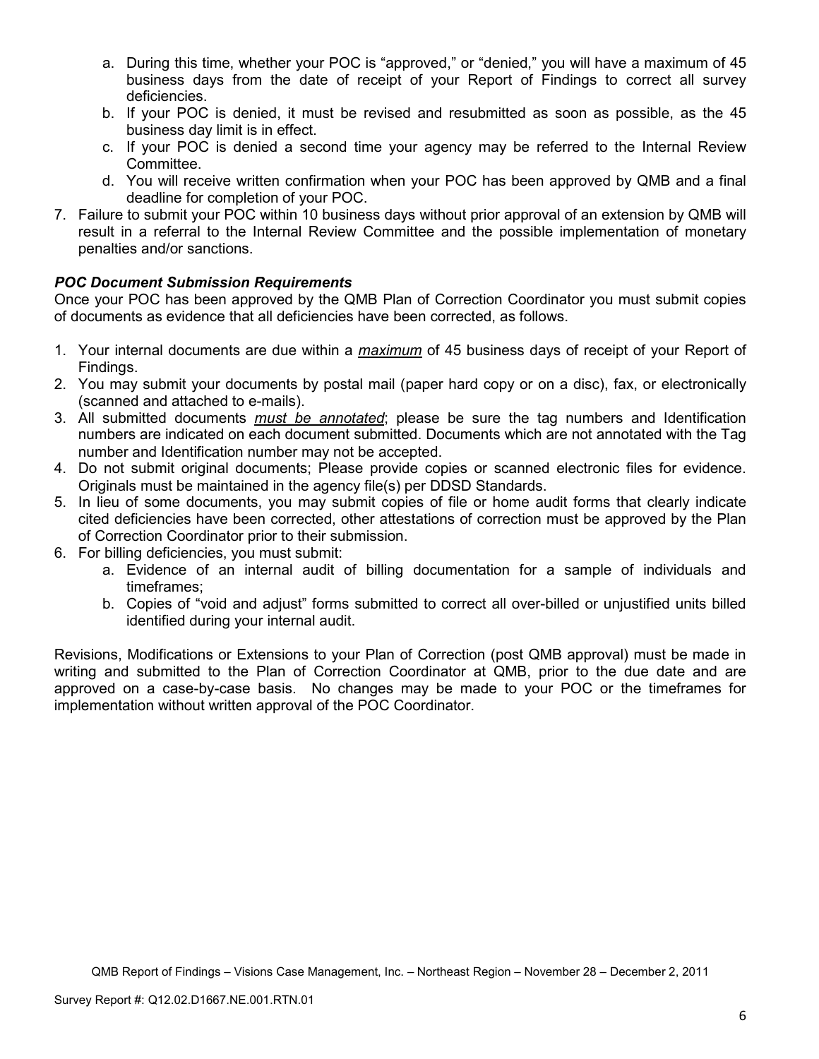a. During this time, whether your POC is "approved," or "denied," you will have a maximum of 45 business days from the date of receipt of your Report of Findings to correct all survey deficiencies.
   b. If your POC is denied, it must be revised and resubmitted as soon as possible, as the 45 business day limit is in effect.
   c. If your POC is denied a second time your agency may be referred to the Internal Review Committee.
   d. You will receive written confirmation when your POC has been approved by QMB and a final deadline for completion of your POC.
7. Failure to submit your POC within 10 business days without prior approval of an extension by QMB will result in a referral to the Internal Review Committee and the possible implementation of monetary penalties and/or sanctions.

***POC Document Submission Requirements***

Once your POC has been approved by the QMB Plan of Correction Coordinator you must submit copies of documents as evidence that all deficiencies have been corrected, as follows.

1. Your internal documents are due within a ***maximum*** of 45 business days of receipt of your Report of Findings.
2. You may submit your documents by postal mail (paper hard copy or on a disc), fax, or electronically (scanned and attached to e-mails).
3. All submitted documents ***must be annotated***; please be sure the tag numbers and Identification numbers are indicated on each document submitted. Documents which are not annotated with the Tag number and Identification number may not be accepted.
4. Do not submit original documents; Please provide copies or scanned electronic files for evidence. Originals must be maintained in the agency file(s) per DDSD Standards.
5. In lieu of some documents, you may submit copies of file or home audit forms that clearly indicate cited deficiencies have been corrected, other attestations of correction must be approved by the Plan of Correction Coordinator prior to their submission.
6. For billing deficiencies, you must submit:
   a. Evidence of an internal audit of billing documentation for a sample of individuals and timeframes;
   b. Copies of "void and adjust" forms submitted to correct all over-billed or unjustified units billed identified during your internal audit.

Revisions, Modifications or Extensions to your Plan of Correction (post QMB approval) must be made in writing and submitted to the Plan of Correction Coordinator at QMB, prior to the due date and are approved on a case-by-case basis. No changes may be made to your POC or the timeframes for implementation without written approval of the POC Coordinator.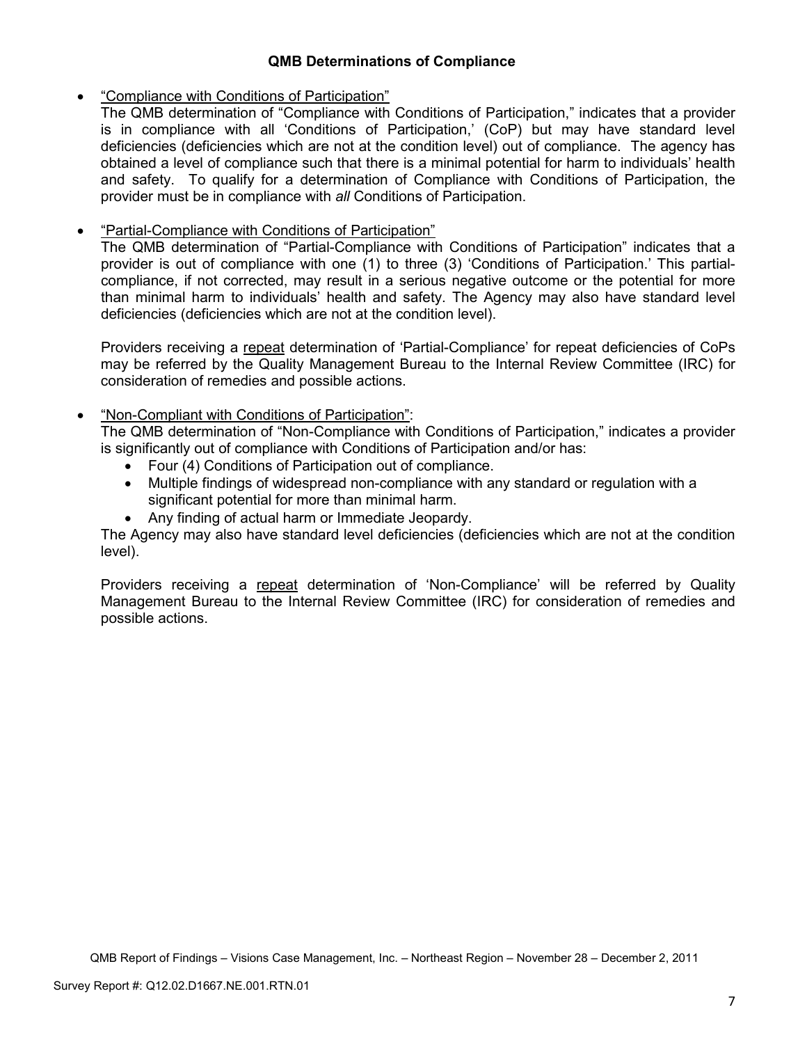### QMB Determinations of Compliance

- "Compliance with Conditions of Participation"

  The QMB determination of "Compliance with Conditions of Participation," indicates that a provider is in compliance with all 'Conditions of Participation,' (CoP) but may have standard level deficiencies (deficiencies which are not at the condition level) out of compliance. The agency has obtained a level of compliance such that there is a minimal potential for harm to individuals' health and safety. To qualify for a determination of Compliance with Conditions of Participation, the provider must be in compliance with *all* Conditions of Participation.

- "Partial-Compliance with Conditions of Participation"

  The QMB determination of "Partial-Compliance with Conditions of Participation" indicates that a provider is out of compliance with one (1) to three (3) 'Conditions of Participation.' This partial-compliance, if not corrected, may result in a serious negative outcome or the potential for more than minimal harm to individuals' health and safety. The Agency may also have standard level deficiencies (deficiencies which are not at the condition level).

  Providers receiving a repeat determination of 'Partial-Compliance' for repeat deficiencies of CoPs may be referred by the Quality Management Bureau to the Internal Review Committee (IRC) for consideration of remedies and possible actions.

- "Non-Compliant with Conditions of Participation":

  The QMB determination of "Non-Compliance with Conditions of Participation," indicates a provider is significantly out of compliance with Conditions of Participation and/or has:
  - Four (4) Conditions of Participation out of compliance.
  - Multiple findings of widespread non-compliance with any standard or regulation with a significant potential for more than minimal harm.
  - Any finding of actual harm or Immediate Jeopardy.

  The Agency may also have standard level deficiencies (deficiencies which are not at the condition level).

  Providers receiving a repeat determination of 'Non-Compliance' will be referred by Quality Management Bureau to the Internal Review Committee (IRC) for consideration of remedies and possible actions.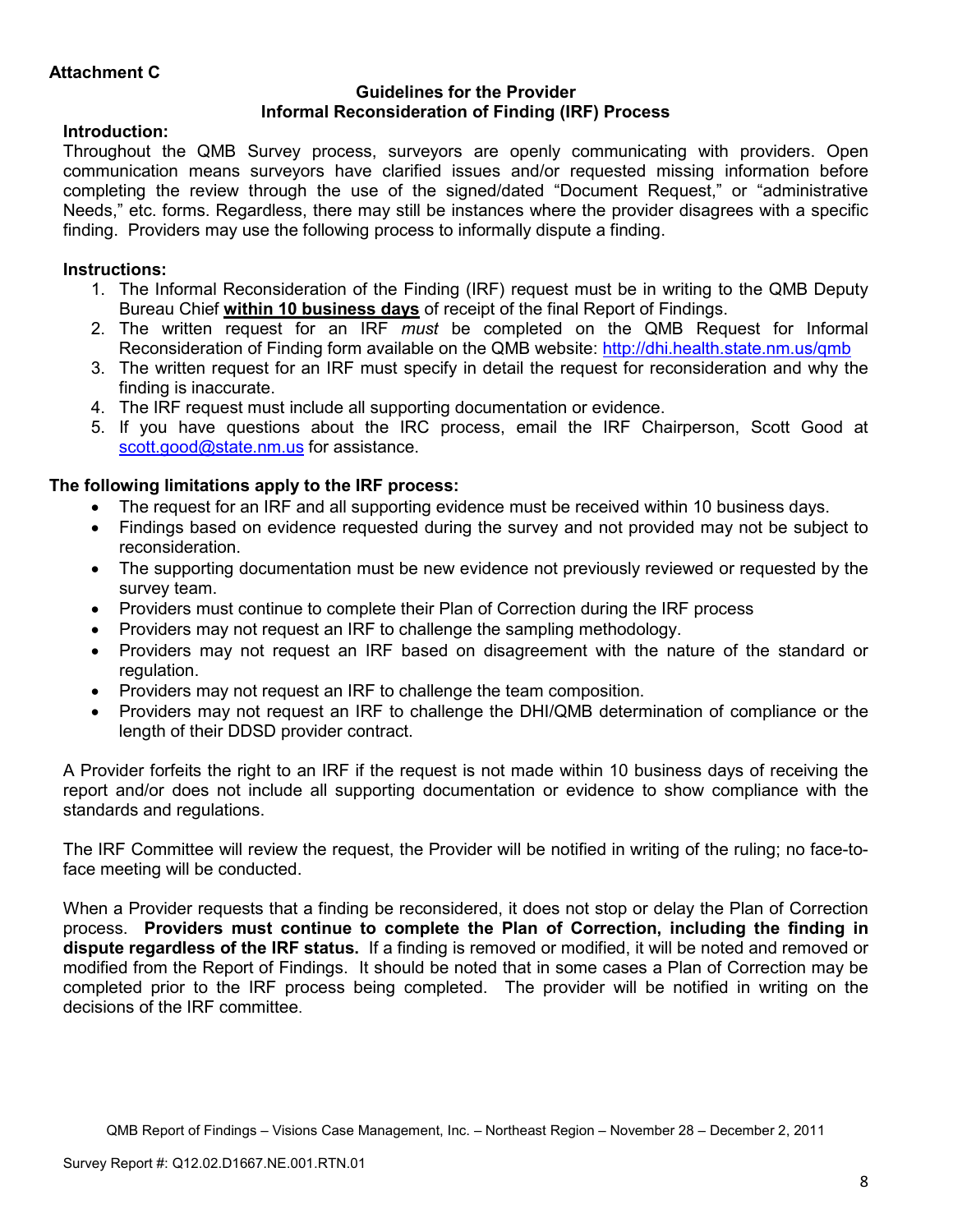**Attachment C**

### Guidelines for the Provider
### Informal Reconsideration of Finding (IRF) Process

**Introduction:**

Throughout the QMB Survey process, surveyors are openly communicating with providers. Open communication means surveyors have clarified issues and/or requested missing information before completing the review through the use of the signed/dated "Document Request," or "administrative Needs," etc. forms. Regardless, there may still be instances where the provider disagrees with a specific finding. Providers may use the following process to informally dispute a finding.

**Instructions:**

1. The Informal Reconsideration of the Finding (IRF) request must be in writing to the QMB Deputy Bureau Chief **within 10 business days** of receipt of the final Report of Findings.
2. The written request for an IRF *must* be completed on the QMB Request for Informal Reconsideration of Finding form available on the QMB website: http://dhi.health.state.nm.us/qmb
3. The written request for an IRF must specify in detail the request for reconsideration and why the finding is inaccurate.
4. The IRF request must include all supporting documentation or evidence.
5. If you have questions about the IRC process, email the IRF Chairperson, Scott Good at scott.good@state.nm.us for assistance.

**The following limitations apply to the IRF process:**

- The request for an IRF and all supporting evidence must be received within 10 business days.
- Findings based on evidence requested during the survey and not provided may not be subject to reconsideration.
- The supporting documentation must be new evidence not previously reviewed or requested by the survey team.
- Providers must continue to complete their Plan of Correction during the IRF process
- Providers may not request an IRF to challenge the sampling methodology.
- Providers may not request an IRF based on disagreement with the nature of the standard or regulation.
- Providers may not request an IRF to challenge the team composition.
- Providers may not request an IRF to challenge the DHI/QMB determination of compliance or the length of their DDSD provider contract.

A Provider forfeits the right to an IRF if the request is not made within 10 business days of receiving the report and/or does not include all supporting documentation or evidence to show compliance with the standards and regulations.

The IRF Committee will review the request, the Provider will be notified in writing of the ruling; no face-to-face meeting will be conducted.

When a Provider requests that a finding be reconsidered, it does not stop or delay the Plan of Correction process. **Providers must continue to complete the Plan of Correction, including the finding in dispute regardless of the IRF status.** If a finding is removed or modified, it will be noted and removed or modified from the Report of Findings. It should be noted that in some cases a Plan of Correction may be completed prior to the IRF process being completed. The provider will be notified in writing on the decisions of the IRF committee.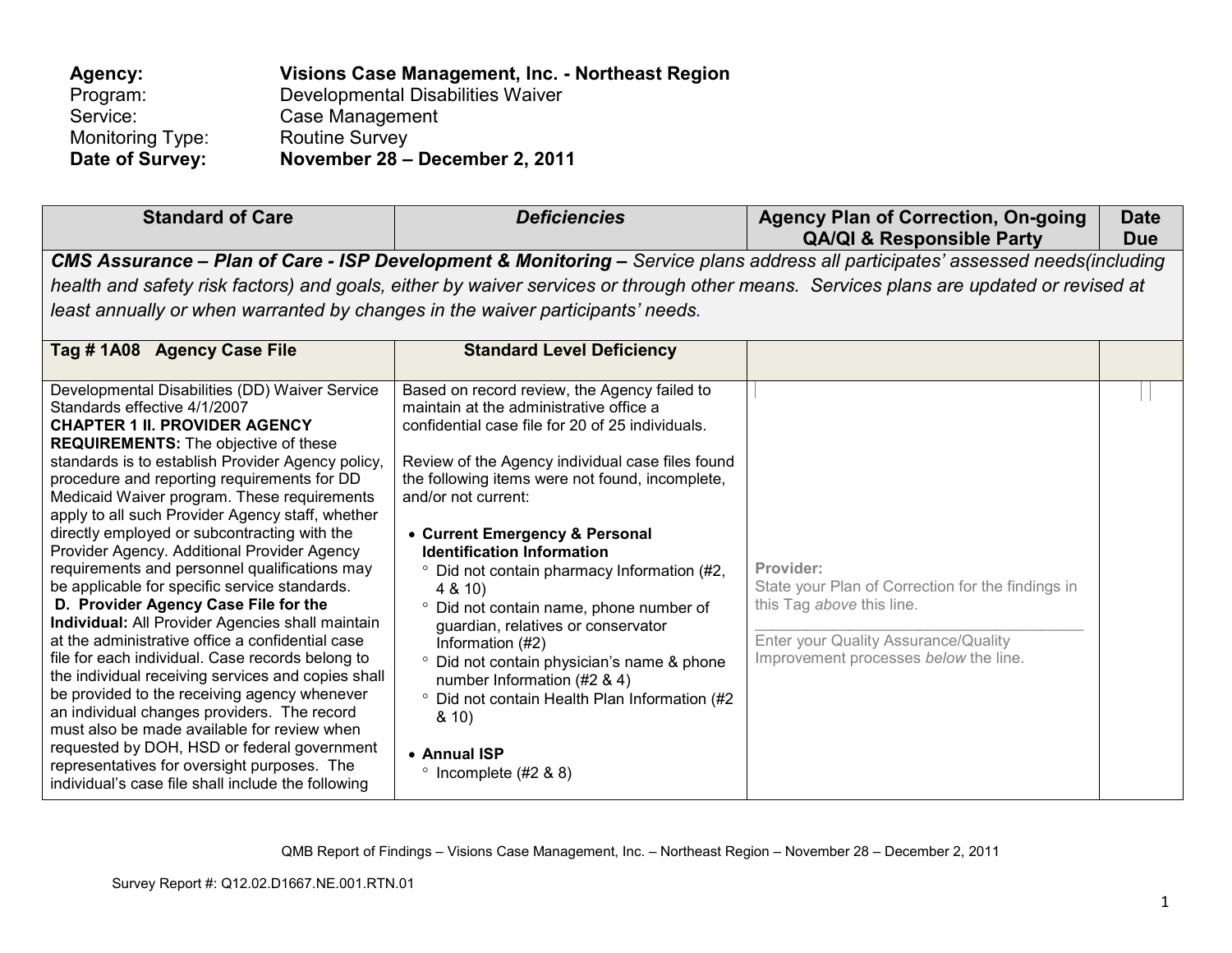**Agency:** **Visions Case Management, Inc. - Northeast Region**
Program: Developmental Disabilities Waiver
Service: Case Management
Monitoring Type: Routine Survey
**Date of Survey:** **November 28 – December 2, 2011**

| Standard of Care | *Deficiencies* | Agency Plan of Correction, On-going QA/QI & Responsible Party | Date Due |
|---|---|---|---|
| ***CMS Assurance – Plan of Care - ISP Development & Monitoring –*** *Service plans address all participates' assessed needs(including health and safety risk factors) and goals, either by waiver services or through other means. Services plans are updated or revised at least annually or when warranted by changes in the waiver participants' needs.* | | | |
| **Tag # 1A08 Agency Case File** | **Standard Level Deficiency** | | |
| Developmental Disabilities (DD) Waiver Service Standards effective 4/1/2007<br>**CHAPTER 1 II. PROVIDER AGENCY REQUIREMENTS:** The objective of these standards is to establish Provider Agency policy, procedure and reporting requirements for DD Medicaid Waiver program. These requirements apply to all such Provider Agency staff, whether directly employed or subcontracting with the Provider Agency. Additional Provider Agency requirements and personnel qualifications may be applicable for specific service standards.<br>**D. Provider Agency Case File for the Individual:** All Provider Agencies shall maintain at the administrative office a confidential case file for each individual. Case records belong to the individual receiving services and copies shall be provided to the receiving agency whenever an individual changes providers. The record must also be made available for review when requested by DOH, HSD or federal government representatives for oversight purposes. The individual's case file shall include the following | Based on record review, the Agency failed to maintain at the administrative office a confidential case file for 20 of 25 individuals.<br><br>Review of the Agency individual case files found the following items were not found, incomplete, and/or not current:<br><br>• **Current Emergency & Personal Identification Information**<br>° Did not contain pharmacy Information (#2, 4 & 10)<br>° Did not contain name, phone number of guardian, relatives or conservator Information (#2)<br>° Did not contain physician's name & phone number Information (#2 & 4)<br>° Did not contain Health Plan Information (#2 & 10)<br><br>• **Annual ISP**<br>° Incomplete (#2 & 8) | **Provider:**<br>State your Plan of Correction for the findings in this Tag *above* this line.<br>\_\_\_\_\_\_\_\_\_\_\_\_\_\_\_\_\_\_\_\_\_\_\_\_\_\_\_\_\_\_\_\_\_\_\_\_\_<br>Enter your Quality Assurance/Quality Improvement processes *below* the line. | |

QMB Report of Findings – Visions Case Management, Inc. – Northeast Region – November 28 – December 2, 2011

Survey Report #: Q12.02.D1667.NE.001.RTN.01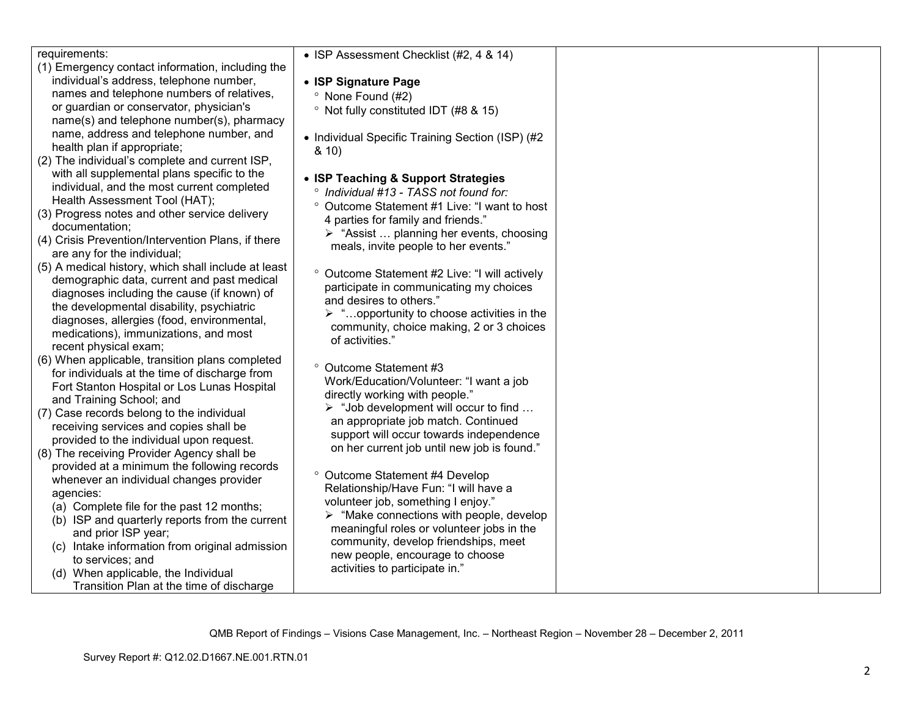| | | | |
|---|---|---|---|
| requirements:<br>(1) Emergency contact information, including the individual's address, telephone number, names and telephone numbers of relatives, or guardian or conservator, physician's name(s) and telephone number(s), pharmacy name, address and telephone number, and health plan if appropriate;<br>(2) The individual's complete and current ISP, with all supplemental plans specific to the individual, and the most current completed Health Assessment Tool (HAT);<br>(3) Progress notes and other service delivery documentation;<br>(4) Crisis Prevention/Intervention Plans, if there are any for the individual;<br>(5) A medical history, which shall include at least demographic data, current and past medical diagnoses including the cause (if known) of the developmental disability, psychiatric diagnoses, allergies (food, environmental, medications), immunizations, and most recent physical exam;<br>(6) When applicable, transition plans completed for individuals at the time of discharge from Fort Stanton Hospital or Los Lunas Hospital and Training School; and<br>(7) Case records belong to the individual receiving services and copies shall be provided to the individual upon request.<br>(8) The receiving Provider Agency shall be provided at a minimum the following records whenever an individual changes provider agencies:<br>(a) Complete file for the past 12 months;<br>(b) ISP and quarterly reports from the current and prior ISP year;<br>(c) Intake information from original admission to services; and<br>(d) When applicable, the Individual Transition Plan at the time of discharge | • ISP Assessment Checklist (#2, 4 & 14)<br><br>• **ISP Signature Page**<br>° None Found (#2)<br>° Not fully constituted IDT (#8 & 15)<br><br>• Individual Specific Training Section (ISP) (#2 & 10)<br><br>• **ISP Teaching & Support Strategies**<br>° *Individual #13 - TASS not found for:*<br>° Outcome Statement #1 Live: "I want to host 4 parties for family and friends."<br>➢ "Assist … planning her events, choosing meals, invite people to her events."<br><br>° Outcome Statement #2 Live: "I will actively participate in communicating my choices and desires to others."<br>➢ "…opportunity to choose activities in the community, choice making, 2 or 3 choices of activities."<br><br>° Outcome Statement #3 Work/Education/Volunteer: "I want a job directly working with people."<br>➢ "Job development will occur to find … an appropriate job match. Continued support will occur towards independence on her current job until new job is found."<br><br>° Outcome Statement #4 Develop Relationship/Have Fun: "I will have a volunteer job, something I enjoy."<br>➢ "Make connections with people, develop meaningful roles or volunteer jobs in the community, develop friendships, meet new people, encourage to choose activities to participate in." | | |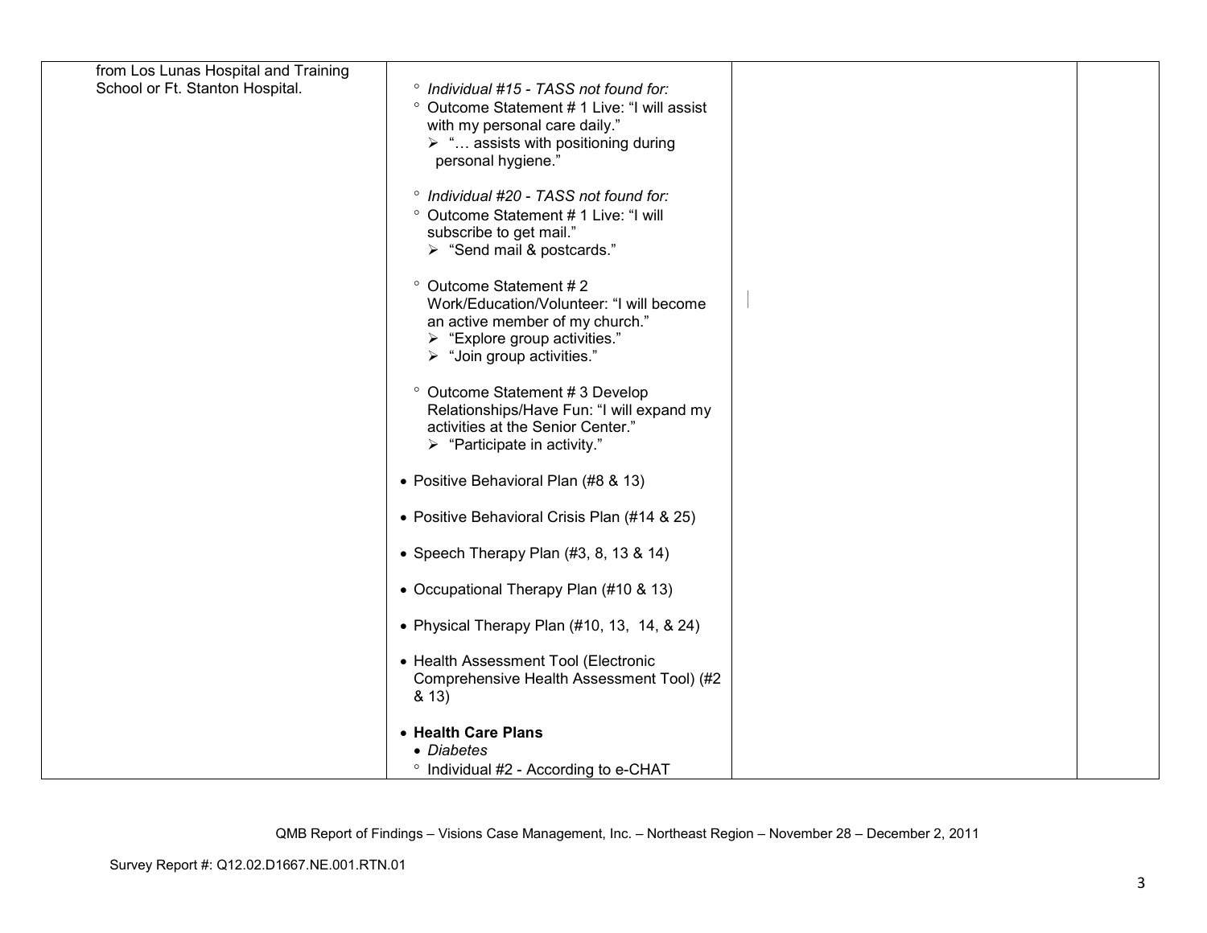| | | | |
|---|---|---|---|
| from Los Lunas Hospital and Training School or Ft. Stanton Hospital. | ° *Individual #15 - TASS not found for:*<br>° Outcome Statement # 1 Live: "I will assist with my personal care daily."<br>➢ "… assists with positioning during personal hygiene."<br><br>° *Individual #20 - TASS not found for:*<br>° Outcome Statement # 1 Live: "I will subscribe to get mail."<br>➢ "Send mail & postcards."<br><br>° Outcome Statement # 2 Work/Education/Volunteer: "I will become an active member of my church."<br>➢ "Explore group activities."<br>➢ "Join group activities."<br><br>° Outcome Statement # 3 Develop Relationships/Have Fun: "I will expand my activities at the Senior Center."<br>➢ "Participate in activity."<br><br>• Positive Behavioral Plan (#8 & 13)<br><br>• Positive Behavioral Crisis Plan (#14 & 25)<br><br>• Speech Therapy Plan (#3, 8, 13 & 14)<br><br>• Occupational Therapy Plan (#10 & 13)<br><br>• Physical Therapy Plan (#10, 13, 14, & 24)<br><br>• Health Assessment Tool (Electronic Comprehensive Health Assessment Tool) (#2 & 13)<br><br>• **Health Care Plans**<br>• *Diabetes*<br>° Individual #2 - According to e-CHAT | | |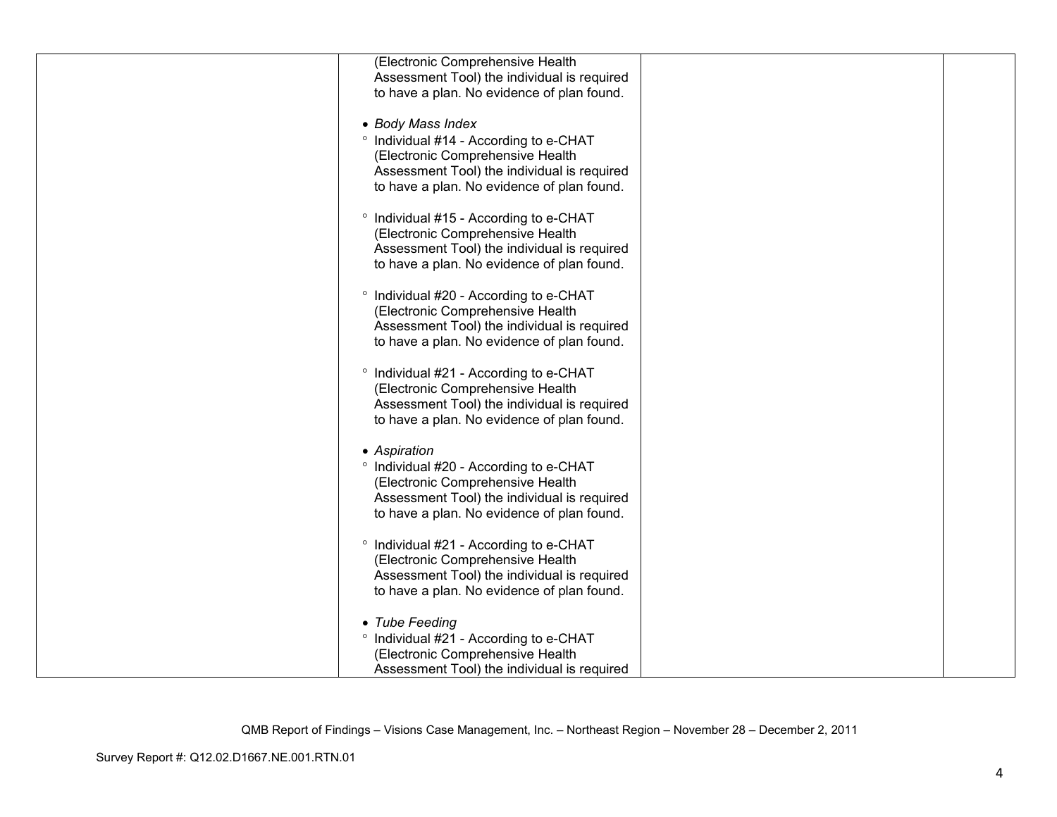| | | | |
|---|---|---|---|
| | (Electronic Comprehensive Health Assessment Tool) the individual is required to have a plan. No evidence of plan found.<br><br>• *Body Mass Index*<br>° Individual #14 - According to e-CHAT (Electronic Comprehensive Health Assessment Tool) the individual is required to have a plan. No evidence of plan found.<br><br>° Individual #15 - According to e-CHAT (Electronic Comprehensive Health Assessment Tool) the individual is required to have a plan. No evidence of plan found.<br><br>° Individual #20 - According to e-CHAT (Electronic Comprehensive Health Assessment Tool) the individual is required to have a plan. No evidence of plan found.<br><br>° Individual #21 - According to e-CHAT (Electronic Comprehensive Health Assessment Tool) the individual is required to have a plan. No evidence of plan found.<br><br>• *Aspiration*<br>° Individual #20 - According to e-CHAT (Electronic Comprehensive Health Assessment Tool) the individual is required to have a plan. No evidence of plan found.<br><br>° Individual #21 - According to e-CHAT (Electronic Comprehensive Health Assessment Tool) the individual is required to have a plan. No evidence of plan found.<br><br>• *Tube Feeding*<br>° Individual #21 - According to e-CHAT (Electronic Comprehensive Health Assessment Tool) the individual is required | | |

QMB Report of Findings – Visions Case Management, Inc. – Northeast Region – November 28 – December 2, 2011

Survey Report #: Q12.02.D1667.NE.001.RTN.01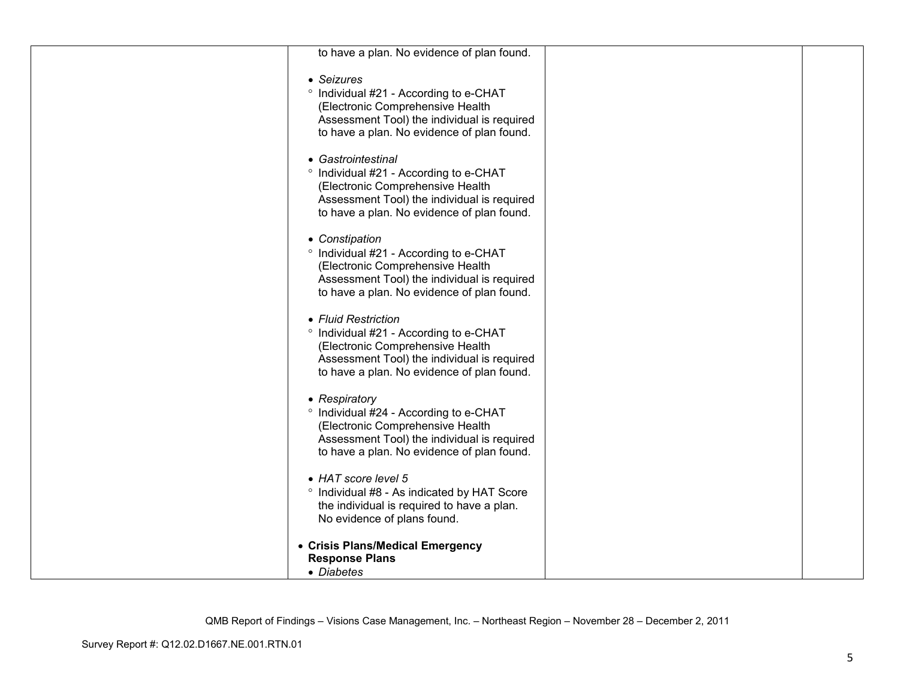| | | | |
|---|---|---|---|
| | to have a plan. No evidence of plan found.<br><br>• *Seizures*<br>° Individual #21 - According to e-CHAT (Electronic Comprehensive Health Assessment Tool) the individual is required to have a plan. No evidence of plan found.<br><br>• *Gastrointestinal*<br>° Individual #21 - According to e-CHAT (Electronic Comprehensive Health Assessment Tool) the individual is required to have a plan. No evidence of plan found.<br><br>• *Constipation*<br>° Individual #21 - According to e-CHAT (Electronic Comprehensive Health Assessment Tool) the individual is required to have a plan. No evidence of plan found.<br><br>• *Fluid Restriction*<br>° Individual #21 - According to e-CHAT (Electronic Comprehensive Health Assessment Tool) the individual is required to have a plan. No evidence of plan found.<br><br>• *Respiratory*<br>° Individual #24 - According to e-CHAT (Electronic Comprehensive Health Assessment Tool) the individual is required to have a plan. No evidence of plan found.<br><br>• *HAT score level 5*<br>° Individual #8 - As indicated by HAT Score the individual is required to have a plan. No evidence of plans found.<br><br>• **Crisis Plans/Medical Emergency Response Plans**<br>• *Diabetes* | | |

QMB Report of Findings – Visions Case Management, Inc. – Northeast Region – November 28 – December 2, 2011

Survey Report #: Q12.02.D1667.NE.001.RTN.01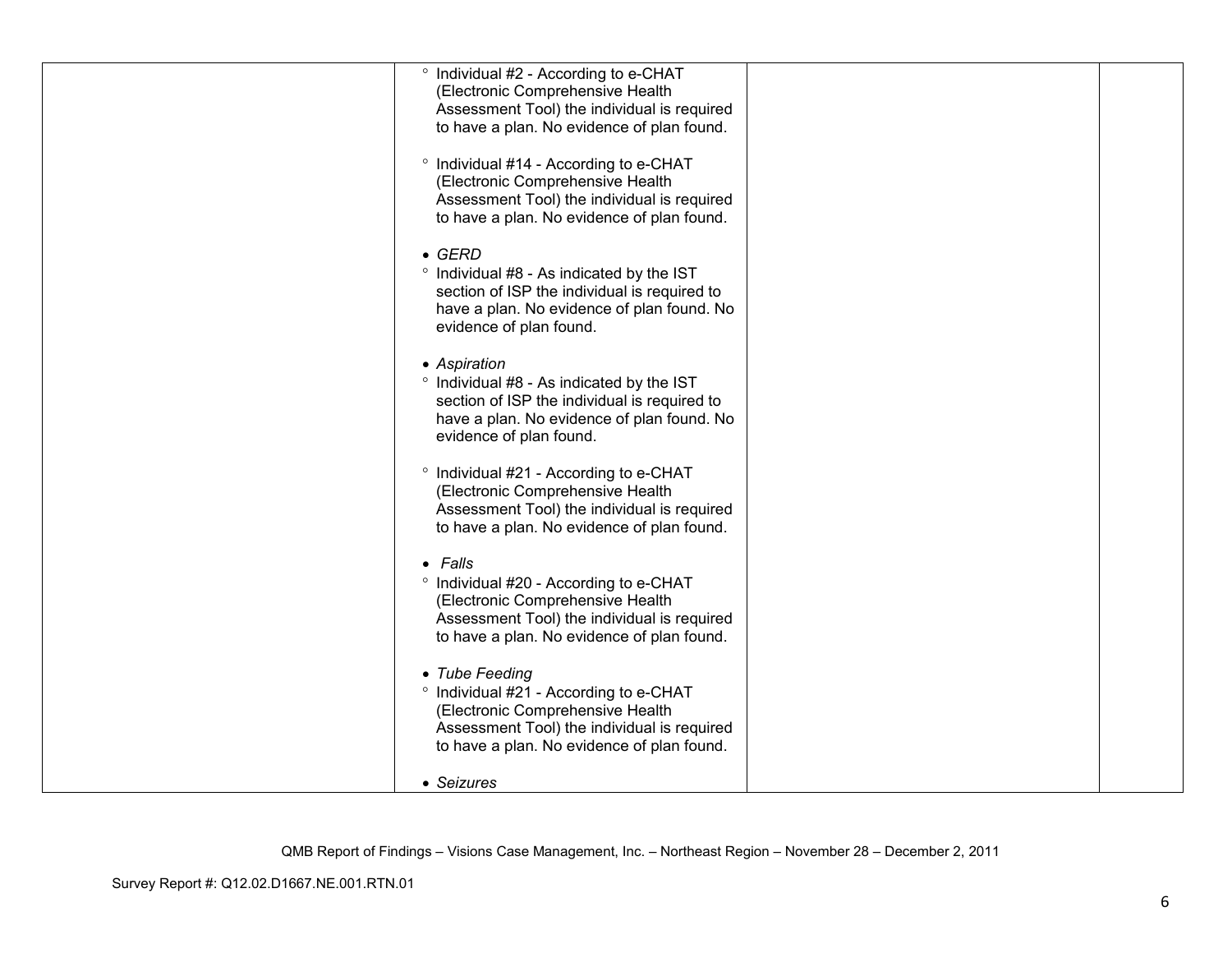| | | | |
|---|---|---|---|
| | ° Individual #2 - According to e-CHAT (Electronic Comprehensive Health Assessment Tool) the individual is required to have a plan. No evidence of plan found.<br><br>° Individual #14 - According to e-CHAT (Electronic Comprehensive Health Assessment Tool) the individual is required to have a plan. No evidence of plan found.<br><br>• *GERD*<br>° Individual #8 - As indicated by the IST section of ISP the individual is required to have a plan. No evidence of plan found. No evidence of plan found.<br><br>• *Aspiration*<br>° Individual #8 - As indicated by the IST section of ISP the individual is required to have a plan. No evidence of plan found. No evidence of plan found.<br><br>° Individual #21 - According to e-CHAT (Electronic Comprehensive Health Assessment Tool) the individual is required to have a plan. No evidence of plan found.<br><br>• *Falls*<br>° Individual #20 - According to e-CHAT (Electronic Comprehensive Health Assessment Tool) the individual is required to have a plan. No evidence of plan found.<br><br>• *Tube Feeding*<br>° Individual #21 - According to e-CHAT (Electronic Comprehensive Health Assessment Tool) the individual is required to have a plan. No evidence of plan found.<br><br>• *Seizures* | | |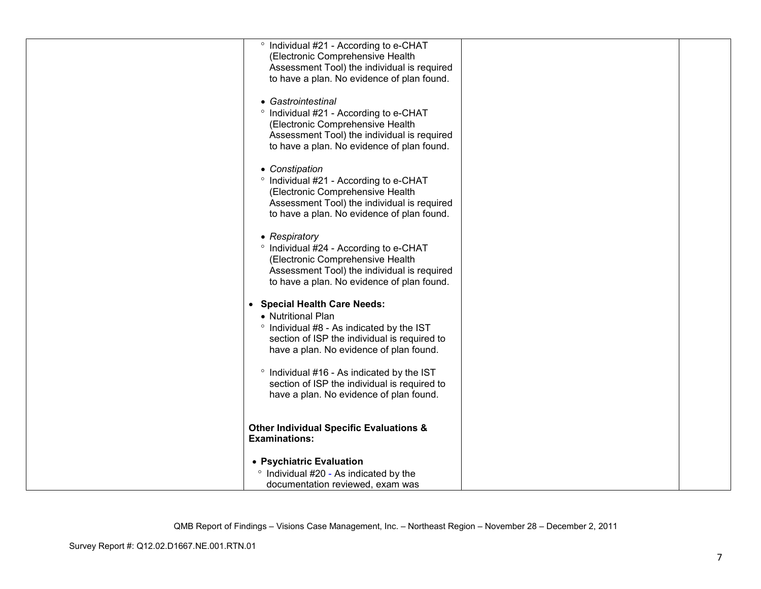| | | | |
|---|---|---|---|
| | ° Individual #21 - According to e-CHAT (Electronic Comprehensive Health Assessment Tool) the individual is required to have a plan. No evidence of plan found.<br><br>• *Gastrointestinal*<br>° Individual #21 - According to e-CHAT (Electronic Comprehensive Health Assessment Tool) the individual is required to have a plan. No evidence of plan found.<br><br>• *Constipation*<br>° Individual #21 - According to e-CHAT (Electronic Comprehensive Health Assessment Tool) the individual is required to have a plan. No evidence of plan found.<br><br>• *Respiratory*<br>° Individual #24 - According to e-CHAT (Electronic Comprehensive Health Assessment Tool) the individual is required to have a plan. No evidence of plan found.<br><br>• **Special Health Care Needs:**<br>• Nutritional Plan<br>° Individual #8 - As indicated by the IST section of ISP the individual is required to have a plan. No evidence of plan found.<br><br>° Individual #16 - As indicated by the IST section of ISP the individual is required to have a plan. No evidence of plan found.<br><br>**Other Individual Specific Evaluations & Examinations:**<br><br>• **Psychiatric Evaluation**<br>° Individual #20 - As indicated by the documentation reviewed, exam was | | |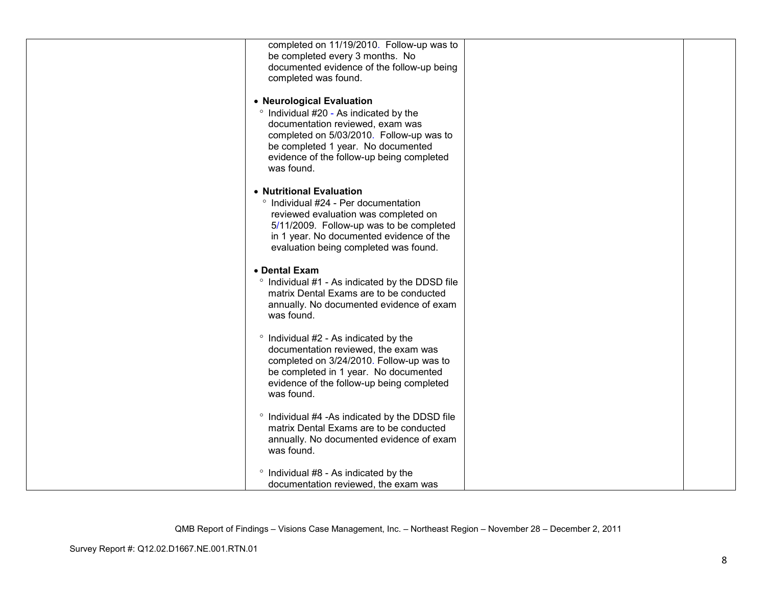| | | | |
|---|---|---|---|
| | completed on 11/19/2010. Follow-up was to be completed every 3 months. No documented evidence of the follow-up being completed was found.<br><br>• **Neurological Evaluation**<br>° Individual #20 - As indicated by the documentation reviewed, exam was completed on 5/03/2010. Follow-up was to be completed 1 year. No documented evidence of the follow-up being completed was found.<br><br>• **Nutritional Evaluation**<br>° Individual #24 - Per documentation reviewed evaluation was completed on 5/11/2009. Follow-up was to be completed in 1 year. No documented evidence of the evaluation being completed was found.<br><br>• **Dental Exam**<br>° Individual #1 - As indicated by the DDSD file matrix Dental Exams are to be conducted annually. No documented evidence of exam was found.<br><br>° Individual #2 - As indicated by the documentation reviewed, the exam was completed on 3/24/2010. Follow-up was to be completed in 1 year. No documented evidence of the follow-up being completed was found.<br><br>° Individual #4 -As indicated by the DDSD file matrix Dental Exams are to be conducted annually. No documented evidence of exam was found.<br><br>° Individual #8 - As indicated by the documentation reviewed, the exam was | | |

QMB Report of Findings – Visions Case Management, Inc. – Northeast Region – November 28 – December 2, 2011

Survey Report #: Q12.02.D1667.NE.001.RTN.01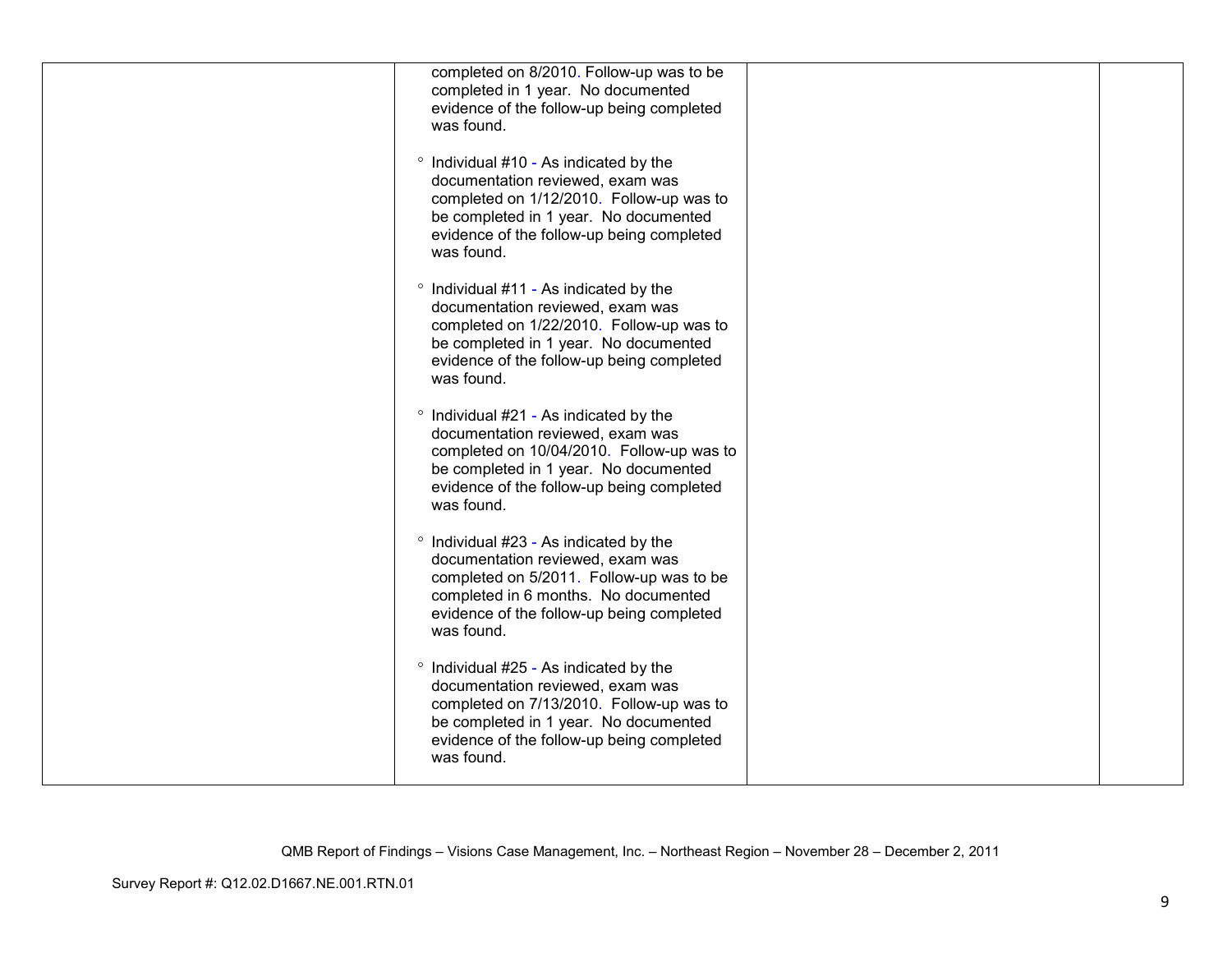| | | | |
|---|---|---|---|
| | completed on 8/2010. Follow-up was to be completed in 1 year. No documented evidence of the follow-up being completed was found.<br><br>° Individual #10 - As indicated by the documentation reviewed, exam was completed on 1/12/2010. Follow-up was to be completed in 1 year. No documented evidence of the follow-up being completed was found.<br><br>° Individual #11 - As indicated by the documentation reviewed, exam was completed on 1/22/2010. Follow-up was to be completed in 1 year. No documented evidence of the follow-up being completed was found.<br><br>° Individual #21 - As indicated by the documentation reviewed, exam was completed on 10/04/2010. Follow-up was to be completed in 1 year. No documented evidence of the follow-up being completed was found.<br><br>° Individual #23 - As indicated by the documentation reviewed, exam was completed on 5/2011. Follow-up was to be completed in 6 months. No documented evidence of the follow-up being completed was found.<br><br>° Individual #25 - As indicated by the documentation reviewed, exam was completed on 7/13/2010. Follow-up was to be completed in 1 year. No documented evidence of the follow-up being completed was found. | | |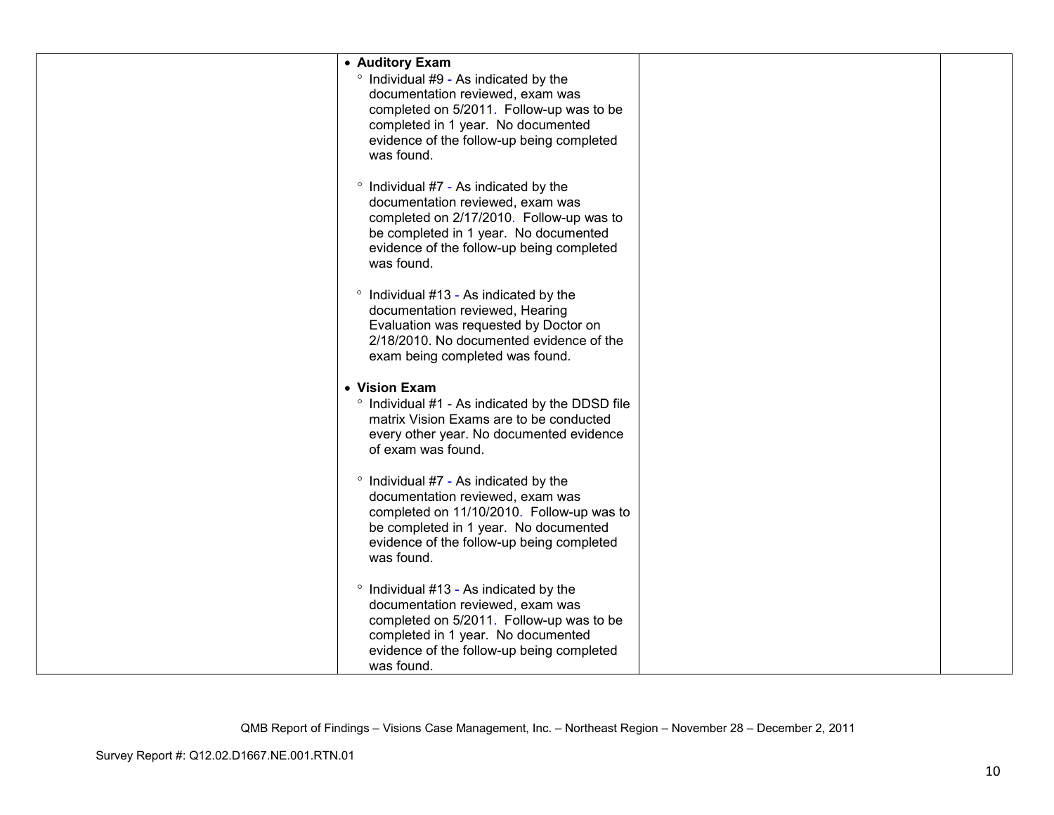| | | | |
|---|---|---|---|
| | • **Auditory Exam**<br>° Individual #9 - As indicated by the documentation reviewed, exam was completed on 5/2011. Follow-up was to be completed in 1 year. No documented evidence of the follow-up being completed was found.<br><br>° Individual #7 - As indicated by the documentation reviewed, exam was completed on 2/17/2010. Follow-up was to be completed in 1 year. No documented evidence of the follow-up being completed was found.<br><br>° Individual #13 - As indicated by the documentation reviewed, Hearing Evaluation was requested by Doctor on 2/18/2010. No documented evidence of the exam being completed was found.<br><br>• **Vision Exam**<br>° Individual #1 - As indicated by the DDSD file matrix Vision Exams are to be conducted every other year. No documented evidence of exam was found.<br><br>° Individual #7 - As indicated by the documentation reviewed, exam was completed on 11/10/2010. Follow-up was to be completed in 1 year. No documented evidence of the follow-up being completed was found.<br><br>° Individual #13 - As indicated by the documentation reviewed, exam was completed on 5/2011. Follow-up was to be completed in 1 year. No documented evidence of the follow-up being completed was found. | | |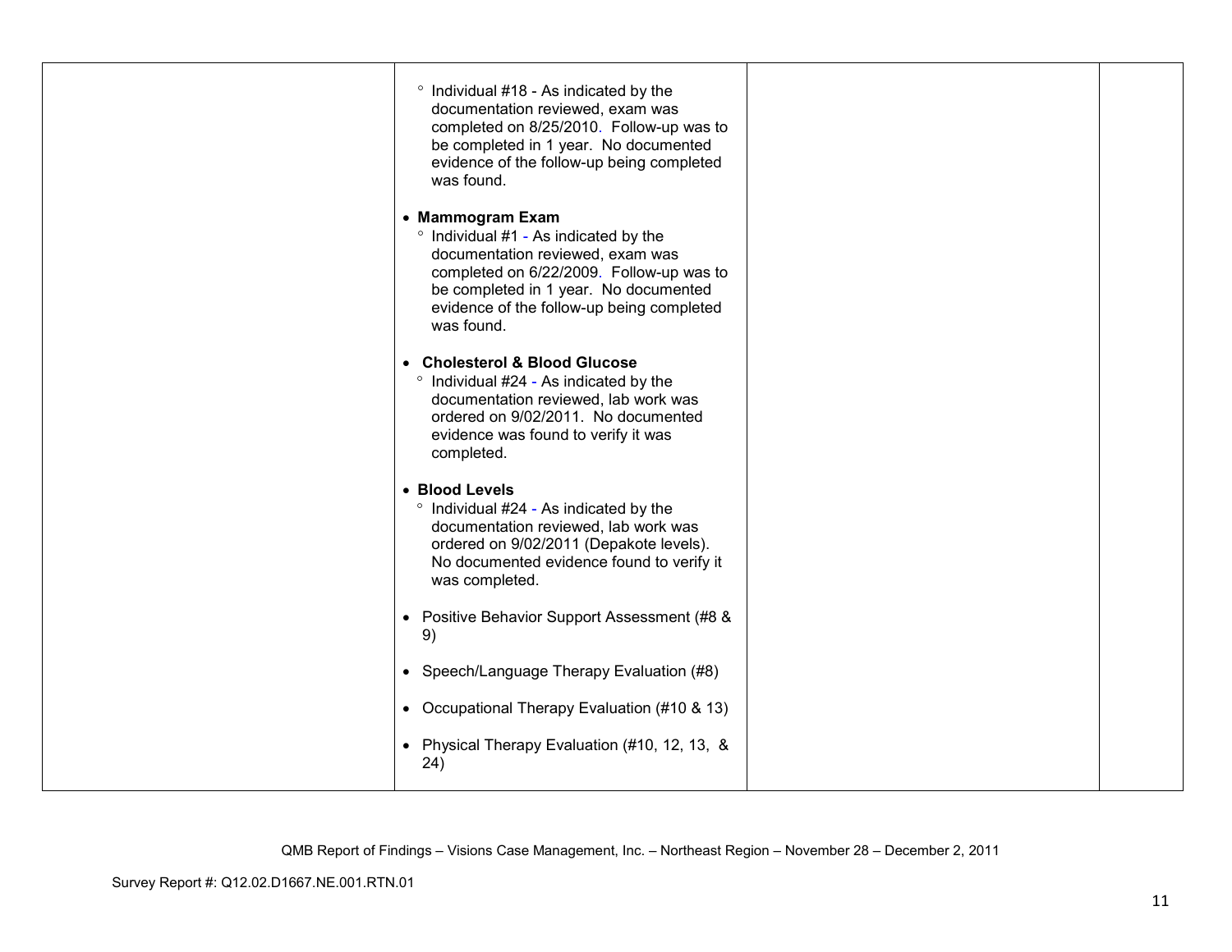| | | | |
|---|---|---|---|
| | ◦ Individual #18 - As indicated by the documentation reviewed, exam was completed on 8/25/2010. Follow-up was to be completed in 1 year. No documented evidence of the follow-up being completed was found.<br><br>• **Mammogram Exam**<br>◦ Individual #1 - As indicated by the documentation reviewed, exam was completed on 6/22/2009. Follow-up was to be completed in 1 year. No documented evidence of the follow-up being completed was found.<br><br>• **Cholesterol & Blood Glucose**<br>◦ Individual #24 - As indicated by the documentation reviewed, lab work was ordered on 9/02/2011. No documented evidence was found to verify it was completed.<br><br>• **Blood Levels**<br>◦ Individual #24 - As indicated by the documentation reviewed, lab work was ordered on 9/02/2011 (Depakote levels). No documented evidence found to verify it was completed.<br><br>• Positive Behavior Support Assessment (#8 & 9)<br><br>• Speech/Language Therapy Evaluation (#8)<br><br>• Occupational Therapy Evaluation (#10 & 13)<br><br>• Physical Therapy Evaluation (#10, 12, 13, & 24) | | |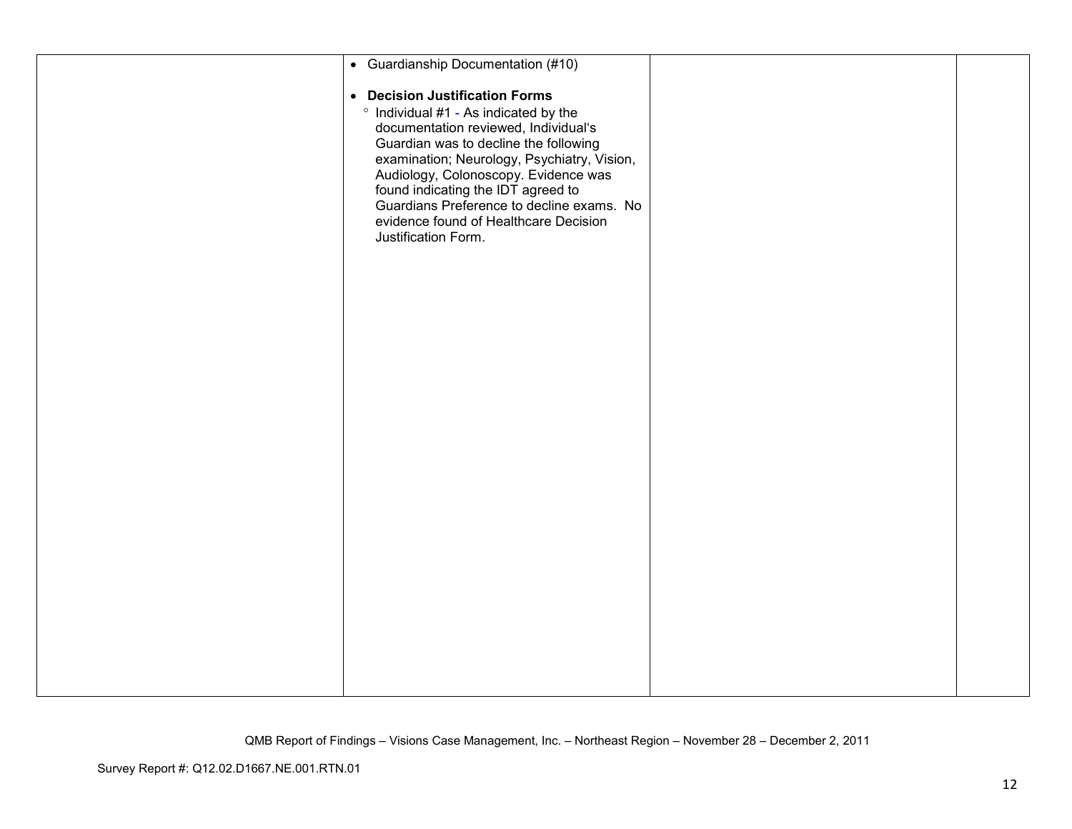| | | | |
|---|---|---|---|
| | • Guardianship Documentation (#10)<br><br>• **Decision Justification Forms**<br>  ◦ Individual #1 - As indicated by the documentation reviewed, Individual's Guardian was to decline the following examination; Neurology, Psychiatry, Vision, Audiology, Colonoscopy. Evidence was found indicating the IDT agreed to Guardians Preference to decline exams. No evidence found of Healthcare Decision Justification Form. | | |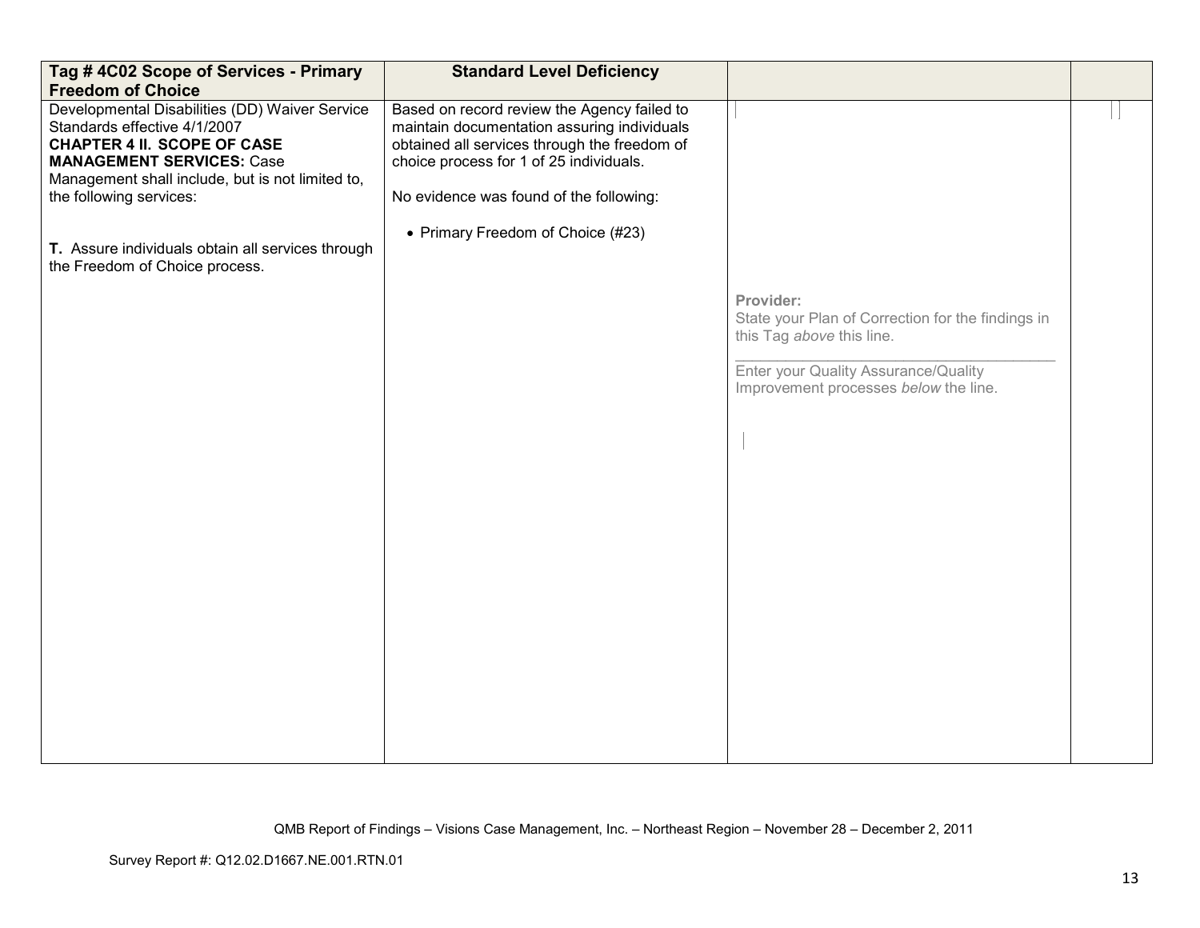| Tag # 4C02 Scope of Services - Primary Freedom of Choice | Standard Level Deficiency | | |
|---|---|---|---|
| Developmental Disabilities (DD) Waiver Service Standards effective 4/1/2007<br>**CHAPTER 4 II. SCOPE OF CASE MANAGEMENT SERVICES:** Case Management shall include, but is not limited to, the following services:<br><br>**T.** Assure individuals obtain all services through the Freedom of Choice process. | Based on record review the Agency failed to maintain documentation assuring individuals obtained all services through the freedom of choice process for 1 of 25 individuals.<br><br>No evidence was found of the following:<br><br>• Primary Freedom of Choice (#23) | **Provider:**<br>State your Plan of Correction for the findings in this Tag *above* this line.<br>\_\_\_\_\_\_\_\_\_\_\_\_\_\_\_\_\_\_\_\_\_\_\_\_\_\_\_\_\_\_\_\_<br>Enter your Quality Assurance/Quality Improvement processes *below* the line. | |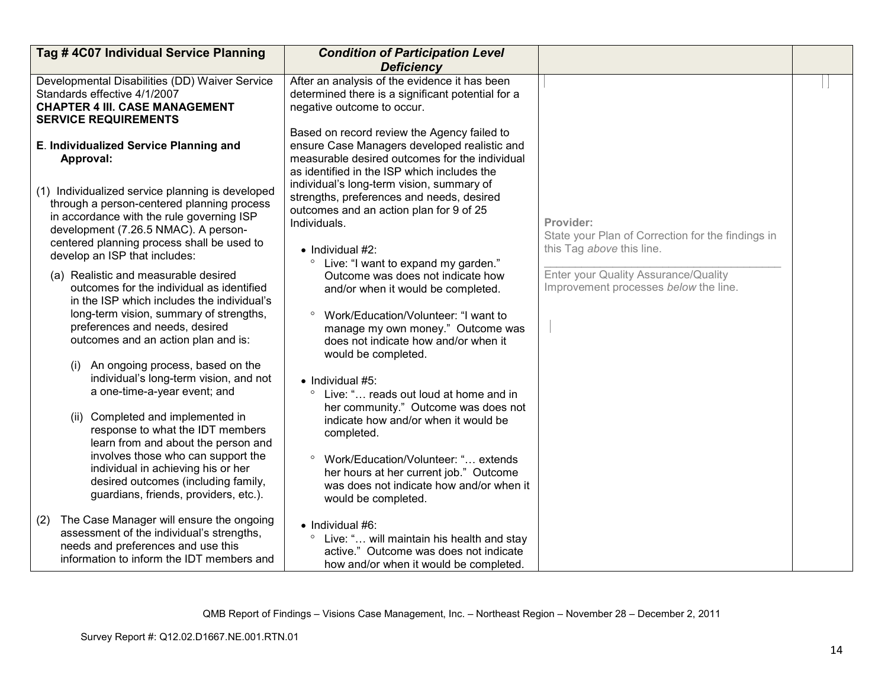| Tag # 4C07 Individual Service Planning | *Condition of Participation Level Deficiency* | | |
|---|---|---|---|
| Developmental Disabilities (DD) Waiver Service Standards effective 4/1/2007<br>**CHAPTER 4 III. CASE MANAGEMENT SERVICE REQUIREMENTS**<br><br>**E. Individualized Service Planning and Approval:**<br><br>(1) Individualized service planning is developed through a person-centered planning process in accordance with the rule governing ISP development (7.26.5 NMAC). A person-centered planning process shall be used to develop an ISP that includes:<br><br>(a) Realistic and measurable desired outcomes for the individual as identified in the ISP which includes the individual's long-term vision, summary of strengths, preferences and needs, desired outcomes and an action plan and is:<br><br>(i) An ongoing process, based on the individual's long-term vision, and not a one-time-a-year event; and<br><br>(ii) Completed and implemented in response to what the IDT members learn from and about the person and involves those who can support the individual in achieving his or her desired outcomes (including family, guardians, friends, providers, etc.).<br><br>(2) The Case Manager will ensure the ongoing assessment of the individual's strengths, needs and preferences and use this information to inform the IDT members and | After an analysis of the evidence it has been determined there is a significant potential for a negative outcome to occur.<br><br>Based on record review the Agency failed to ensure Case Managers developed realistic and measurable desired outcomes for the individual as identified in the ISP which includes the individual's long-term vision, summary of strengths, preferences and needs, desired outcomes and an action plan for 9 of 25 Individuals.<br><br>• Individual #2:<br>◦ Live: "I want to expand my garden." Outcome was does not indicate how and/or when it would be completed.<br><br>◦ Work/Education/Volunteer: "I want to manage my own money." Outcome was does not indicate how and/or when it would be completed.<br><br>• Individual #5:<br>◦ Live: "… reads out loud at home and in her community." Outcome was does not indicate how and/or when it would be completed.<br><br>◦ Work/Education/Volunteer: "… extends her hours at her current job." Outcome was does not indicate how and/or when it would be completed.<br><br>• Individual #6:<br>◦ Live: "… will maintain his health and stay active." Outcome was does not indicate how and/or when it would be completed. | **Provider:**<br>State your Plan of Correction for the findings in this Tag *above* this line.<br>\_\_\_\_\_\_\_\_\_\_\_\_\_\_\_\_\_\_\_\_\_\_\_\_\_\_\_\_\_\_\_\_\_\_\_\_<br>Enter your Quality Assurance/Quality Improvement processes *below* the line. | |

QMB Report of Findings – Visions Case Management, Inc. – Northeast Region – November 28 – December 2, 2011

Survey Report #: Q12.02.D1667.NE.001.RTN.01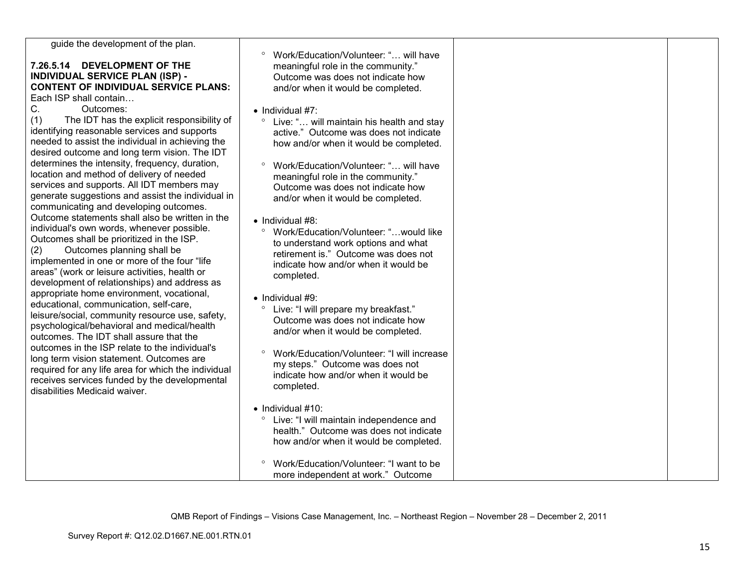| | | | |
|---|---|---|---|
| guide the development of the plan.<br><br>**7.26.5.14 DEVELOPMENT OF THE INDIVIDUAL SERVICE PLAN (ISP) - CONTENT OF INDIVIDUAL SERVICE PLANS:** Each ISP shall contain…<br>C. Outcomes:<br>(1) The IDT has the explicit responsibility of identifying reasonable services and supports needed to assist the individual in achieving the desired outcome and long term vision. The IDT determines the intensity, frequency, duration, location and method of delivery of needed services and supports. All IDT members may generate suggestions and assist the individual in communicating and developing outcomes. Outcome statements shall also be written in the individual's own words, whenever possible. Outcomes shall be prioritized in the ISP.<br>(2) Outcomes planning shall be implemented in one or more of the four "life areas" (work or leisure activities, health or development of relationships) and address as appropriate home environment, vocational, educational, communication, self-care, leisure/social, community resource use, safety, psychological/behavioral and medical/health outcomes. The IDT shall assure that the outcomes in the ISP relate to the individual's long term vision statement. Outcomes are required for any life area for which the individual receives services funded by the developmental disabilities Medicaid waiver. | ° Work/Education/Volunteer: "… will have meaningful role in the community." Outcome was does not indicate how and/or when it would be completed.<br><br>• Individual #7:<br>° Live: "… will maintain his health and stay active." Outcome was does not indicate how and/or when it would be completed.<br><br>° Work/Education/Volunteer: "… will have meaningful role in the community." Outcome was does not indicate how and/or when it would be completed.<br><br>• Individual #8:<br>° Work/Education/Volunteer: "…would like to understand work options and what retirement is." Outcome was does not indicate how and/or when it would be completed.<br><br>• Individual #9:<br>° Live: "I will prepare my breakfast." Outcome was does not indicate how and/or when it would be completed.<br><br>° Work/Education/Volunteer: "I will increase my steps." Outcome was does not indicate how and/or when it would be completed.<br><br>• Individual #10:<br>° Live: "I will maintain independence and health." Outcome was does not indicate how and/or when it would be completed.<br><br>° Work/Education/Volunteer: "I want to be more independent at work." Outcome | | |

QMB Report of Findings – Visions Case Management, Inc. – Northeast Region – November 28 – December 2, 2011

Survey Report #: Q12.02.D1667.NE.001.RTN.01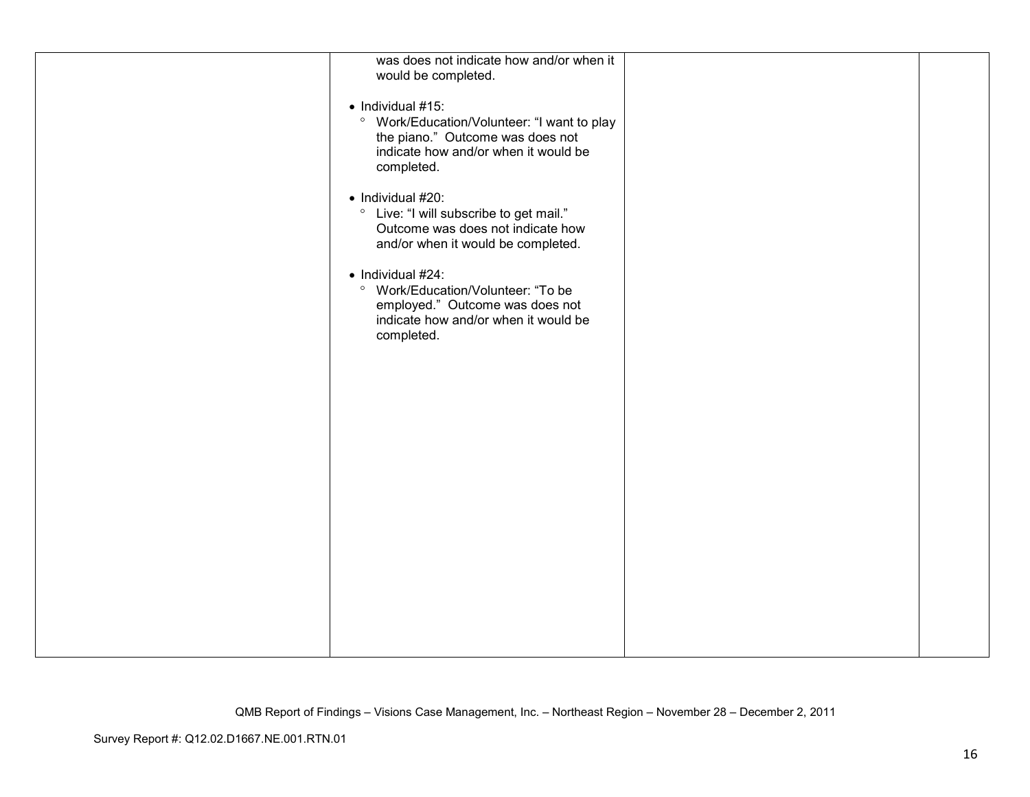| | | | |
|---|---|---|---|
| | was does not indicate how and/or when it would be completed.<br><br>• Individual #15:<br>  ° Work/Education/Volunteer: "I want to play the piano." Outcome was does not indicate how and/or when it would be completed.<br><br>• Individual #20:<br>  ° Live: "I will subscribe to get mail." Outcome was does not indicate how and/or when it would be completed.<br><br>• Individual #24:<br>  ° Work/Education/Volunteer: "To be employed." Outcome was does not indicate how and/or when it would be completed. | | |

QMB Report of Findings – Visions Case Management, Inc. – Northeast Region – November 28 – December 2, 2011

Survey Report #: Q12.02.D1667.NE.001.RTN.01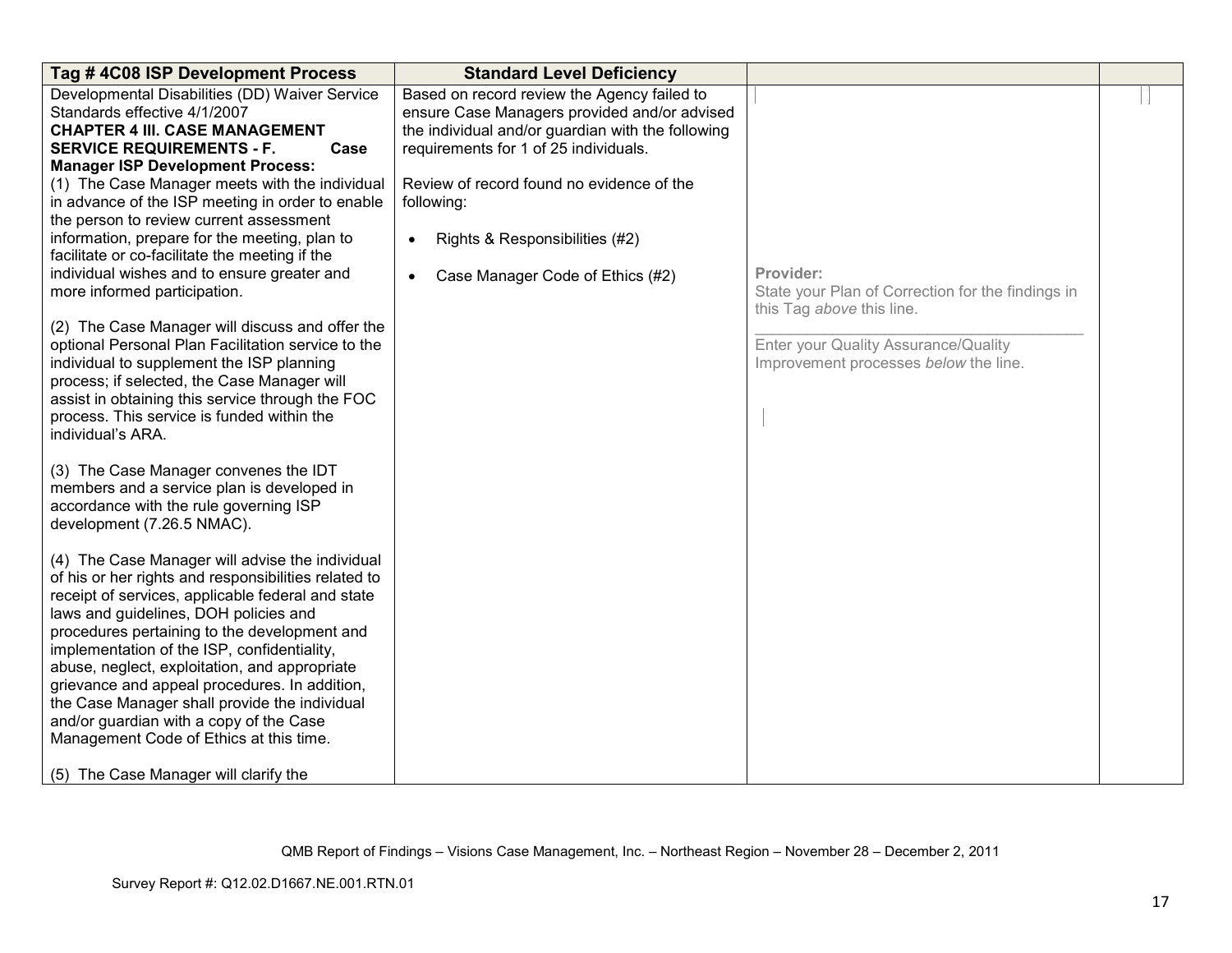| Tag # 4C08 ISP Development Process | Standard Level Deficiency | | |
|---|---|---|---|
| Developmental Disabilities (DD) Waiver Service Standards effective 4/1/2007<br>**CHAPTER 4 III. CASE MANAGEMENT SERVICE REQUIREMENTS - F. Case Manager ISP Development Process:**<br>(1) The Case Manager meets with the individual in advance of the ISP meeting in order to enable the person to review current assessment information, prepare for the meeting, plan to facilitate or co-facilitate the meeting if the individual wishes and to ensure greater and more informed participation.<br><br>(2) The Case Manager will discuss and offer the optional Personal Plan Facilitation service to the individual to supplement the ISP planning process; if selected, the Case Manager will assist in obtaining this service through the FOC process. This service is funded within the individual's ARA.<br><br>(3) The Case Manager convenes the IDT members and a service plan is developed in accordance with the rule governing ISP development (7.26.5 NMAC).<br><br>(4) The Case Manager will advise the individual of his or her rights and responsibilities related to receipt of services, applicable federal and state laws and guidelines, DOH policies and procedures pertaining to the development and implementation of the ISP, confidentiality, abuse, neglect, exploitation, and appropriate grievance and appeal procedures. In addition, the Case Manager shall provide the individual and/or guardian with a copy of the Case Management Code of Ethics at this time.<br><br>(5) The Case Manager will clarify the | Based on record review the Agency failed to ensure Case Managers provided and/or advised the individual and/or guardian with the following requirements for 1 of 25 individuals.<br><br>Review of record found no evidence of the following:<br><br>• Rights & Responsibilities (#2)<br><br>• Case Manager Code of Ethics (#2) | **Provider:**<br>State your Plan of Correction for the findings in this Tag *above* this line.<br>\_\_\_\_\_\_\_\_\_\_\_\_\_\_\_\_\_\_\_\_\_\_\_\_\_\_\_\_\_\_\_\_\_\_\_\_\_\_\_\_<br>Enter your Quality Assurance/Quality Improvement processes *below* the line. | |

QMB Report of Findings – Visions Case Management, Inc. – Northeast Region – November 28 – December 2, 2011

Survey Report #: Q12.02.D1667.NE.001.RTN.01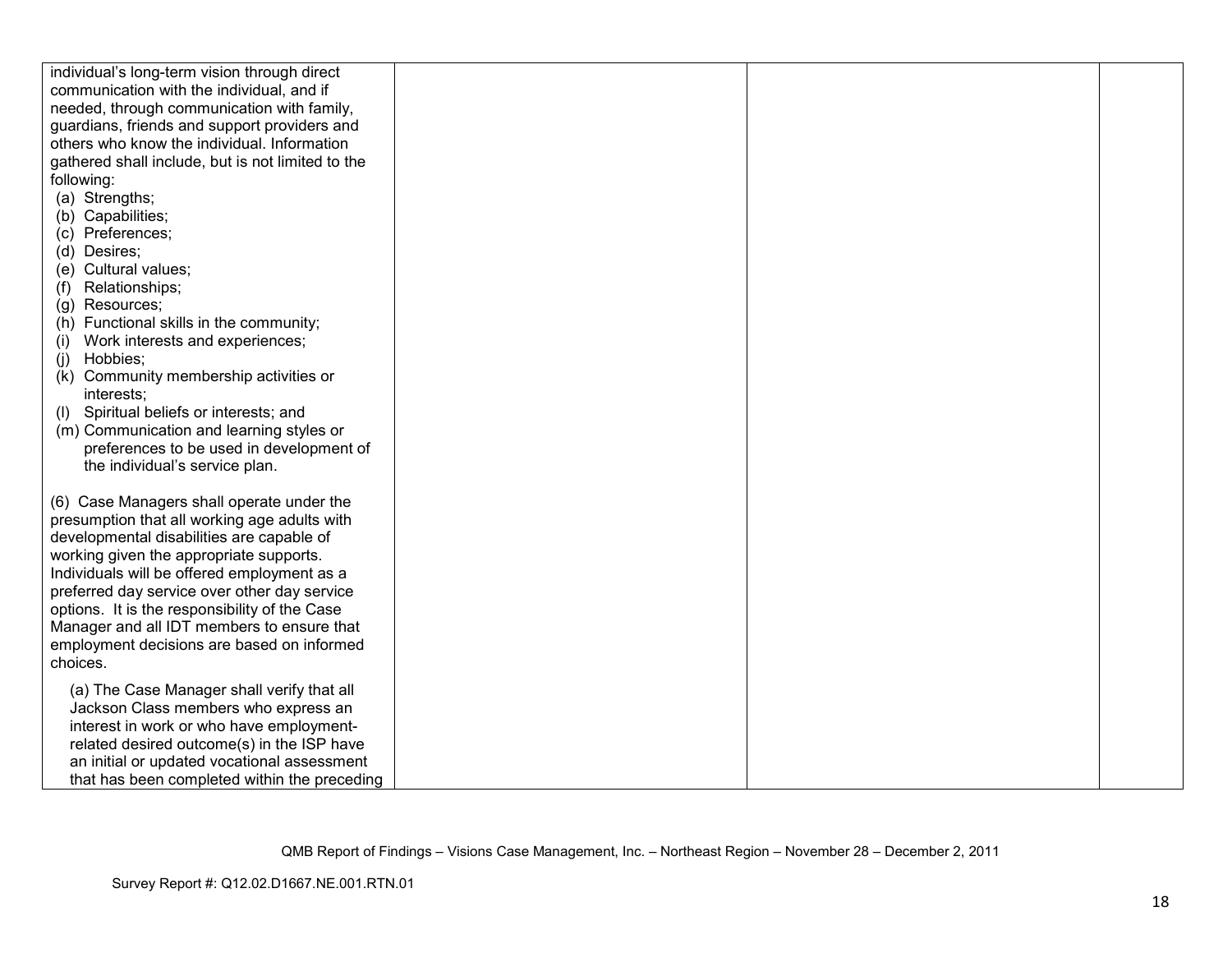| | | | |
|---|---|---|---|
| individual's long-term vision through direct communication with the individual, and if needed, through communication with family, guardians, friends and support providers and others who know the individual. Information gathered shall include, but is not limited to the following:<br>(a) Strengths;<br>(b) Capabilities;<br>(c) Preferences;<br>(d) Desires;<br>(e) Cultural values;<br>(f) Relationships;<br>(g) Resources;<br>(h) Functional skills in the community;<br>(i) Work interests and experiences;<br>(j) Hobbies;<br>(k) Community membership activities or interests;<br>(l) Spiritual beliefs or interests; and<br>(m) Communication and learning styles or preferences to be used in development of the individual's service plan.<br><br>(6) Case Managers shall operate under the presumption that all working age adults with developmental disabilities are capable of working given the appropriate supports. Individuals will be offered employment as a preferred day service over other day service options. It is the responsibility of the Case Manager and all IDT members to ensure that employment decisions are based on informed choices.<br><br>(a) The Case Manager shall verify that all Jackson Class members who express an interest in work or who have employment-related desired outcome(s) in the ISP have an initial or updated vocational assessment that has been completed within the preceding | | | |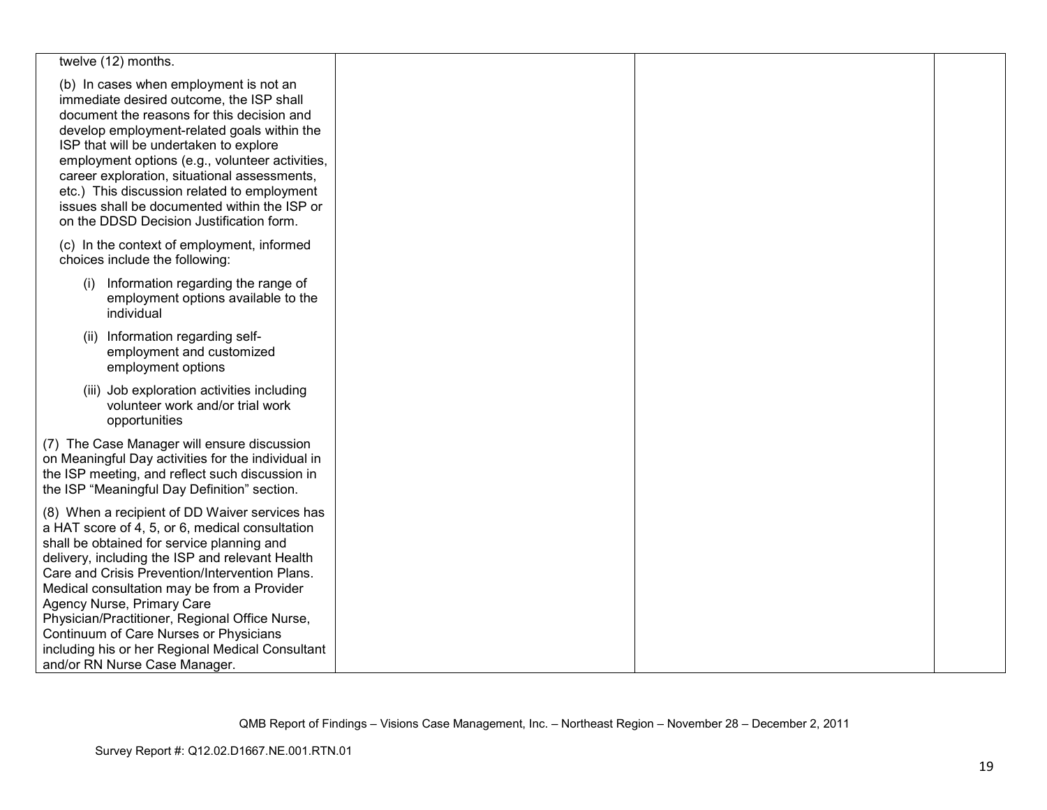| | | | |
|---|---|---|---|
| twelve (12) months.<br><br>(b) In cases when employment is not an immediate desired outcome, the ISP shall document the reasons for this decision and develop employment-related goals within the ISP that will be undertaken to explore employment options (e.g., volunteer activities, career exploration, situational assessments, etc.) This discussion related to employment issues shall be documented within the ISP or on the DDSD Decision Justification form.<br><br>(c) In the context of employment, informed choices include the following:<br><br>(i) Information regarding the range of employment options available to the individual<br><br>(ii) Information regarding self-employment and customized employment options<br><br>(iii) Job exploration activities including volunteer work and/or trial work opportunities<br><br>(7) The Case Manager will ensure discussion on Meaningful Day activities for the individual in the ISP meeting, and reflect such discussion in the ISP "Meaningful Day Definition" section.<br><br>(8) When a recipient of DD Waiver services has a HAT score of 4, 5, or 6, medical consultation shall be obtained for service planning and delivery, including the ISP and relevant Health Care and Crisis Prevention/Intervention Plans. Medical consultation may be from a Provider Agency Nurse, Primary Care Physician/Practitioner, Regional Office Nurse, Continuum of Care Nurses or Physicians including his or her Regional Medical Consultant and/or RN Nurse Case Manager. | | | |

QMB Report of Findings – Visions Case Management, Inc. – Northeast Region – November 28 – December 2, 2011

Survey Report #: Q12.02.D1667.NE.001.RTN.01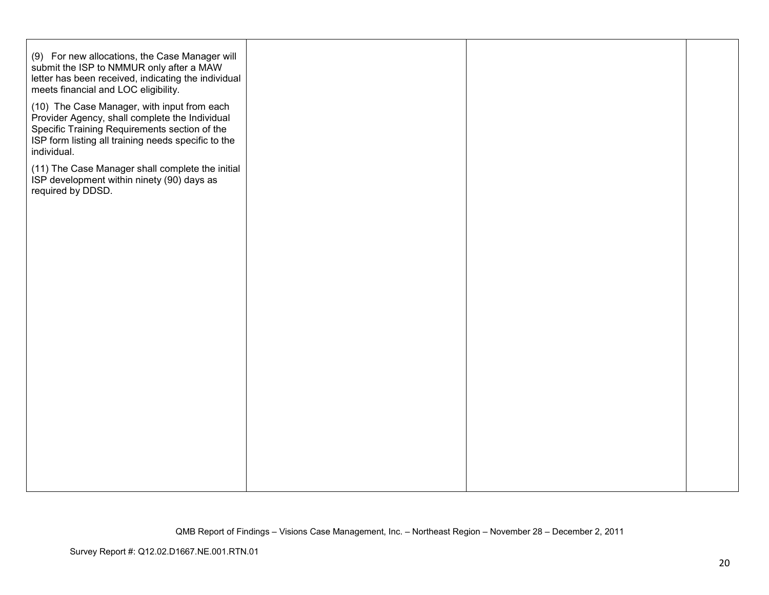| | | | |
|---|---|---|---|
| (9) For new allocations, the Case Manager will submit the ISP to NMMUR only after a MAW letter has been received, indicating the individual meets financial and LOC eligibility.<br><br>(10) The Case Manager, with input from each Provider Agency, shall complete the Individual Specific Training Requirements section of the ISP form listing all training needs specific to the individual.<br><br>(11) The Case Manager shall complete the initial ISP development within ninety (90) days as required by DDSD. | | | |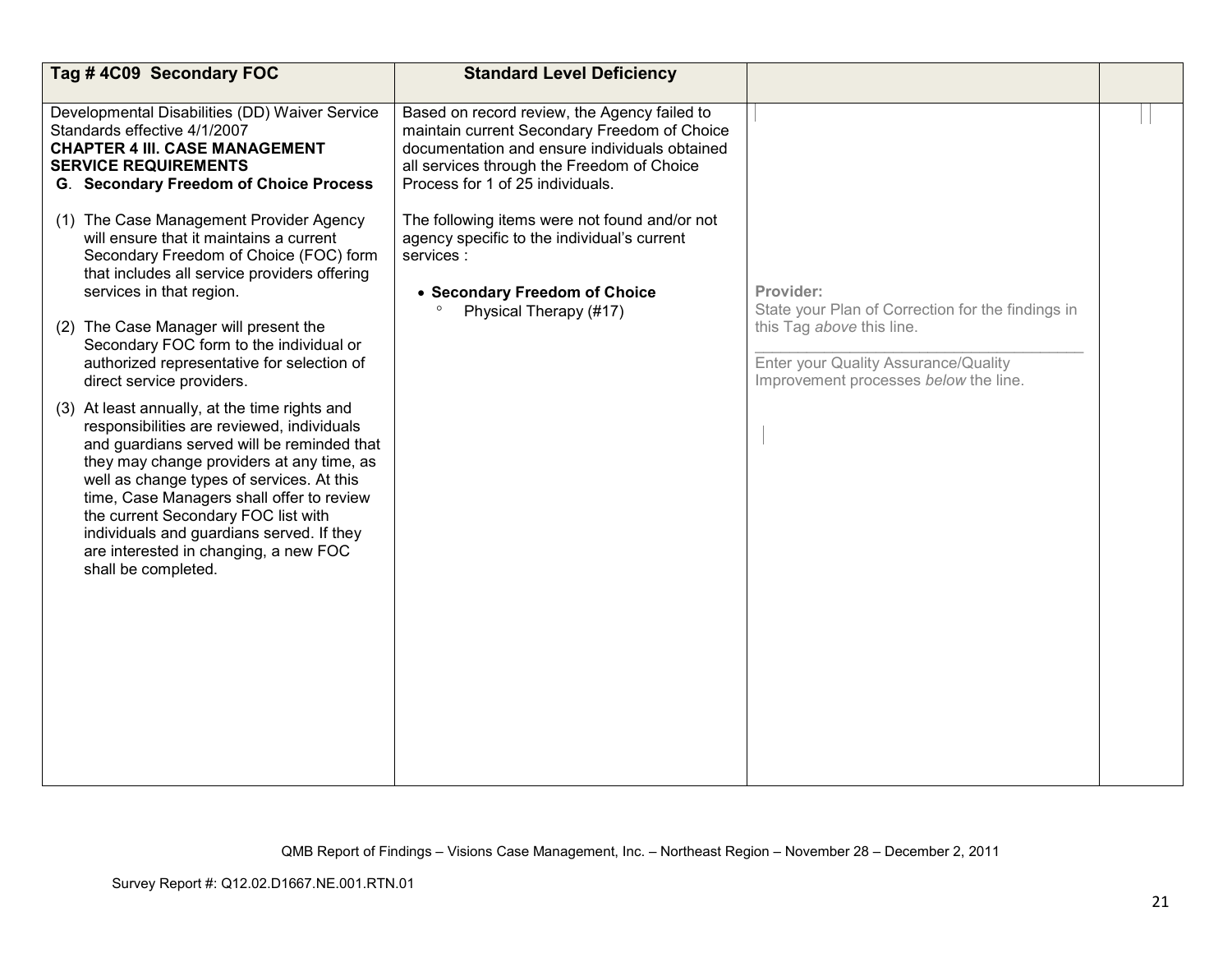| Tag # 4C09 Secondary FOC | Standard Level Deficiency | | |
|---|---|---|---|
| Developmental Disabilities (DD) Waiver Service Standards effective 4/1/2007<br>**CHAPTER 4 III. CASE MANAGEMENT SERVICE REQUIREMENTS**<br>**G. Secondary Freedom of Choice Process**<br><br>(1) The Case Management Provider Agency will ensure that it maintains a current Secondary Freedom of Choice (FOC) form that includes all service providers offering services in that region.<br><br>(2) The Case Manager will present the Secondary FOC form to the individual or authorized representative for selection of direct service providers.<br><br>(3) At least annually, at the time rights and responsibilities are reviewed, individuals and guardians served will be reminded that they may change providers at any time, as well as change types of services. At this time, Case Managers shall offer to review the current Secondary FOC list with individuals and guardians served. If they are interested in changing, a new FOC shall be completed. | Based on record review, the Agency failed to maintain current Secondary Freedom of Choice documentation and ensure individuals obtained all services through the Freedom of Choice Process for 1 of 25 individuals.<br><br>The following items were not found and/or not agency specific to the individual's current services :<br><br>• **Secondary Freedom of Choice**<br>° Physical Therapy (#17) | **Provider:**<br>State your Plan of Correction for the findings in this Tag *above* this line.<br>\_\_\_\_\_\_\_\_\_\_\_\_\_\_\_\_\_\_\_\_\_\_\_\_\_\_\_\_\_\_\_\_\_\_\_\_<br>Enter your Quality Assurance/Quality Improvement processes *below* the line. | |

QMB Report of Findings – Visions Case Management, Inc. – Northeast Region – November 28 – December 2, 2011

Survey Report #: Q12.02.D1667.NE.001.RTN.01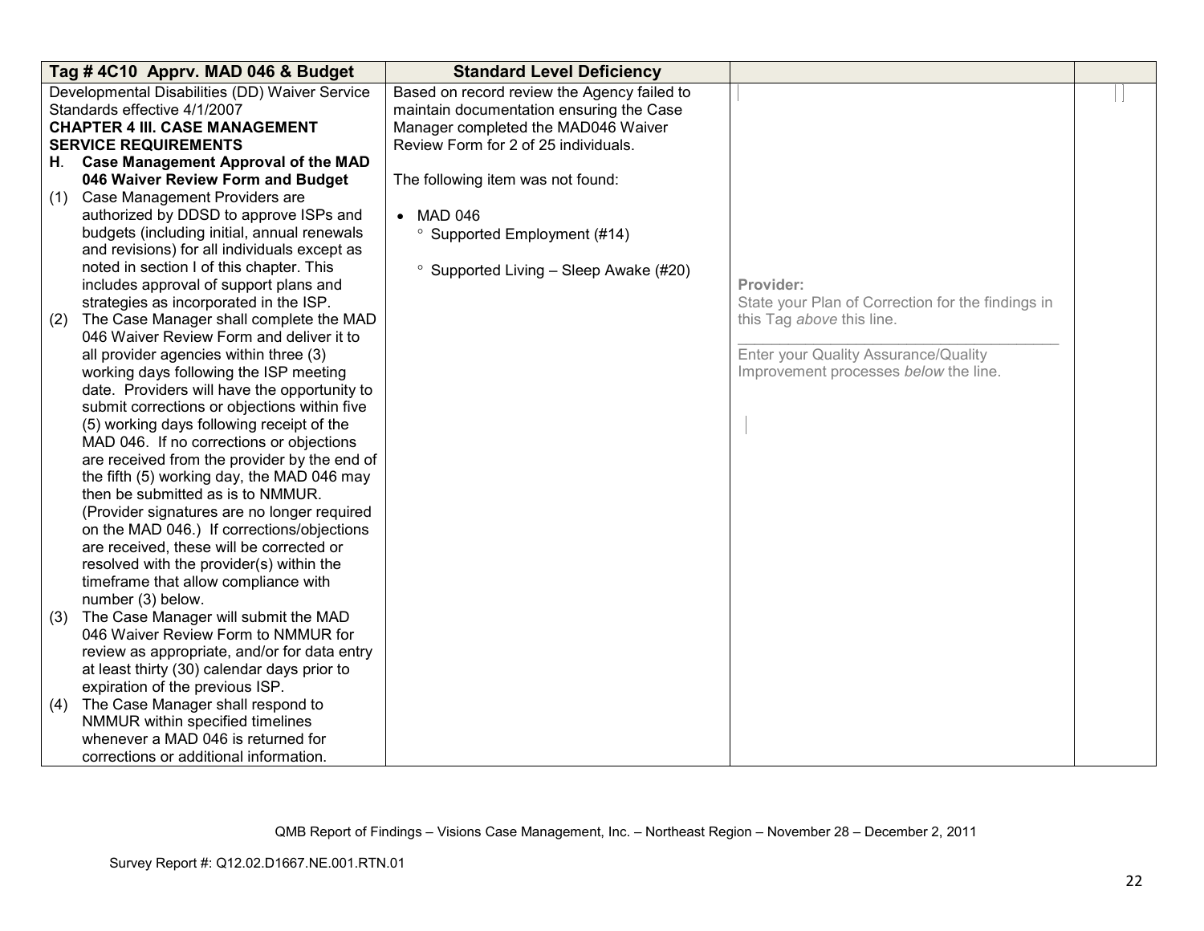| Tag # 4C10 Apprv. MAD 046 & Budget | Standard Level Deficiency | | |
|---|---|---|---|
| Developmental Disabilities (DD) Waiver Service Standards effective 4/1/2007<br>**CHAPTER 4 III. CASE MANAGEMENT SERVICE REQUIREMENTS**<br>**H. Case Management Approval of the MAD 046 Waiver Review Form and Budget**<br>(1) Case Management Providers are authorized by DDSD to approve ISPs and budgets (including initial, annual renewals and revisions) for all individuals except as noted in section I of this chapter. This includes approval of support plans and strategies as incorporated in the ISP.<br>(2) The Case Manager shall complete the MAD 046 Waiver Review Form and deliver it to all provider agencies within three (3) working days following the ISP meeting date. Providers will have the opportunity to submit corrections or objections within five (5) working days following receipt of the MAD 046. If no corrections or objections are received from the provider by the end of the fifth (5) working day, the MAD 046 may then be submitted as is to NMMUR. (Provider signatures are no longer required on the MAD 046.) If corrections/objections are received, these will be corrected or resolved with the provider(s) within the timeframe that allow compliance with number (3) below.<br>(3) The Case Manager will submit the MAD 046 Waiver Review Form to NMMUR for review as appropriate, and/or for data entry at least thirty (30) calendar days prior to expiration of the previous ISP.<br>(4) The Case Manager shall respond to NMMUR within specified timelines whenever a MAD 046 is returned for corrections or additional information. | Based on record review the Agency failed to maintain documentation ensuring the Case Manager completed the MAD046 Waiver Review Form for 2 of 25 individuals.<br><br>The following item was not found:<br><br>• MAD 046<br>  ° Supported Employment (#14)<br>  ° Supported Living – Sleep Awake (#20) | **Provider:**<br>State your Plan of Correction for the findings in this Tag *above* this line.<br>______________________________<br>Enter your Quality Assurance/Quality Improvement processes *below* the line. | |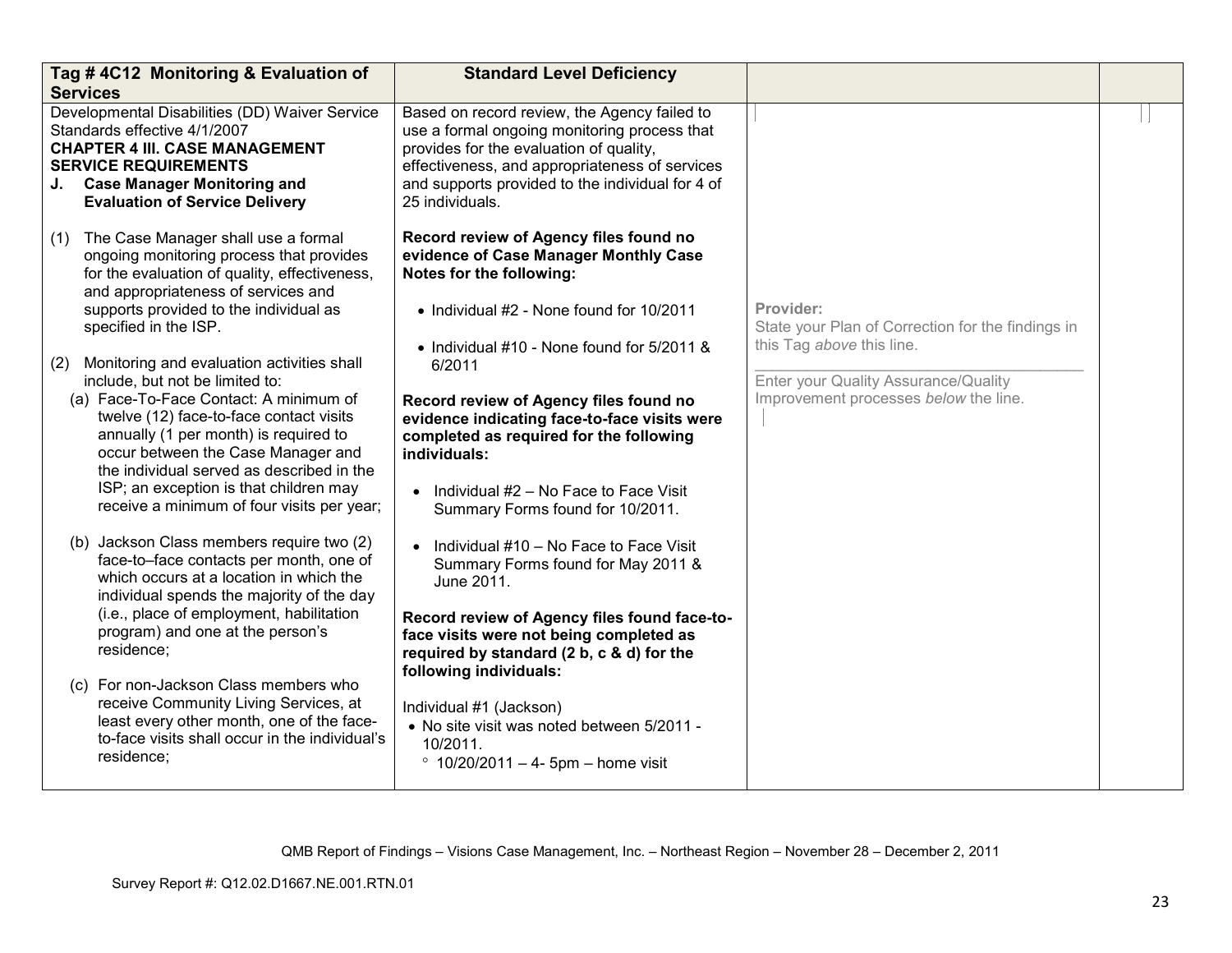| Tag # 4C12 Monitoring & Evaluation of Services | Standard Level Deficiency | | |
|---|---|---|---|
| Developmental Disabilities (DD) Waiver Service Standards effective 4/1/2007<br>**CHAPTER 4 III. CASE MANAGEMENT SERVICE REQUIREMENTS**<br>**J. Case Manager Monitoring and Evaluation of Service Delivery**<br><br>(1) The Case Manager shall use a formal ongoing monitoring process that provides for the evaluation of quality, effectiveness, and appropriateness of services and supports provided to the individual as specified in the ISP.<br><br>(2) Monitoring and evaluation activities shall include, but not be limited to:<br>(a) Face-To-Face Contact: A minimum of twelve (12) face-to-face contact visits annually (1 per month) is required to occur between the Case Manager and the individual served as described in the ISP; an exception is that children may receive a minimum of four visits per year;<br><br>(b) Jackson Class members require two (2) face-to–face contacts per month, one of which occurs at a location in which the individual spends the majority of the day (i.e., place of employment, habilitation program) and one at the person's residence;<br><br>(c) For non-Jackson Class members who receive Community Living Services, at least every other month, one of the face-to-face visits shall occur in the individual's residence; | Based on record review, the Agency failed to use a formal ongoing monitoring process that provides for the evaluation of quality, effectiveness, and appropriateness of services and supports provided to the individual for 4 of 25 individuals.<br><br>**Record review of Agency files found no evidence of Case Manager Monthly Case Notes for the following:**<br><br>• Individual #2 - None found for 10/2011<br><br>• Individual #10 - None found for 5/2011 & 6/2011<br><br>**Record review of Agency files found no evidence indicating face-to-face visits were completed as required for the following individuals:**<br><br>• Individual #2 – No Face to Face Visit Summary Forms found for 10/2011.<br><br>• Individual #10 – No Face to Face Visit Summary Forms found for May 2011 & June 2011.<br><br>**Record review of Agency files found face-to-face visits were not being completed as required by standard (2 b, c & d) for the following individuals:**<br><br>Individual #1 (Jackson)<br>• No site visit was noted between 5/2011 - 10/2011.<br>  ◦ 10/20/2011 – 4- 5pm – home visit | **Provider:**<br>State your Plan of Correction for the findings in this Tag *above* this line.<br>\_\_\_\_\_\_\_\_\_\_\_\_\_\_\_\_\_\_\_\_\_\_\_\_\_\_\_\_\_\_\_\_<br>Enter your Quality Assurance/Quality Improvement processes *below* the line. | |

QMB Report of Findings – Visions Case Management, Inc. – Northeast Region – November 28 – December 2, 2011

Survey Report #: Q12.02.D1667.NE.001.RTN.01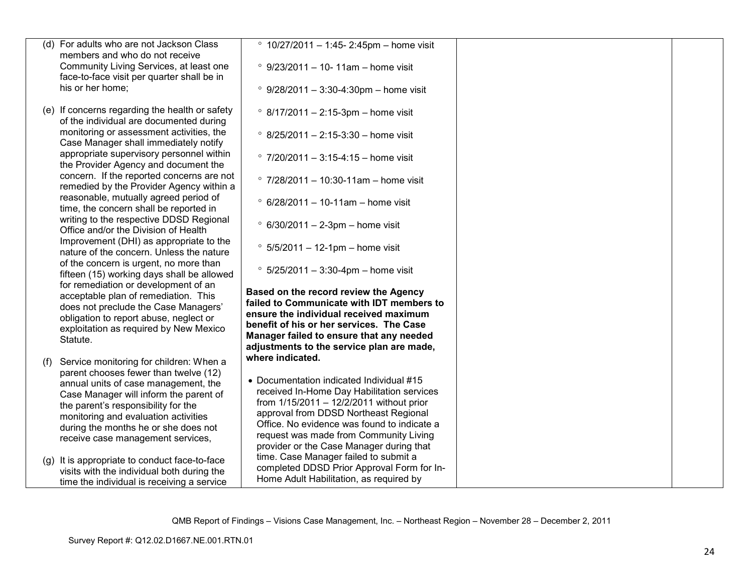| | | | |
|---|---|---|---|
| (d) For adults who are not Jackson Class members and who do not receive Community Living Services, at least one face-to-face visit per quarter shall be in his or her home;<br><br>(e) If concerns regarding the health or safety of the individual are documented during monitoring or assessment activities, the Case Manager shall immediately notify appropriate supervisory personnel within the Provider Agency and document the concern. If the reported concerns are not remedied by the Provider Agency within a reasonable, mutually agreed period of time, the concern shall be reported in writing to the respective DDSD Regional Office and/or the Division of Health Improvement (DHI) as appropriate to the nature of the concern. Unless the nature of the concern is urgent, no more than fifteen (15) working days shall be allowed for remediation or development of an acceptable plan of remediation. This does not preclude the Case Managers' obligation to report abuse, neglect or exploitation as required by New Mexico Statute.<br><br>(f) Service monitoring for children: When a parent chooses fewer than twelve (12) annual units of case management, the Case Manager will inform the parent of the parent's responsibility for the monitoring and evaluation activities during the months he or she does not receive case management services,<br><br>(g) It is appropriate to conduct face-to-face visits with the individual both during the time the individual is receiving a service | ° 10/27/2011 – 1:45- 2:45pm – home visit<br><br>° 9/23/2011 – 10- 11am – home visit<br><br>° 9/28/2011 – 3:30-4:30pm – home visit<br><br>° 8/17/2011 – 2:15-3pm – home visit<br><br>° 8/25/2011 – 2:15-3:30 – home visit<br><br>° 7/20/2011 – 3:15-4:15 – home visit<br><br>° 7/28/2011 – 10:30-11am – home visit<br><br>° 6/28/2011 – 10-11am – home visit<br><br>° 6/30/2011 – 2-3pm – home visit<br><br>° 5/5/2011 – 12-1pm – home visit<br><br>° 5/25/2011 – 3:30-4pm – home visit<br><br>**Based on the record review the Agency failed to Communicate with IDT members to ensure the individual received maximum benefit of his or her services. The Case Manager failed to ensure that any needed adjustments to the service plan are made, where indicated.**<br><br>• Documentation indicated Individual #15 received In-Home Day Habilitation services from 1/15/2011 – 12/2/2011 without prior approval from DDSD Northeast Regional Office. No evidence was found to indicate a request was made from Community Living provider or the Case Manager during that time. Case Manager failed to submit a completed DDSD Prior Approval Form for In-Home Adult Habilitation, as required by | | |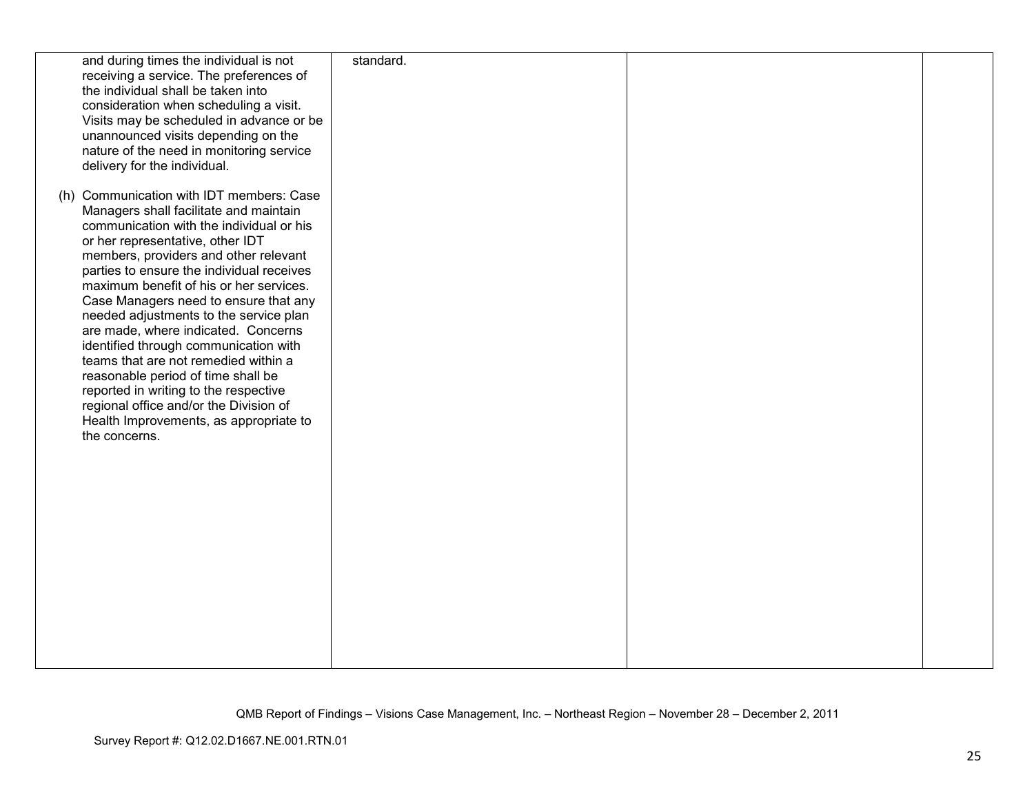| | | | |
|---|---|---|---|
| and during times the individual is not receiving a service. The preferences of the individual shall be taken into consideration when scheduling a visit. Visits may be scheduled in advance or be unannounced visits depending on the nature of the need in monitoring service delivery for the individual.<br><br>(h) Communication with IDT members: Case Managers shall facilitate and maintain communication with the individual or his or her representative, other IDT members, providers and other relevant parties to ensure the individual receives maximum benefit of his or her services. Case Managers need to ensure that any needed adjustments to the service plan are made, where indicated. Concerns identified through communication with teams that are not remedied within a reasonable period of time shall be reported in writing to the respective regional office and/or the Division of Health Improvements, as appropriate to the concerns. | standard. | | |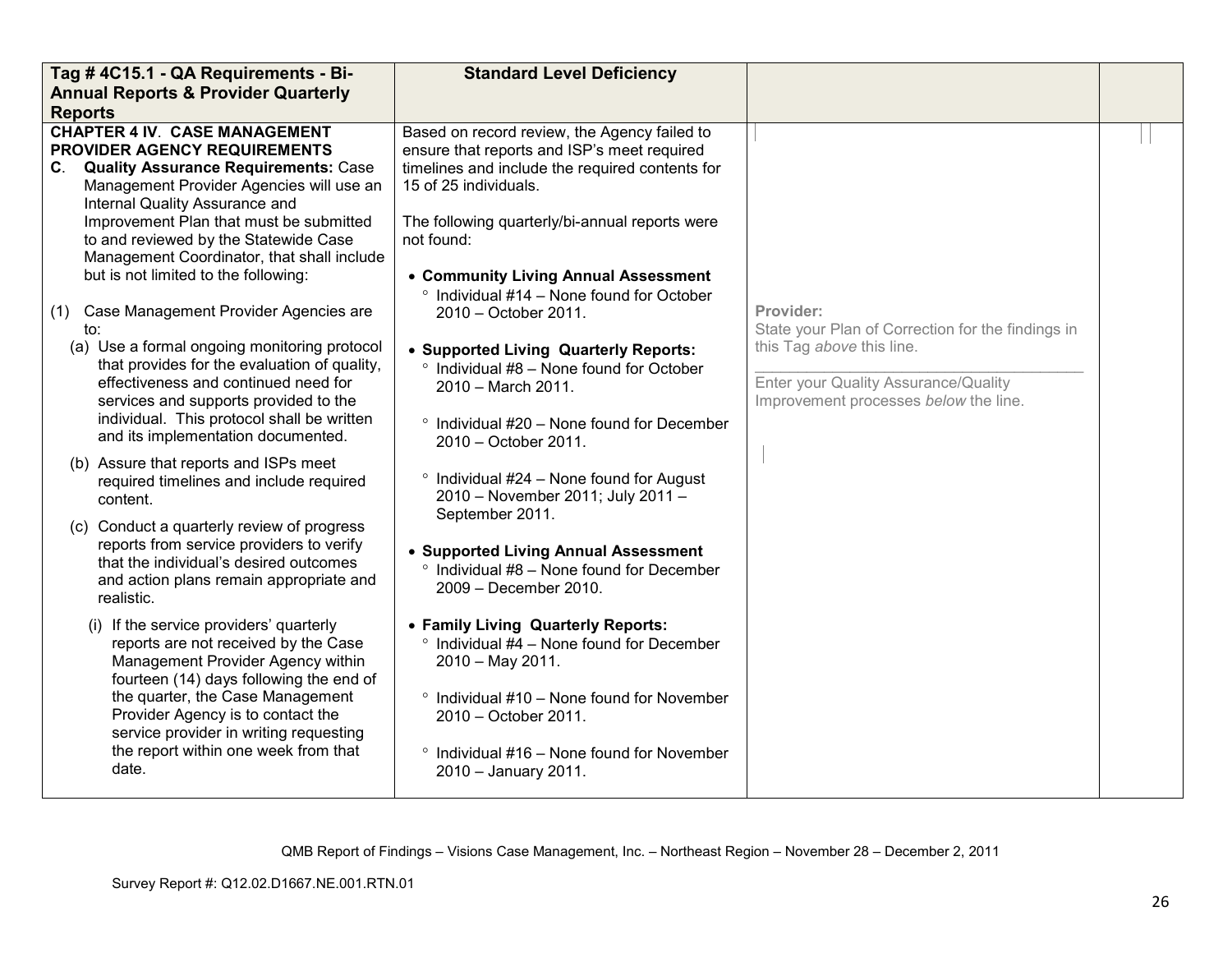| Tag # 4C15.1 - QA Requirements - Bi-Annual Reports & Provider Quarterly Reports | Standard Level Deficiency | | |
|---|---|---|---|
| **CHAPTER 4 IV. CASE MANAGEMENT PROVIDER AGENCY REQUIREMENTS**<br>**C. Quality Assurance Requirements:** Case Management Provider Agencies will use an Internal Quality Assurance and Improvement Plan that must be submitted to and reviewed by the Statewide Case Management Coordinator, that shall include but is not limited to the following:<br><br>(1) Case Management Provider Agencies are to:<br>(a) Use a formal ongoing monitoring protocol that provides for the evaluation of quality, effectiveness and continued need for services and supports provided to the individual. This protocol shall be written and its implementation documented.<br>(b) Assure that reports and ISPs meet required timelines and include required content.<br>(c) Conduct a quarterly review of progress reports from service providers to verify that the individual's desired outcomes and action plans remain appropriate and realistic.<br>(i) If the service providers' quarterly reports are not received by the Case Management Provider Agency within fourteen (14) days following the end of the quarter, the Case Management Provider Agency is to contact the service provider in writing requesting the report within one week from that date. | Based on record review, the Agency failed to ensure that reports and ISP's meet required timelines and include the required contents for 15 of 25 individuals.<br><br>The following quarterly/bi-annual reports were not found:<br><br>• **Community Living Annual Assessment**<br>° Individual #14 – None found for October 2010 – October 2011.<br><br>• **Supported Living Quarterly Reports:**<br>° Individual #8 – None found for October 2010 – March 2011.<br>° Individual #20 – None found for December 2010 – October 2011.<br>° Individual #24 – None found for August 2010 – November 2011; July 2011 – September 2011.<br><br>• **Supported Living Annual Assessment**<br>° Individual #8 – None found for December 2009 – December 2010.<br><br>• **Family Living Quarterly Reports:**<br>° Individual #4 – None found for December 2010 – May 2011.<br>° Individual #10 – None found for November 2010 – October 2011.<br>° Individual #16 – None found for November 2010 – January 2011. | **Provider:**<br>State your Plan of Correction for the findings in this Tag *above* this line.<br>\_\_\_\_\_\_\_\_\_\_\_\_\_\_\_\_\_\_\_\_\_\_\_\_\_\_\_\_\_\_\_\_\_\_<br>Enter your Quality Assurance/Quality Improvement processes *below* the line. | |

QMB Report of Findings – Visions Case Management, Inc. – Northeast Region – November 28 – December 2, 2011

Survey Report #: Q12.02.D1667.NE.001.RTN.01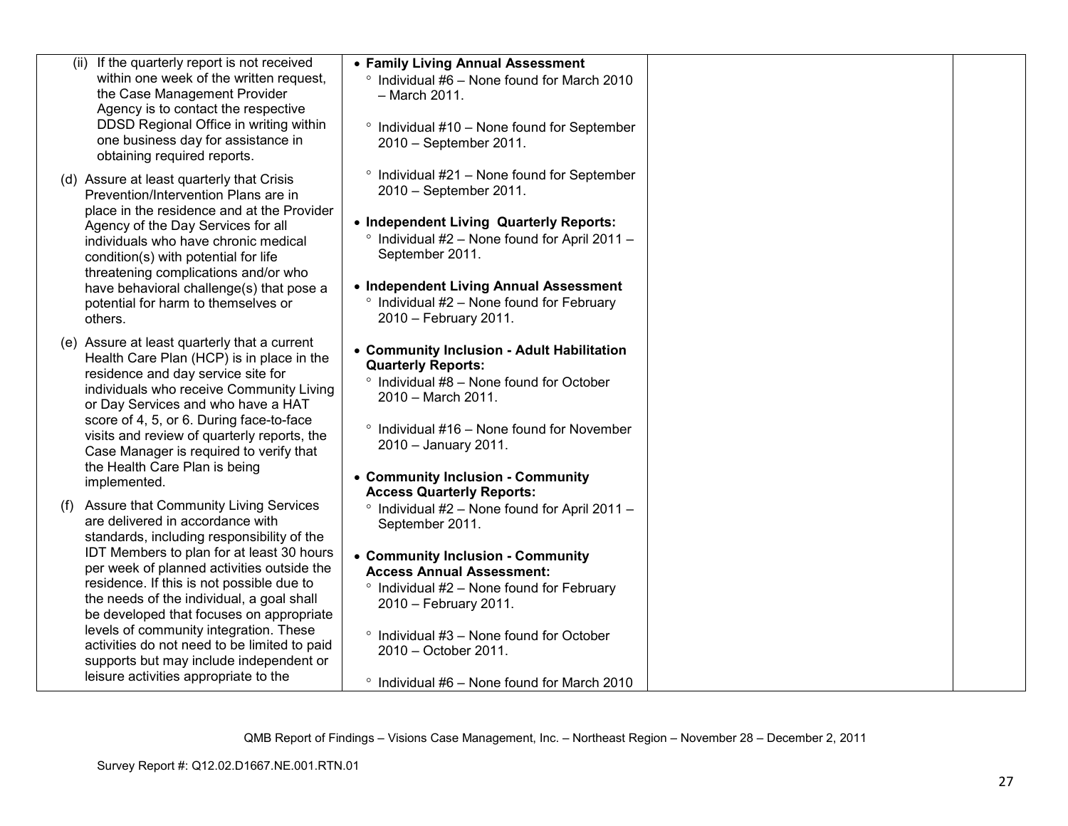| | | | |
|---|---|---|---|
| (ii) If the quarterly report is not received within one week of the written request, the Case Management Provider Agency is to contact the respective DDSD Regional Office in writing within one business day for assistance in obtaining required reports.<br><br>(d) Assure at least quarterly that Crisis Prevention/Intervention Plans are in place in the residence and at the Provider Agency of the Day Services for all individuals who have chronic medical condition(s) with potential for life threatening complications and/or who have behavioral challenge(s) that pose a potential for harm to themselves or others.<br><br>(e) Assure at least quarterly that a current Health Care Plan (HCP) is in place in the residence and day service site for individuals who receive Community Living or Day Services and who have a HAT score of 4, 5, or 6. During face-to-face visits and review of quarterly reports, the Case Manager is required to verify that the Health Care Plan is being implemented.<br><br>(f) Assure that Community Living Services are delivered in accordance with standards, including responsibility of the IDT Members to plan for at least 30 hours per week of planned activities outside the residence. If this is not possible due to the needs of the individual, a goal shall be developed that focuses on appropriate levels of community integration. These activities do not need to be limited to paid supports but may include independent or leisure activities appropriate to the | • **Family Living Annual Assessment**<br>° Individual #6 – None found for March 2010 – March 2011.<br><br>° Individual #10 – None found for September 2010 – September 2011.<br><br>° Individual #21 – None found for September 2010 – September 2011.<br><br>• **Independent Living Quarterly Reports:**<br>° Individual #2 – None found for April 2011 – September 2011.<br><br>• **Independent Living Annual Assessment**<br>° Individual #2 – None found for February 2010 – February 2011.<br><br>• **Community Inclusion - Adult Habilitation Quarterly Reports:**<br>° Individual #8 – None found for October 2010 – March 2011.<br><br>° Individual #16 – None found for November 2010 – January 2011.<br><br>• **Community Inclusion - Community Access Quarterly Reports:**<br>° Individual #2 – None found for April 2011 – September 2011.<br><br>• **Community Inclusion - Community Access Annual Assessment:**<br>° Individual #2 – None found for February 2010 – February 2011.<br><br>° Individual #3 – None found for October 2010 – October 2011.<br><br>° Individual #6 – None found for March 2010 | | |

QMB Report of Findings – Visions Case Management, Inc. – Northeast Region – November 28 – December 2, 2011

Survey Report #: Q12.02.D1667.NE.001.RTN.01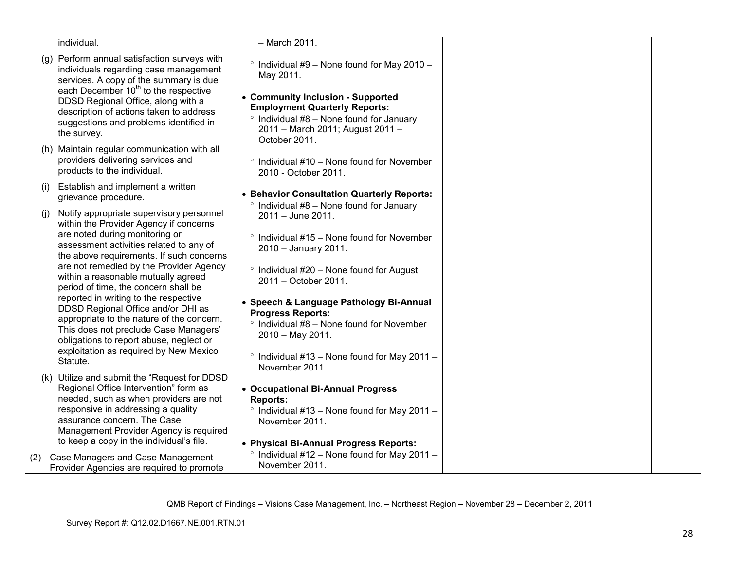| | | | |
|---|---|---|---|
| individual.<br><br>(g) Perform annual satisfaction surveys with individuals regarding case management services. A copy of the summary is due each December 10th to the respective DDSD Regional Office, along with a description of actions taken to address suggestions and problems identified in the survey.<br><br>(h) Maintain regular communication with all providers delivering services and products to the individual.<br><br>(i) Establish and implement a written grievance procedure.<br><br>(j) Notify appropriate supervisory personnel within the Provider Agency if concerns are noted during monitoring or assessment activities related to any of the above requirements. If such concerns are not remedied by the Provider Agency within a reasonable mutually agreed period of time, the concern shall be reported in writing to the respective DDSD Regional Office and/or DHI as appropriate to the nature of the concern. This does not preclude Case Managers' obligations to report abuse, neglect or exploitation as required by New Mexico Statute.<br><br>(k) Utilize and submit the "Request for DDSD Regional Office Intervention" form as needed, such as when providers are not responsive in addressing a quality assurance concern. The Case Management Provider Agency is required to keep a copy in the individual's file.<br><br>(2) Case Managers and Case Management Provider Agencies are required to promote | – March 2011.<br><br>° Individual #9 – None found for May 2010 – May 2011.<br><br>• **Community Inclusion - Supported Employment Quarterly Reports:**<br>° Individual #8 – None found for January 2011 – March 2011; August 2011 – October 2011.<br><br>° Individual #10 – None found for November 2010 - October 2011.<br><br>• **Behavior Consultation Quarterly Reports:**<br>° Individual #8 – None found for January 2011 – June 2011.<br><br>° Individual #15 – None found for November 2010 – January 2011.<br><br>° Individual #20 – None found for August 2011 – October 2011.<br><br>• **Speech & Language Pathology Bi-Annual Progress Reports:**<br>° Individual #8 – None found for November 2010 – May 2011.<br><br>° Individual #13 – None found for May 2011 – November 2011.<br><br>• **Occupational Bi-Annual Progress Reports:**<br>° Individual #13 – None found for May 2011 – November 2011.<br><br>• **Physical Bi-Annual Progress Reports:**<br>° Individual #12 – None found for May 2011 – November 2011. | | |

QMB Report of Findings – Visions Case Management, Inc. – Northeast Region – November 28 – December 2, 2011

Survey Report #: Q12.02.D1667.NE.001.RTN.01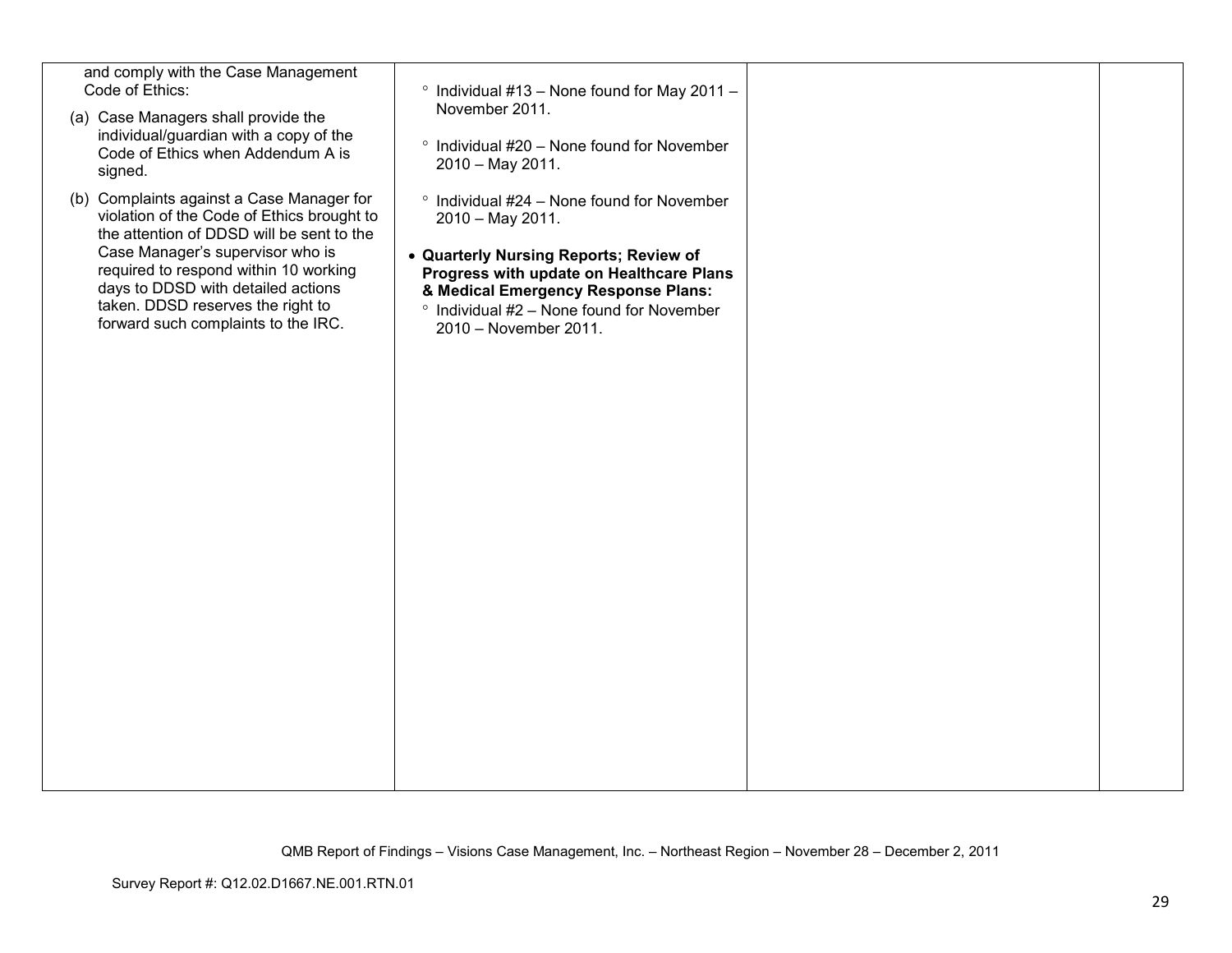| | | | |
|---|---|---|---|
| and comply with the Case Management Code of Ethics:<br><br>(a) Case Managers shall provide the individual/guardian with a copy of the Code of Ethics when Addendum A is signed.<br><br>(b) Complaints against a Case Manager for violation of the Code of Ethics brought to the attention of DDSD will be sent to the Case Manager's supervisor who is required to respond within 10 working days to DDSD with detailed actions taken. DDSD reserves the right to forward such complaints to the IRC. | ° Individual #13 – None found for May 2011 – November 2011.<br><br>° Individual #20 – None found for November 2010 – May 2011.<br><br>° Individual #24 – None found for November 2010 – May 2011.<br><br>• **Quarterly Nursing Reports; Review of Progress with update on Healthcare Plans & Medical Emergency Response Plans:**<br>° Individual #2 – None found for November 2010 – November 2011. | | |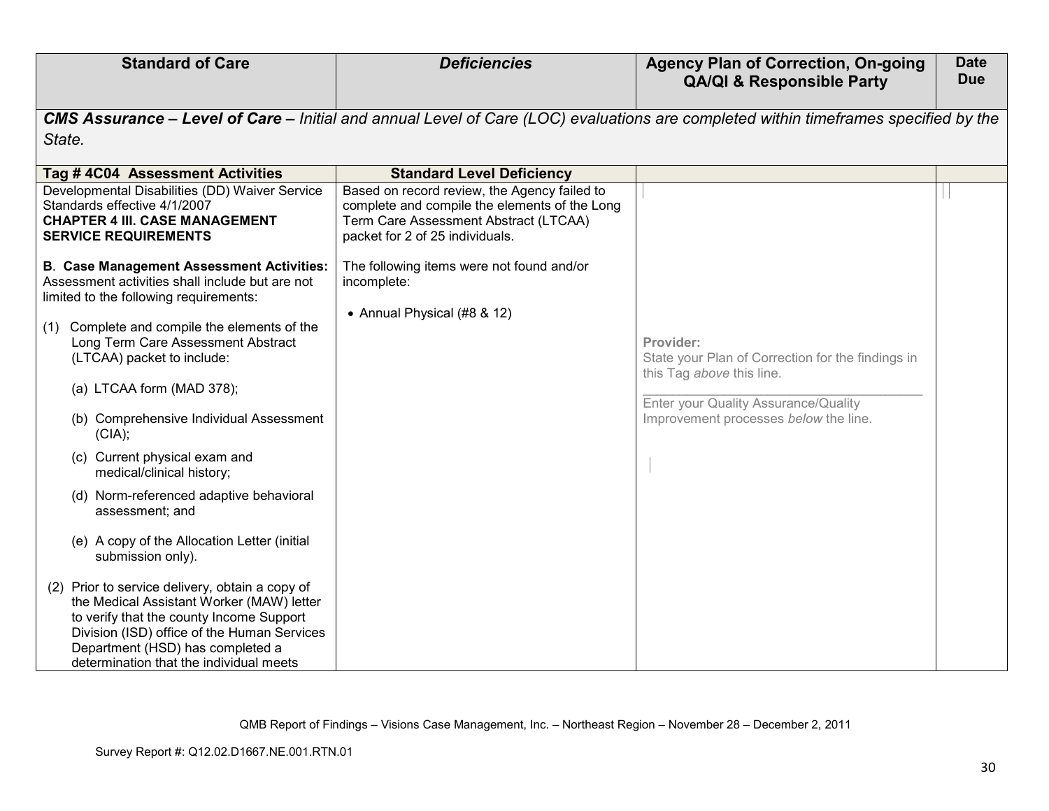| Standard of Care | *Deficiencies* | Agency Plan of Correction, On-going QA/QI & Responsible Party | Date Due |
|---|---|---|---|
| ***CMS Assurance – Level of Care –** Initial and annual Level of Care (LOC) evaluations are completed within timeframes specified by the State.* | | | |
| **Tag # 4C04 Assessment Activities** | **Standard Level Deficiency** | | |
| Developmental Disabilities (DD) Waiver Service Standards effective 4/1/2007<br>**CHAPTER 4 III. CASE MANAGEMENT SERVICE REQUIREMENTS**<br><br>**B. Case Management Assessment Activities:** Assessment activities shall include but are not limited to the following requirements:<br><br>(1) Complete and compile the elements of the Long Term Care Assessment Abstract (LTCAA) packet to include:<br><br>(a) LTCAA form (MAD 378);<br><br>(b) Comprehensive Individual Assessment (CIA);<br><br>(c) Current physical exam and medical/clinical history;<br><br>(d) Norm-referenced adaptive behavioral assessment; and<br><br>(e) A copy of the Allocation Letter (initial submission only).<br><br>(2) Prior to service delivery, obtain a copy of the Medical Assistant Worker (MAW) letter to verify that the county Income Support Division (ISD) office of the Human Services Department (HSD) has completed a determination that the individual meets | Based on record review, the Agency failed to complete and compile the elements of the Long Term Care Assessment Abstract (LTCAA) packet for 2 of 25 individuals.<br><br>The following items were not found and/or incomplete:<br><br>• Annual Physical (#8 & 12) | Provider:<br>State your Plan of Correction for the findings in this Tag *above* this line.<br>\_\_\_\_\_\_\_\_\_\_\_\_\_\_\_\_\_\_\_\_\_\_\_\_\_\_\_\_\_\_\_\_\_\_\_\_<br>Enter your Quality Assurance/Quality Improvement processes *below* the line. | |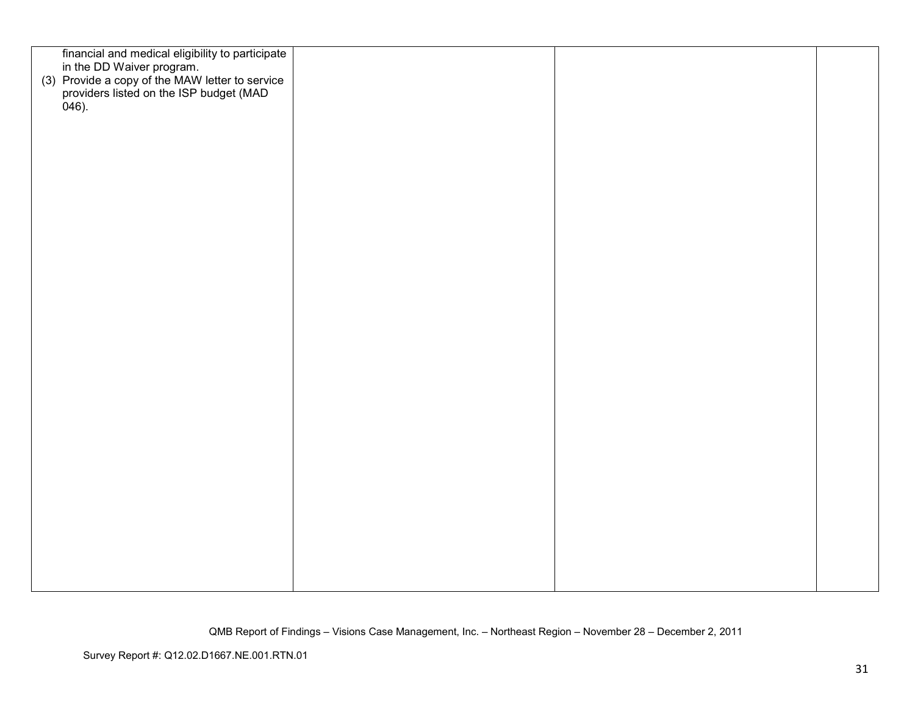| | | | |
|---|---|---|---|
| financial and medical eligibility to participate in the DD Waiver program.<br>(3) Provide a copy of the MAW letter to service providers listed on the ISP budget (MAD 046). | | | |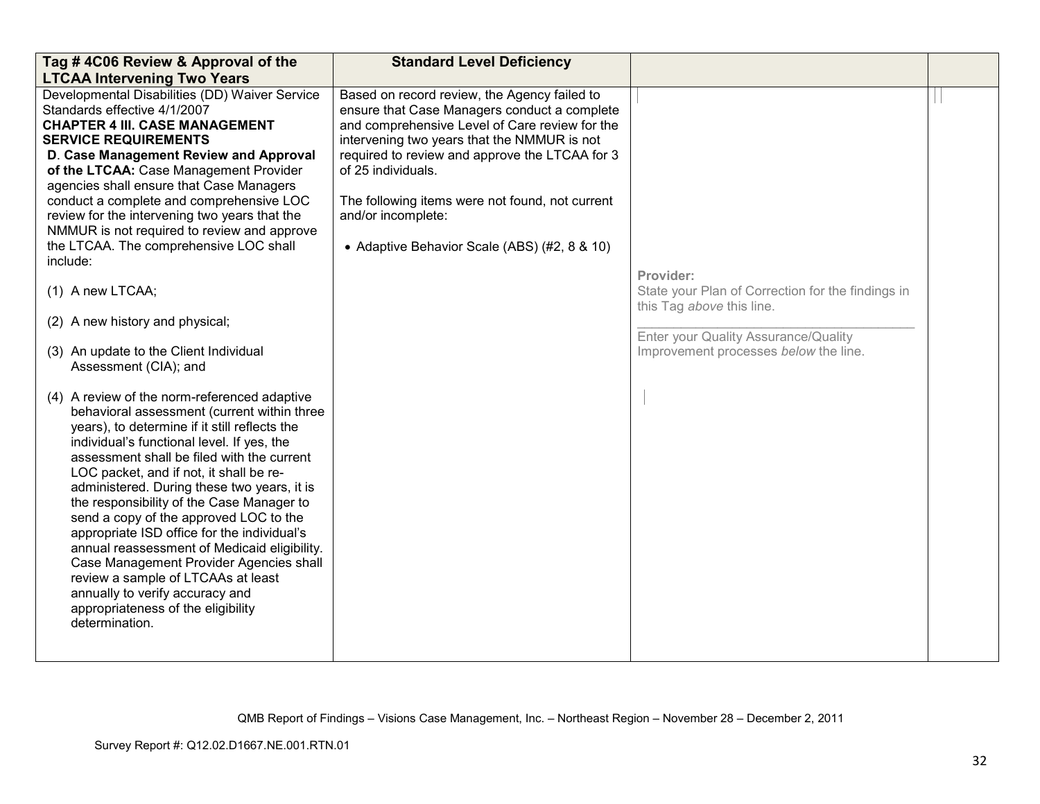| Tag # 4C06 Review & Approval of the LTCAA Intervening Two Years | Standard Level Deficiency | | |
|---|---|---|---|
| Developmental Disabilities (DD) Waiver Service Standards effective 4/1/2007<br>**CHAPTER 4 III. CASE MANAGEMENT SERVICE REQUIREMENTS**<br>**D. Case Management Review and Approval of the LTCAA:** Case Management Provider agencies shall ensure that Case Managers conduct a complete and comprehensive LOC review for the intervening two years that the NMMUR is not required to review and approve the LTCAA. The comprehensive LOC shall include:<br><br>(1) A new LTCAA;<br><br>(2) A new history and physical;<br><br>(3) An update to the Client Individual Assessment (CIA); and<br><br>(4) A review of the norm-referenced adaptive behavioral assessment (current within three years), to determine if it still reflects the individual's functional level. If yes, the assessment shall be filed with the current LOC packet, and if not, it shall be re-administered. During these two years, it is the responsibility of the Case Manager to send a copy of the approved LOC to the appropriate ISD office for the individual's annual reassessment of Medicaid eligibility. Case Management Provider Agencies shall review a sample of LTCAAs at least annually to verify accuracy and appropriateness of the eligibility determination. | Based on record review, the Agency failed to ensure that Case Managers conduct a complete and comprehensive Level of Care review for the intervening two years that the NMMUR is not required to review and approve the LTCAA for 3 of 25 individuals.<br><br>The following items were not found, not current and/or incomplete:<br><br>• Adaptive Behavior Scale (ABS) (#2, 8 & 10) | **Provider:**<br>State your Plan of Correction for the findings in this Tag *above* this line.<br>\_\_\_\_\_\_\_\_\_\_\_\_\_\_\_\_\_\_\_\_\_\_\_\_\_\_\_\_\_\_\_\_<br>Enter your Quality Assurance/Quality Improvement processes *below* the line. | |

QMB Report of Findings – Visions Case Management, Inc. – Northeast Region – November 28 – December 2, 2011

Survey Report #: Q12.02.D1667.NE.001.RTN.01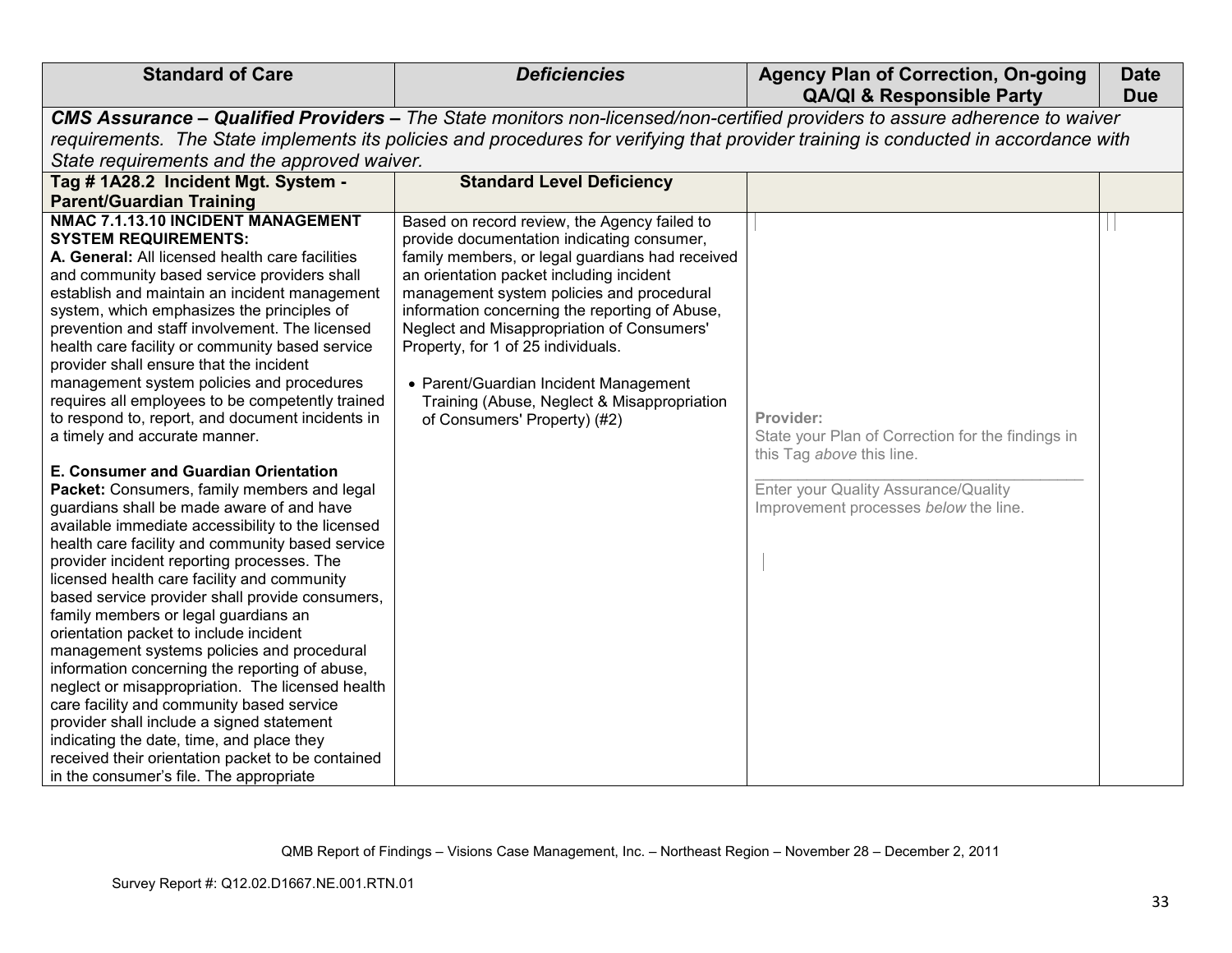| Standard of Care | *Deficiencies* | Agency Plan of Correction, On-going QA/QI & Responsible Party | Date Due |
|---|---|---|---|
| ***CMS Assurance – Qualified Providers –*** *The State monitors non-licensed/non-certified providers to assure adherence to waiver requirements. The State implements its policies and procedures for verifying that provider training is conducted in accordance with State requirements and the approved waiver.* | | | |
| **Tag # 1A28.2 Incident Mgt. System - Parent/Guardian Training** | **Standard Level Deficiency** | | |
| **NMAC 7.1.13.10 INCIDENT MANAGEMENT SYSTEM REQUIREMENTS:**<br>**A. General:** All licensed health care facilities and community based service providers shall establish and maintain an incident management system, which emphasizes the principles of prevention and staff involvement. The licensed health care facility or community based service provider shall ensure that the incident management system policies and procedures requires all employees to be competently trained to respond to, report, and document incidents in a timely and accurate manner.<br><br>**E. Consumer and Guardian Orientation Packet:** Consumers, family members and legal guardians shall be made aware of and have available immediate accessibility to the licensed health care facility and community based service provider incident reporting processes. The licensed health care facility and community based service provider shall provide consumers, family members or legal guardians an orientation packet to include incident management systems policies and procedural information concerning the reporting of abuse, neglect or misappropriation. The licensed health care facility and community based service provider shall include a signed statement indicating the date, time, and place they received their orientation packet to be contained in the consumer's file. The appropriate | Based on record review, the Agency failed to provide documentation indicating consumer, family members, or legal guardians had received an orientation packet including incident management system policies and procedural information concerning the reporting of Abuse, Neglect and Misappropriation of Consumers' Property, for 1 of 25 individuals.<br><br>• Parent/Guardian Incident Management Training (Abuse, Neglect & Misappropriation of Consumers' Property) (#2) | **Provider:**<br>State your Plan of Correction for the findings in this Tag *above* this line.<br>\_\_\_\_\_\_\_\_\_\_\_\_\_\_\_\_\_\_\_\_\_\_\_\_\_\_\_\_\_\_\_\_\_\_\_\_<br>Enter your Quality Assurance/Quality Improvement processes *below* the line. | |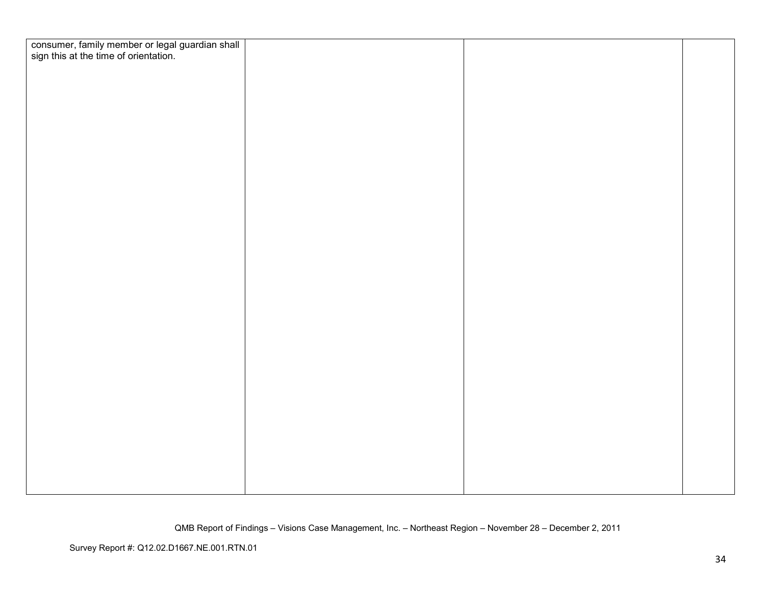| | | | |
|---|---|---|---|
| consumer, family member or legal guardian shall sign this at the time of orientation. | | | |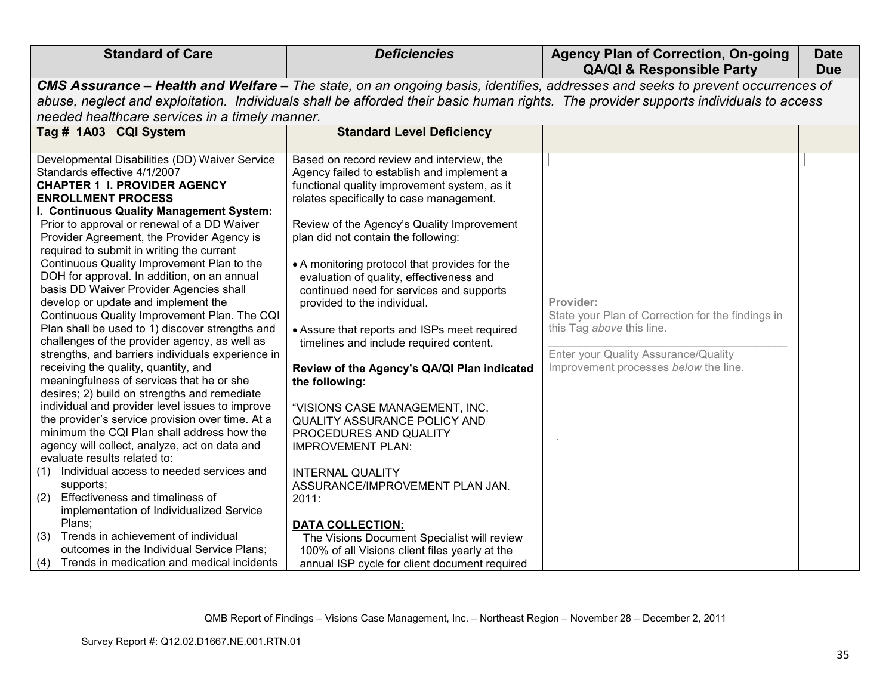| Standard of Care | *Deficiencies* | Agency Plan of Correction, On-going QA/QI & Responsible Party | Date Due |
|---|---|---|---|
| ***CMS Assurance – Health and Welfare –*** *The state, on an ongoing basis, identifies, addresses and seeks to prevent occurrences of abuse, neglect and exploitation. Individuals shall be afforded their basic human rights. The provider supports individuals to access needed healthcare services in a timely manner.* | | | |
| **Tag # 1A03 CQI System** | **Standard Level Deficiency** | | |
| Developmental Disabilities (DD) Waiver Service Standards effective 4/1/2007<br>**CHAPTER 1 I. PROVIDER AGENCY ENROLLMENT PROCESS**<br>**I. Continuous Quality Management System:** Prior to approval or renewal of a DD Waiver Provider Agreement, the Provider Agency is required to submit in writing the current Continuous Quality Improvement Plan to the DOH for approval. In addition, on an annual basis DD Waiver Provider Agencies shall develop or update and implement the Continuous Quality Improvement Plan. The CQI Plan shall be used to 1) discover strengths and challenges of the provider agency, as well as strengths, and barriers individuals experience in receiving the quality, quantity, and meaningfulness of services that he or she desires; 2) build on strengths and remediate individual and provider level issues to improve the provider's service provision over time. At a minimum the CQI Plan shall address how the agency will collect, analyze, act on data and evaluate results related to:<br>(1) Individual access to needed services and supports;<br>(2) Effectiveness and timeliness of implementation of Individualized Service Plans;<br>(3) Trends in achievement of individual outcomes in the Individual Service Plans;<br>(4) Trends in medication and medical incidents | Based on record review and interview, the Agency failed to establish and implement a functional quality improvement system, as it relates specifically to case management.<br><br>Review of the Agency's Quality Improvement plan did not contain the following:<br><br>• A monitoring protocol that provides for the evaluation of quality, effectiveness and continued need for services and supports provided to the individual.<br><br>• Assure that reports and ISPs meet required timelines and include required content.<br><br>**Review of the Agency's QA/QI Plan indicated the following:**<br><br>"VISIONS CASE MANAGEMENT, INC. QUALITY ASSURANCE POLICY AND PROCEDURES AND QUALITY IMPROVEMENT PLAN:<br><br>INTERNAL QUALITY ASSURANCE/IMPROVEMENT PLAN JAN. 2011:<br><br>**DATA COLLECTION:**<br>The Visions Document Specialist will review 100% of all Visions client files yearly at the annual ISP cycle for client document required | Provider:<br>State your Plan of Correction for the findings in this Tag *above* this line.<br>\_\_\_\_\_\_\_\_\_\_\_\_\_\_\_\_\_\_\_\_\_\_\_\_\_\_\_\_\_\_\_\_\_\_\_\_<br>Enter your Quality Assurance/Quality Improvement processes *below* the line. | |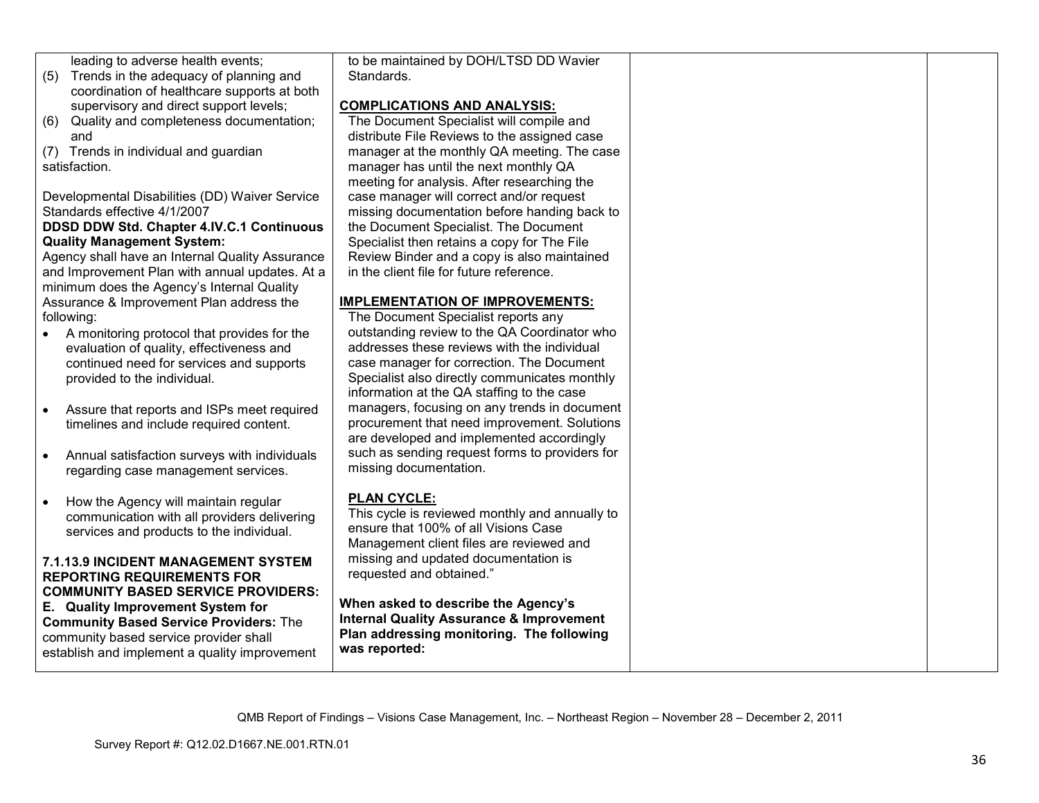| | | | |
|---|---|---|---|
| leading to adverse health events;<br>(5) Trends in the adequacy of planning and coordination of healthcare supports at both supervisory and direct support levels;<br>(6) Quality and completeness documentation; and<br>(7) Trends in individual and guardian satisfaction.<br><br>Developmental Disabilities (DD) Waiver Service Standards effective 4/1/2007<br>**DDSD DDW Std. Chapter 4.IV.C.1 Continuous Quality Management System:**<br>Agency shall have an Internal Quality Assurance and Improvement Plan with annual updates. At a minimum does the Agency's Internal Quality Assurance & Improvement Plan address the following:<br>• A monitoring protocol that provides for the evaluation of quality, effectiveness and continued need for services and supports provided to the individual.<br>• Assure that reports and ISPs meet required timelines and include required content.<br>• Annual satisfaction surveys with individuals regarding case management services.<br>• How the Agency will maintain regular communication with all providers delivering services and products to the individual.<br><br>**7.1.13.9 INCIDENT MANAGEMENT SYSTEM REPORTING REQUIREMENTS FOR COMMUNITY BASED SERVICE PROVIDERS:**<br>**E. Quality Improvement System for Community Based Service Providers:** The community based service provider shall establish and implement a quality improvement | to be maintained by DOH/LTSD DD Wavier Standards.<br><br>**COMPLICATIONS AND ANALYSIS:**<br>The Document Specialist will compile and distribute File Reviews to the assigned case manager at the monthly QA meeting. The case manager has until the next monthly QA meeting for analysis. After researching the case manager will correct and/or request missing documentation before handing back to the Document Specialist. The Document Specialist then retains a copy for The File Review Binder and a copy is also maintained in the client file for future reference.<br><br>**IMPLEMENTATION OF IMPROVEMENTS:**<br>The Document Specialist reports any outstanding review to the QA Coordinator who addresses these reviews with the individual case manager for correction. The Document Specialist also directly communicates monthly information at the QA staffing to the case managers, focusing on any trends in document procurement that need improvement. Solutions are developed and implemented accordingly such as sending request forms to providers for missing documentation.<br><br>**PLAN CYCLE:**<br>This cycle is reviewed monthly and annually to ensure that 100% of all Visions Case Management client files are reviewed and missing and updated documentation is requested and obtained."<br><br>**When asked to describe the Agency's Internal Quality Assurance & Improvement Plan addressing monitoring. The following was reported:** | | |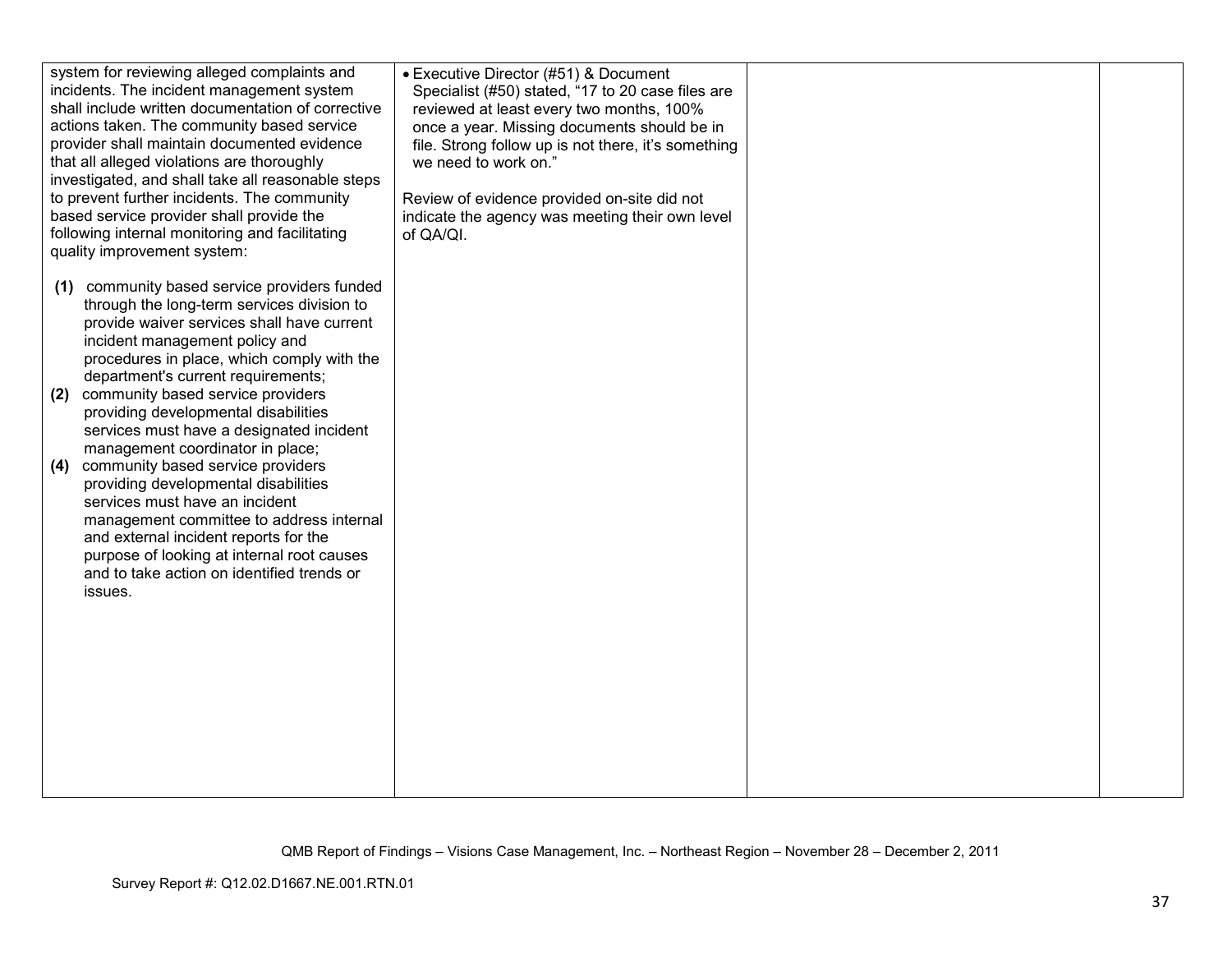| | | | |
|---|---|---|---|
| system for reviewing alleged complaints and incidents. The incident management system shall include written documentation of corrective actions taken. The community based service provider shall maintain documented evidence that all alleged violations are thoroughly investigated, and shall take all reasonable steps to prevent further incidents. The community based service provider shall provide the following internal monitoring and facilitating quality improvement system:<br><br>**(1)** community based service providers funded through the long-term services division to provide waiver services shall have current incident management policy and procedures in place, which comply with the department's current requirements;<br>**(2)** community based service providers providing developmental disabilities services must have a designated incident management coordinator in place;<br>**(4)** community based service providers providing developmental disabilities services must have an incident management committee to address internal and external incident reports for the purpose of looking at internal root causes and to take action on identified trends or issues. | • Executive Director (#51) & Document Specialist (#50) stated, "17 to 20 case files are reviewed at least every two months, 100% once a year. Missing documents should be in file. Strong follow up is not there, it's something we need to work on."<br><br>Review of evidence provided on-site did not indicate the agency was meeting their own level of QA/QI. | | |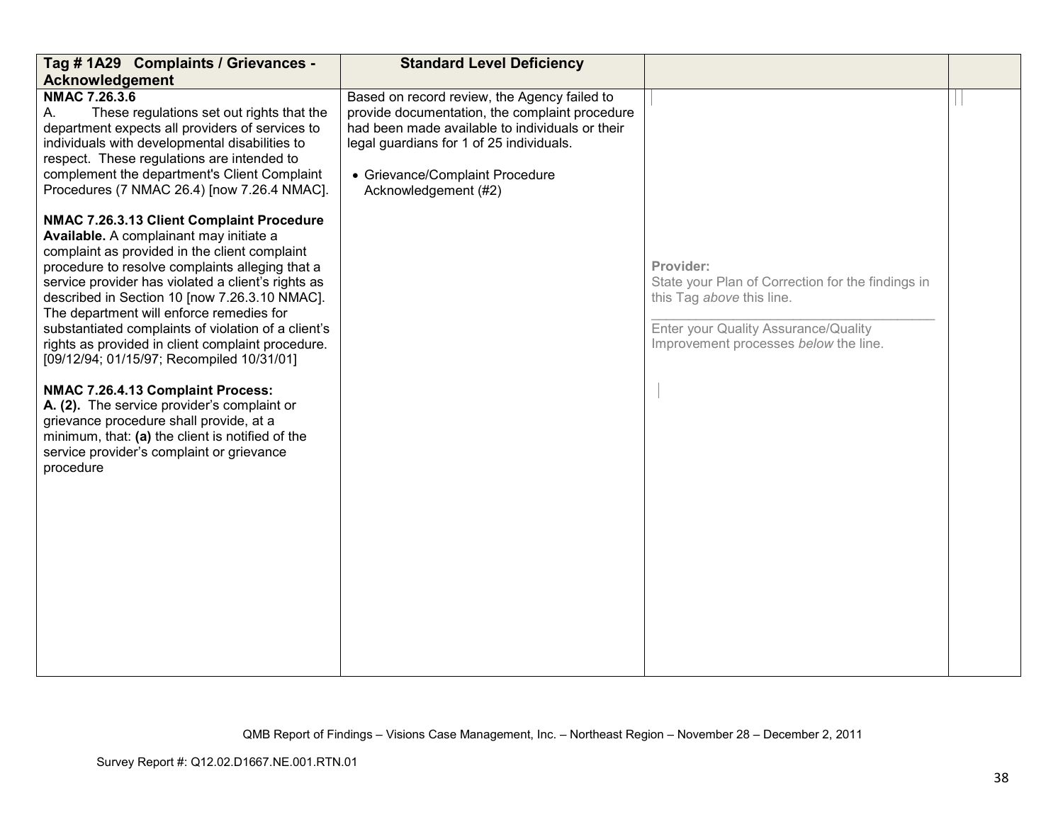| Tag # 1A29 Complaints / Grievances - Acknowledgement | Standard Level Deficiency | | |
|---|---|---|---|
| **NMAC 7.26.3.6**<br>A. These regulations set out rights that the department expects all providers of services to individuals with developmental disabilities to respect. These regulations are intended to complement the department's Client Complaint Procedures (7 NMAC 26.4) [now 7.26.4 NMAC].<br><br>**NMAC 7.26.3.13 Client Complaint Procedure Available.** A complainant may initiate a complaint as provided in the client complaint procedure to resolve complaints alleging that a service provider has violated a client's rights as described in Section 10 [now 7.26.3.10 NMAC]. The department will enforce remedies for substantiated complaints of violation of a client's rights as provided in client complaint procedure. [09/12/94; 01/15/97; Recompiled 10/31/01]<br><br>**NMAC 7.26.4.13 Complaint Process:**<br>**A. (2).** The service provider's complaint or grievance procedure shall provide, at a minimum, that: **(a)** the client is notified of the service provider's complaint or grievance procedure | Based on record review, the Agency failed to provide documentation, the complaint procedure had been made available to individuals or their legal guardians for 1 of 25 individuals.<br><br>• Grievance/Complaint Procedure Acknowledgement (#2) | **Provider:**<br>State your Plan of Correction for the findings in this Tag *above* this line.<br>\_\_\_\_\_\_\_\_\_\_\_\_\_\_\_\_\_\_\_\_\_\_\_\_\_\_\_\_\_\_\_\_\_\_\_\_\_\_<br>Enter your Quality Assurance/Quality Improvement processes *below* the line. | |

QMB Report of Findings – Visions Case Management, Inc. – Northeast Region – November 28 – December 2, 2011

Survey Report #: Q12.02.D1667.NE.001.RTN.01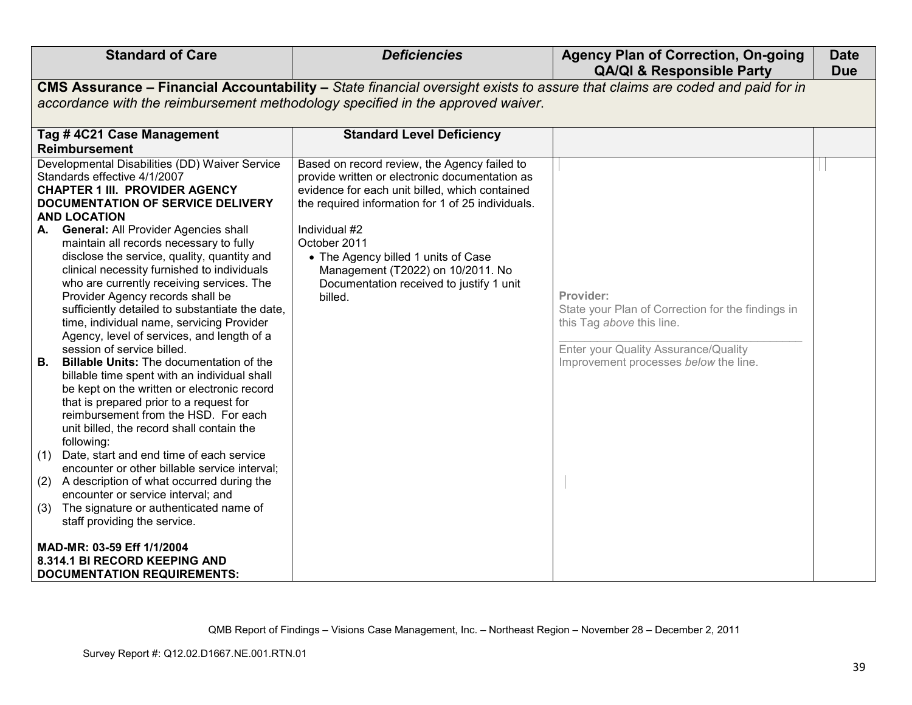| **Standard of Care** | ***Deficiencies*** | **Agency Plan of Correction, On-going QA/QI & Responsible Party** | **Date Due** |
|---|---|---|---|
| **CMS Assurance – Financial Accountability –** *State financial oversight exists to assure that claims are coded and paid for in accordance with the reimbursement methodology specified in the approved waiver*. | | | |
| **Tag # 4C21 Case Management Reimbursement** | **Standard Level Deficiency** | | |
| Developmental Disabilities (DD) Waiver Service Standards effective 4/1/2007<br>**CHAPTER 1 III. PROVIDER AGENCY DOCUMENTATION OF SERVICE DELIVERY AND LOCATION**<br>**A. General:** All Provider Agencies shall maintain all records necessary to fully disclose the service, quality, quantity and clinical necessity furnished to individuals who are currently receiving services. The Provider Agency records shall be sufficiently detailed to substantiate the date, time, individual name, servicing Provider Agency, level of services, and length of a session of service billed.<br>**B. Billable Units:** The documentation of the billable time spent with an individual shall be kept on the written or electronic record that is prepared prior to a request for reimbursement from the HSD. For each unit billed, the record shall contain the following:<br>(1) Date, start and end time of each service encounter or other billable service interval;<br>(2) A description of what occurred during the encounter or service interval; and<br>(3) The signature or authenticated name of staff providing the service.<br><br>**MAD-MR: 03-59 Eff 1/1/2004**<br>**8.314.1 BI RECORD KEEPING AND DOCUMENTATION REQUIREMENTS:** | Based on record review, the Agency failed to provide written or electronic documentation as evidence for each unit billed, which contained the required information for 1 of 25 individuals.<br><br>Individual #2<br>October 2011<br>• The Agency billed 1 units of Case Management (T2022) on 10/2011. No Documentation received to justify 1 unit billed. | Provider:<br>State your Plan of Correction for the findings in this Tag *above* this line.<br>\_\_\_\_\_\_\_\_\_\_\_\_\_\_\_\_\_\_\_\_\_\_\_\_\_\_\_\_\_\_\_\_\_\_\_\_\_\_<br>Enter your Quality Assurance/Quality Improvement processes *below* the line. | |

QMB Report of Findings – Visions Case Management, Inc. – Northeast Region – November 28 – December 2, 2011

Survey Report #: Q12.02.D1667.NE.001.RTN.01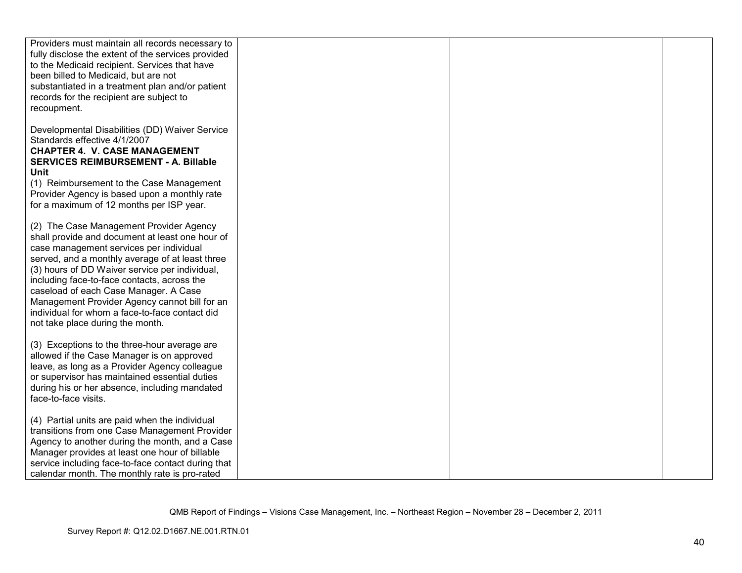| | | | |
|---|---|---|---|
| Providers must maintain all records necessary to fully disclose the extent of the services provided to the Medicaid recipient. Services that have been billed to Medicaid, but are not substantiated in a treatment plan and/or patient records for the recipient are subject to recoupment.<br><br>Developmental Disabilities (DD) Waiver Service Standards effective 4/1/2007<br>**CHAPTER 4. V. CASE MANAGEMENT SERVICES REIMBURSEMENT - A. Billable Unit**<br>(1) Reimbursement to the Case Management Provider Agency is based upon a monthly rate for a maximum of 12 months per ISP year.<br><br>(2) The Case Management Provider Agency shall provide and document at least one hour of case management services per individual served, and a monthly average of at least three (3) hours of DD Waiver service per individual, including face-to-face contacts, across the caseload of each Case Manager. A Case Management Provider Agency cannot bill for an individual for whom a face-to-face contact did not take place during the month.<br><br>(3) Exceptions to the three-hour average are allowed if the Case Manager is on approved leave, as long as a Provider Agency colleague or supervisor has maintained essential duties during his or her absence, including mandated face-to-face visits.<br><br>(4) Partial units are paid when the individual transitions from one Case Management Provider Agency to another during the month, and a Case Manager provides at least one hour of billable service including face-to-face contact during that calendar month. The monthly rate is pro-rated | | | |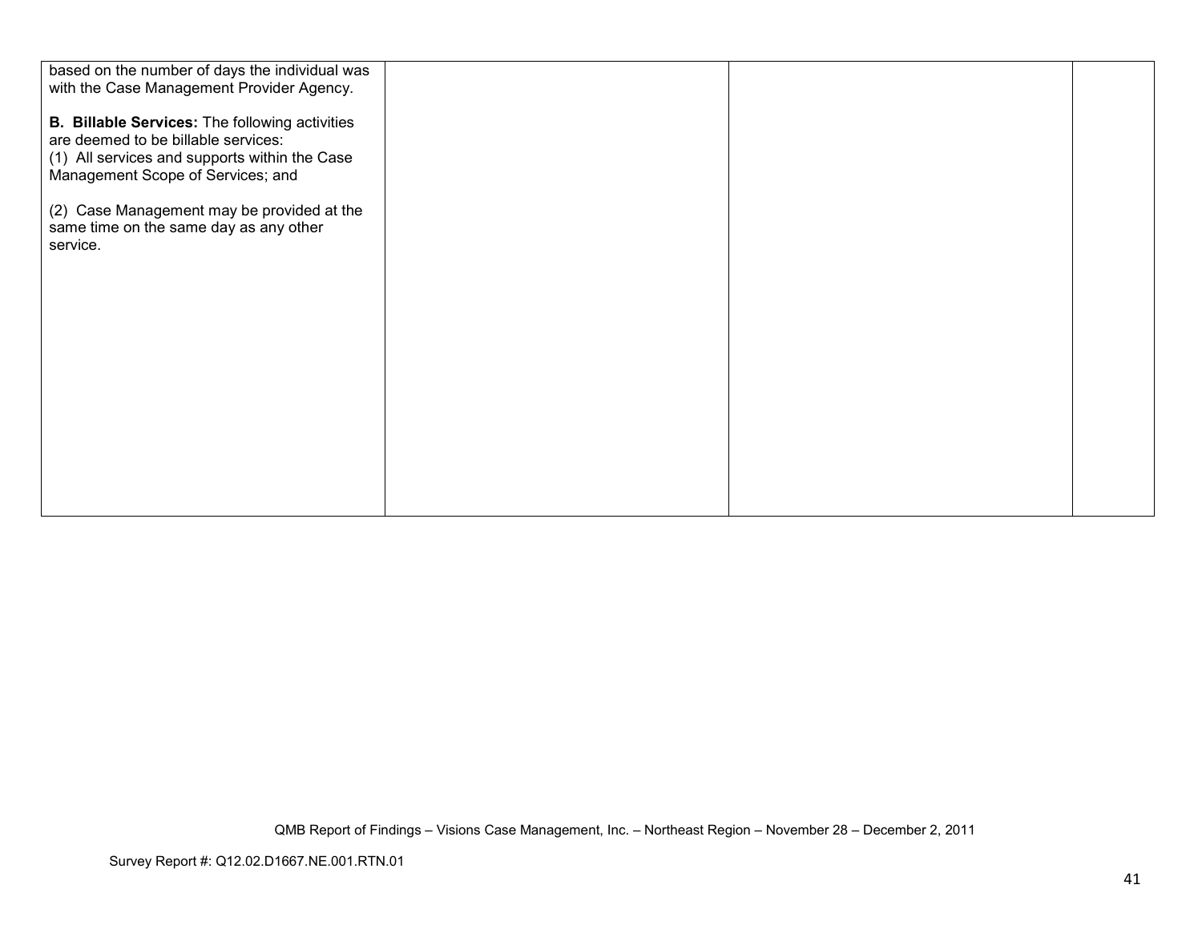| | | | |
|---|---|---|---|
| based on the number of days the individual was with the Case Management Provider Agency.<br><br>**B. Billable Services:** The following activities are deemed to be billable services:<br>(1) All services and supports within the Case Management Scope of Services; and<br><br>(2) Case Management may be provided at the same time on the same day as any other service. | | | |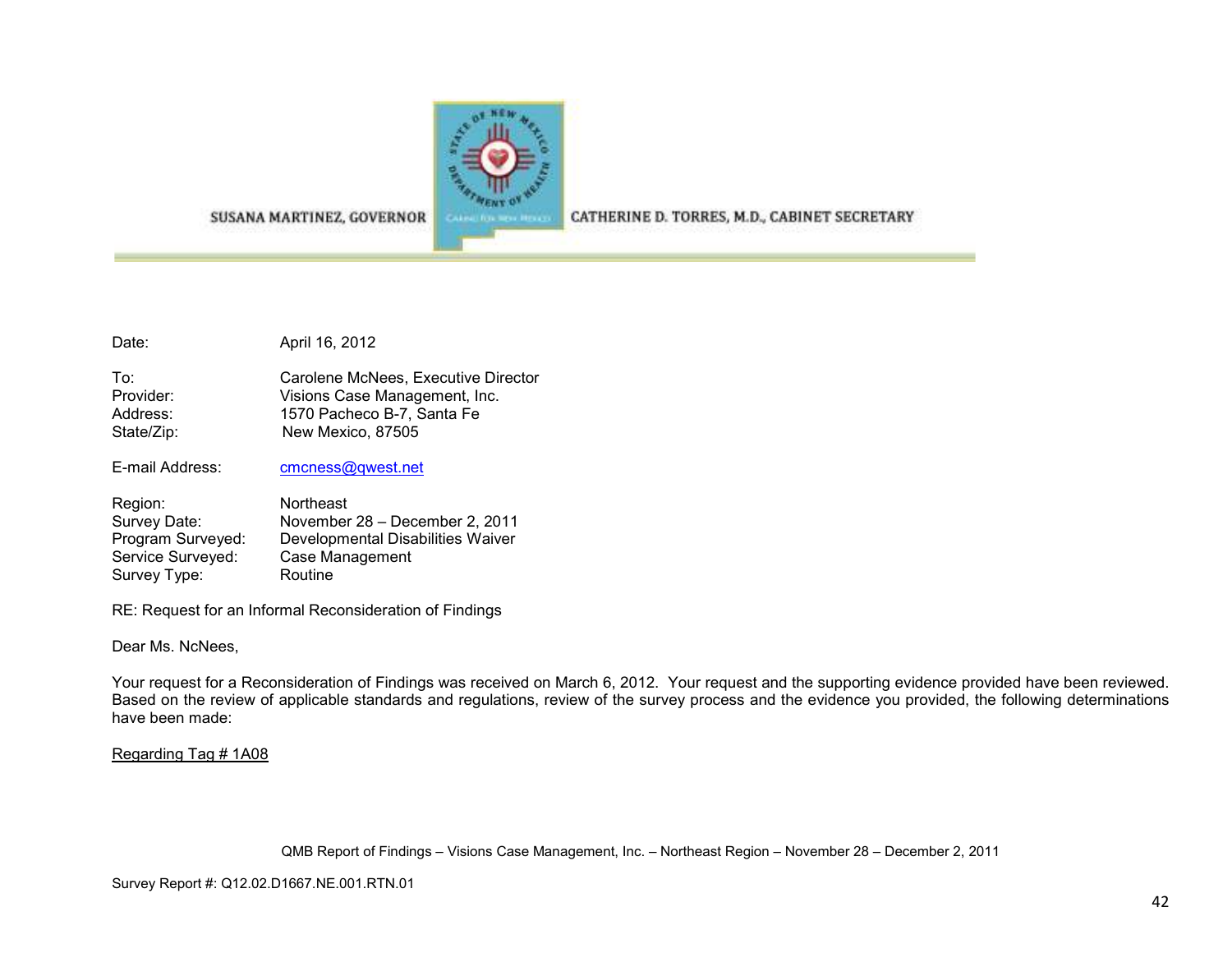SUSANA MARTINEZ, GOVERNOR

CATHERINE D. TORRES, M.D., CABINET SECRETARY

Date: April 16, 2012

To: Carolene McNees, Executive Director
Provider: Visions Case Management, Inc.
Address: 1570 Pacheco B-7, Santa Fe
State/Zip: New Mexico, 87505

E-mail Address: cmcness@qwest.net

Region: Northeast
Survey Date: November 28 – December 2, 2011
Program Surveyed: Developmental Disabilities Waiver
Service Surveyed: Case Management
Survey Type: Routine

RE: Request for an Informal Reconsideration of Findings

Dear Ms. NcNees,

Your request for a Reconsideration of Findings was received on March 6, 2012. Your request and the supporting evidence provided have been reviewed. Based on the review of applicable standards and regulations, review of the survey process and the evidence you provided, the following determinations have been made:

Regarding Tag # 1A08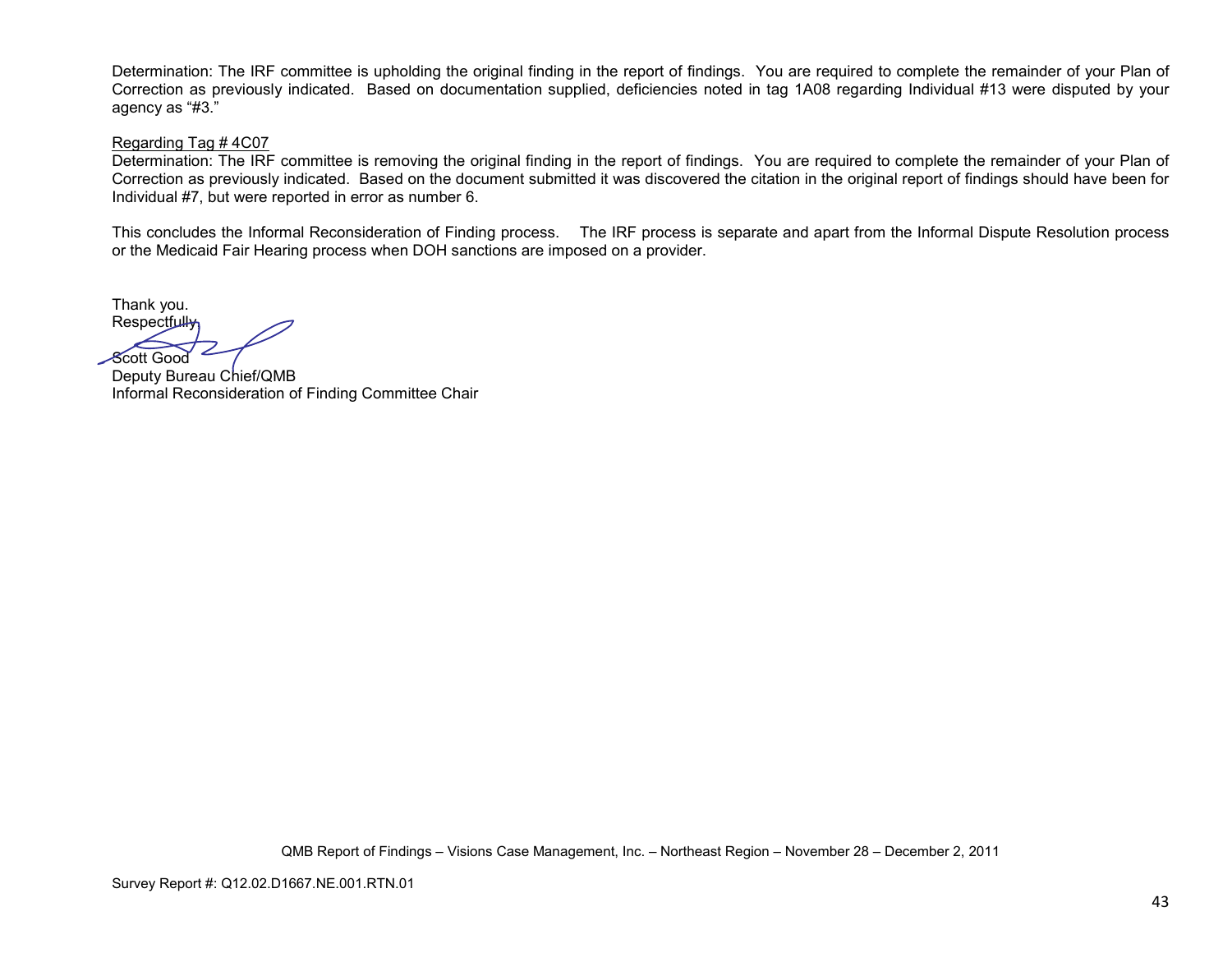Determination: The IRF committee is upholding the original finding in the report of findings. You are required to complete the remainder of your Plan of Correction as previously indicated. Based on documentation supplied, deficiencies noted in tag 1A08 regarding Individual #13 were disputed by your agency as "#3."

Regarding Tag # 4C07

Determination: The IRF committee is removing the original finding in the report of findings. You are required to complete the remainder of your Plan of Correction as previously indicated. Based on the document submitted it was discovered the citation in the original report of findings should have been for Individual #7, but were reported in error as number 6.

This concludes the Informal Reconsideration of Finding process. The IRF process is separate and apart from the Informal Dispute Resolution process or the Medicaid Fair Hearing process when DOH sanctions are imposed on a provider.

Thank you.
Respectfully,

Scott Good
Deputy Bureau Chief/QMB
Informal Reconsideration of Finding Committee Chair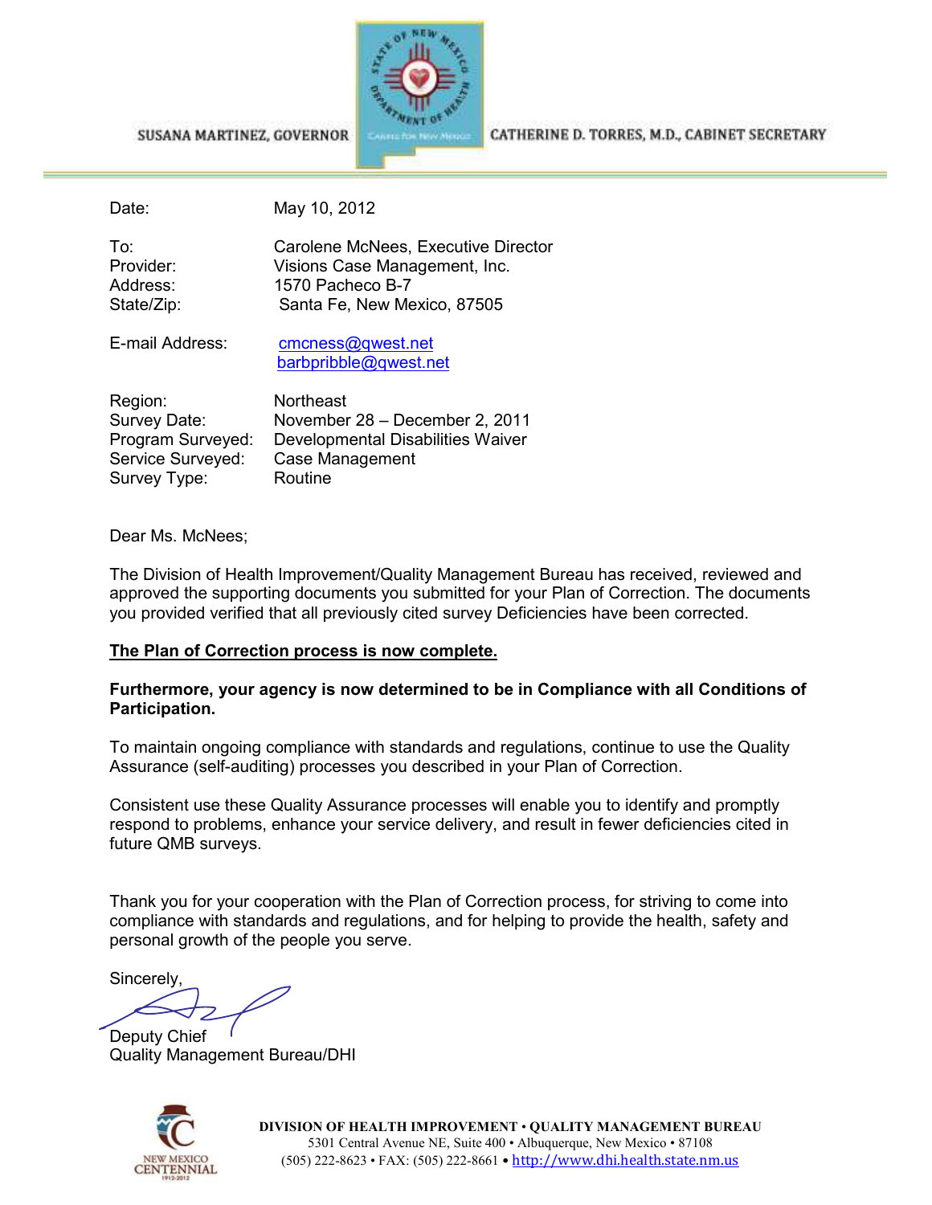SUSANA MARTINEZ, GOVERNOR

CATHERINE D. TORRES, M.D., CABINET SECRETARY

| | |
|---|---|
| Date: | May 10, 2012 |
| To: | Carolene McNees, Executive Director |
| Provider: | Visions Case Management, Inc. |
| Address: | 1570 Pacheco B-7 |
| State/Zip: | Santa Fe, New Mexico, 87505 |
| E-mail Address: | cmcness@qwest.net<br>barbpribble@qwest.net |
| Region: | Northeast |
| Survey Date: | November 28 – December 2, 2011 |
| Program Surveyed: | Developmental Disabilities Waiver |
| Service Surveyed: | Case Management |
| Survey Type: | Routine |

Dear Ms. McNees;

The Division of Health Improvement/Quality Management Bureau has received, reviewed and approved the supporting documents you submitted for your Plan of Correction. The documents you provided verified that all previously cited survey Deficiencies have been corrected.

**The Plan of Correction process is now complete.**

**Furthermore, your agency is now determined to be in Compliance with all Conditions of Participation.**

To maintain ongoing compliance with standards and regulations, continue to use the Quality Assurance (self-auditing) processes you described in your Plan of Correction.

Consistent use these Quality Assurance processes will enable you to identify and promptly respond to problems, enhance your service delivery, and result in fewer deficiencies cited in future QMB surveys.

Thank you for your cooperation with the Plan of Correction process, for striving to come into compliance with standards and regulations, and for helping to provide the health, safety and personal growth of the people you serve.

Sincerely,

Deputy Chief
Quality Management Bureau/DHI

**DIVISION OF HEALTH IMPROVEMENT • QUALITY MANAGEMENT BUREAU**
5301 Central Avenue NE, Suite 400 • Albuquerque, New Mexico • 87108
(505) 222-8623 • FAX: (505) 222-8661 • http://www.dhi.health.state.nm.us